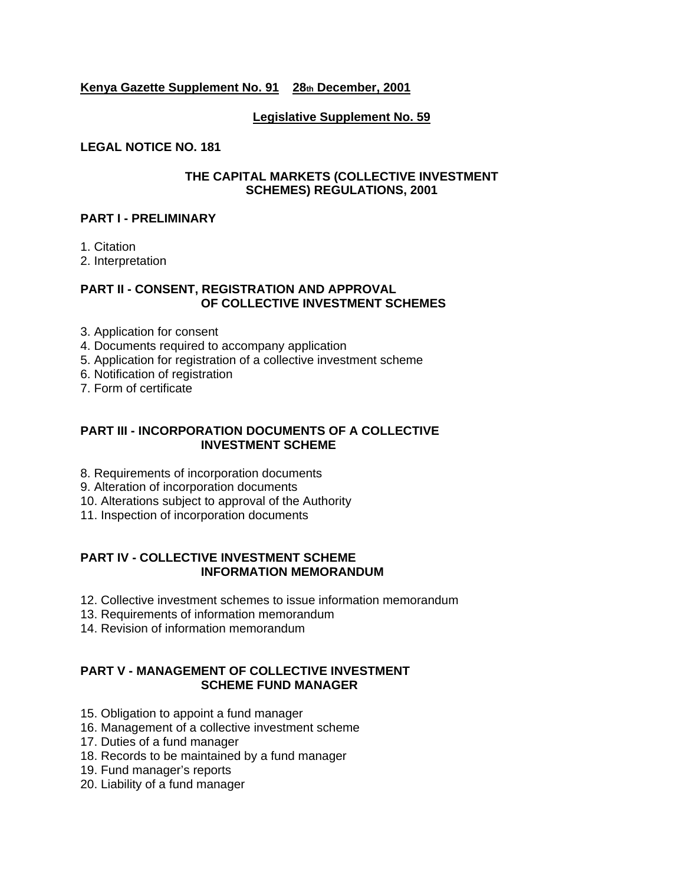**Kenya Gazette Supplement No. 91 28th December, 2001**

**Legislative Supplement No. 59**

**LEGAL NOTICE NO. 181**

# THE CAPITAL MARKETS (COLLECTIVE INVESTMENT SCHEMES) REGULATIONS, 2001

## PART I - PRELIMINARY

1. Citation
2. Interpretation

## PART II - CONSENT, REGISTRATION AND APPROVAL OF COLLECTIVE INVESTMENT SCHEMES

3. Application for consent
4. Documents required to accompany application
5. Application for registration of a collective investment scheme
6. Notification of registration
7. Form of certificate

## PART III - INCORPORATION DOCUMENTS OF A COLLECTIVE INVESTMENT SCHEME

8. Requirements of incorporation documents
9. Alteration of incorporation documents
10. Alterations subject to approval of the Authority
11. Inspection of incorporation documents

## PART IV - COLLECTIVE INVESTMENT SCHEME INFORMATION MEMORANDUM

12. Collective investment schemes to issue information memorandum
13. Requirements of information memorandum
14. Revision of information memorandum

## PART V - MANAGEMENT OF COLLECTIVE INVESTMENT SCHEME FUND MANAGER

15. Obligation to appoint a fund manager
16. Management of a collective investment scheme
17. Duties of a fund manager
18. Records to be maintained by a fund manager
19. Fund manager's reports
20. Liability of a fund manager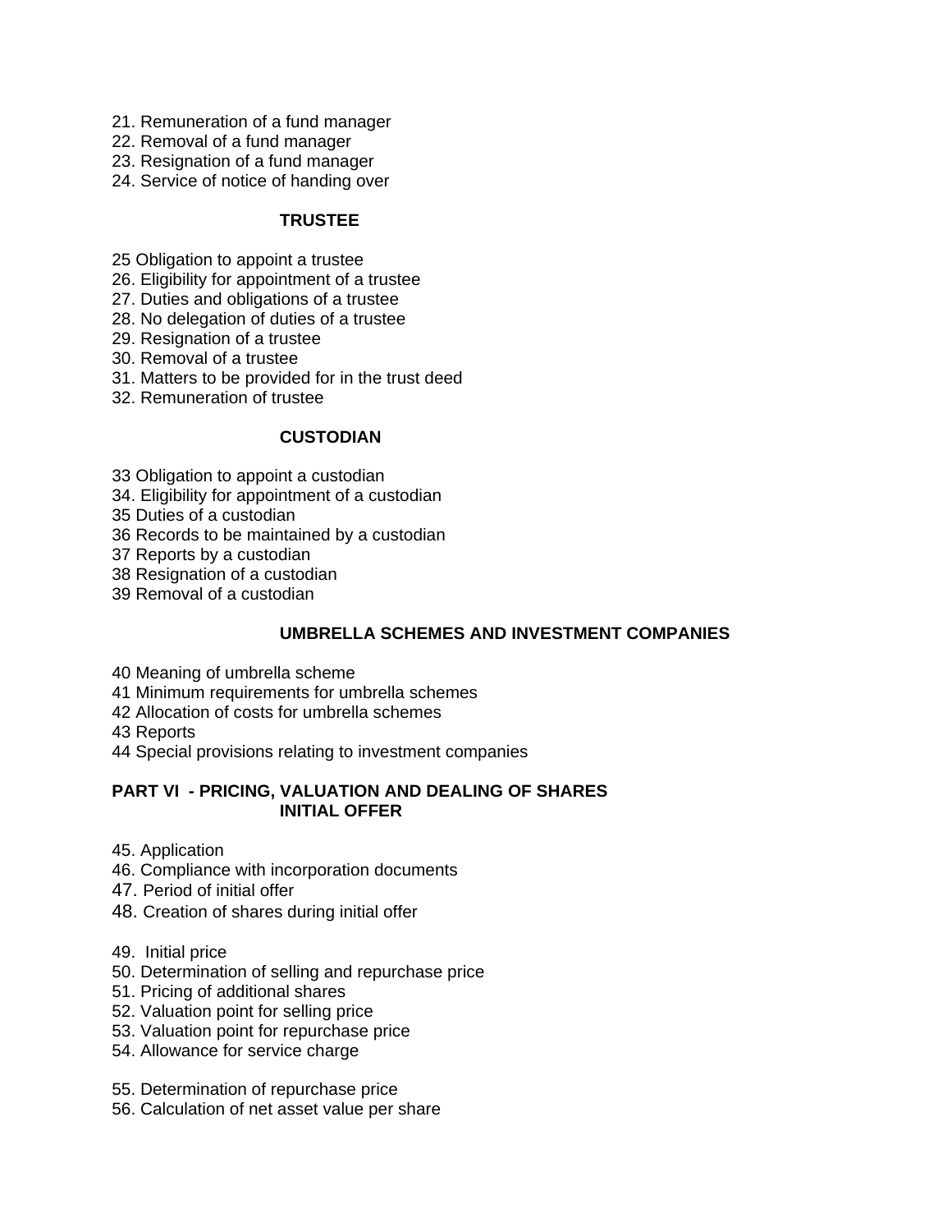21. Remuneration of a fund manager
22. Removal of a fund manager
23. Resignation of a fund manager
24. Service of notice of handing over

**TRUSTEE**

25 Obligation to appoint a trustee
26. Eligibility for appointment of a trustee
27. Duties and obligations of a trustee
28. No delegation of duties of a trustee
29. Resignation of a trustee
30. Removal of a trustee
31. Matters to be provided for in the trust deed
32. Remuneration of trustee

**CUSTODIAN**

33 Obligation to appoint a custodian
34. Eligibility for appointment of a custodian
35 Duties of a custodian
36 Records to be maintained by a custodian
37 Reports by a custodian
38 Resignation of a custodian
39 Removal of a custodian

**UMBRELLA SCHEMES AND INVESTMENT COMPANIES**

40 Meaning of umbrella scheme
41 Minimum requirements for umbrella schemes
42 Allocation of costs for umbrella schemes
43 Reports
44 Special provisions relating to investment companies

**PART VI - PRICING, VALUATION AND DEALING OF SHARES**
**INITIAL OFFER**

45. Application
46. Compliance with incorporation documents
47. Period of initial offer
48. Creation of shares during initial offer

49. Initial price
50. Determination of selling and repurchase price
51. Pricing of additional shares
52. Valuation point for selling price
53. Valuation point for repurchase price
54. Allowance for service charge

55. Determination of repurchase price
56. Calculation of net asset value per share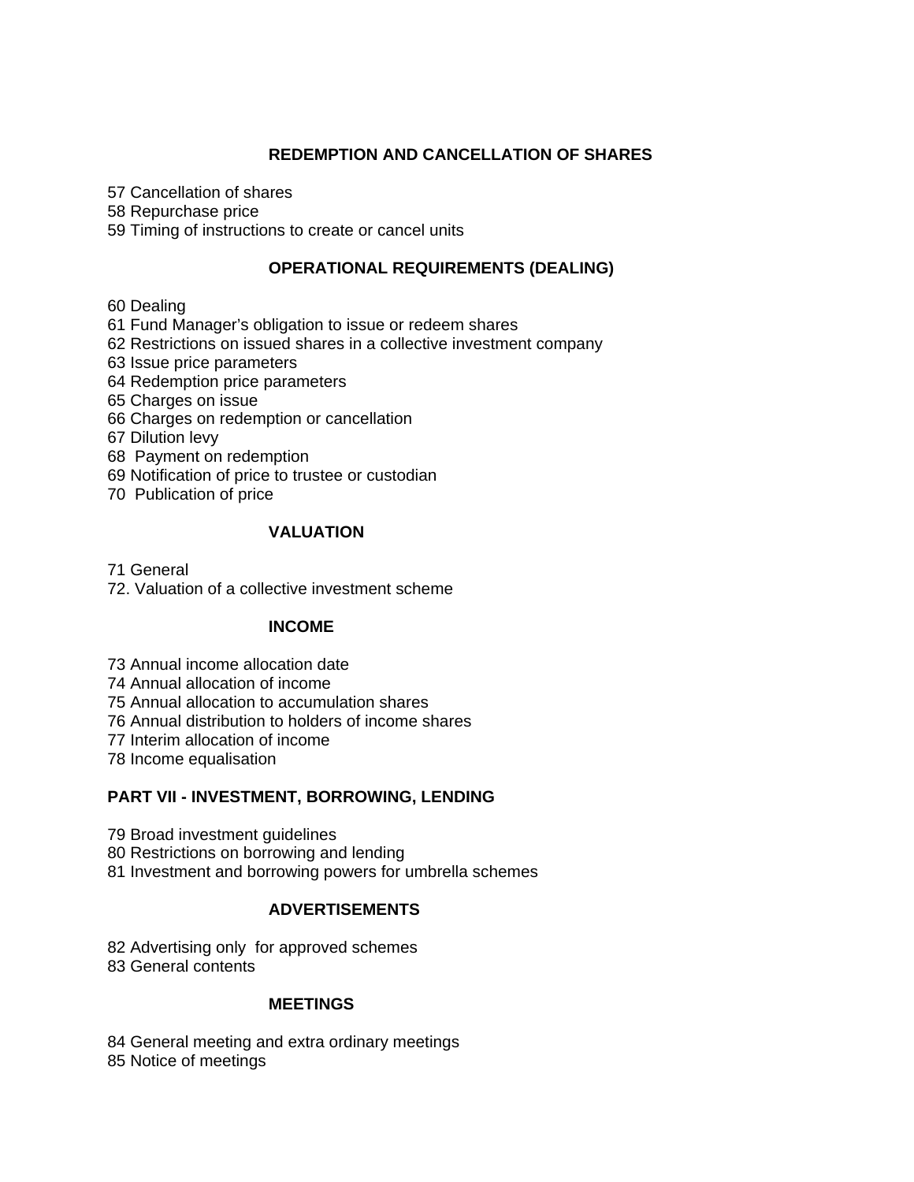**REDEMPTION AND CANCELLATION OF SHARES**

57 Cancellation of shares
58 Repurchase price
59 Timing of instructions to create or cancel units

**OPERATIONAL REQUIREMENTS (DEALING)**

60 Dealing
61 Fund Manager's obligation to issue or redeem shares
62 Restrictions on issued shares in a collective investment company
63 Issue price parameters
64 Redemption price parameters
65 Charges on issue
66 Charges on redemption or cancellation
67 Dilution levy
68 Payment on redemption
69 Notification of price to trustee or custodian
70 Publication of price

**VALUATION**

71 General
72. Valuation of a collective investment scheme

**INCOME**

73 Annual income allocation date
74 Annual allocation of income
75 Annual allocation to accumulation shares
76 Annual distribution to holders of income shares
77 Interim allocation of income
78 Income equalisation

**PART VII - INVESTMENT, BORROWING, LENDING**

79 Broad investment guidelines
80 Restrictions on borrowing and lending
81 Investment and borrowing powers for umbrella schemes

**ADVERTISEMENTS**

82 Advertising only for approved schemes
83 General contents

**MEETINGS**

84 General meeting and extra ordinary meetings
85 Notice of meetings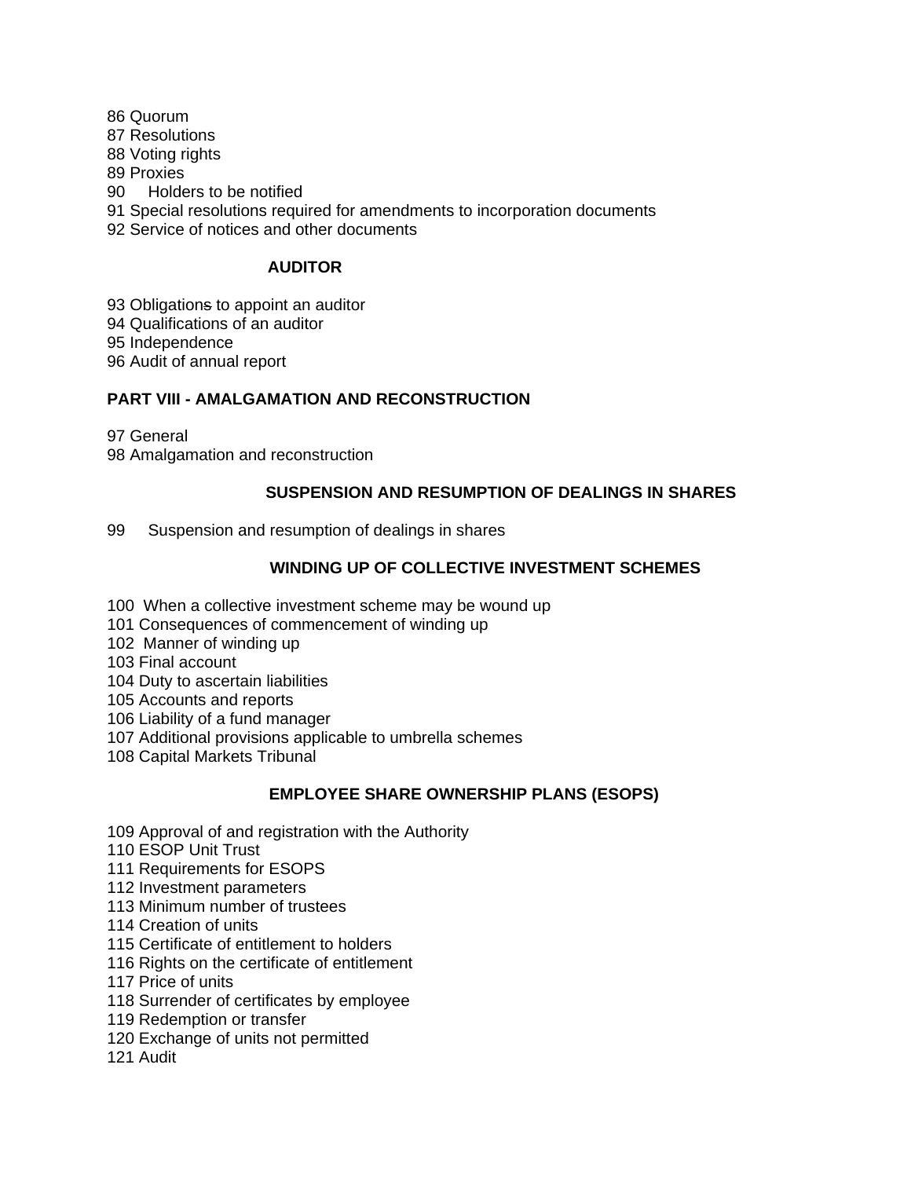86 Quorum
87 Resolutions
88 Voting rights
89 Proxies
90 Holders to be notified
91 Special resolutions required for amendments to incorporation documents
92 Service of notices and other documents

**AUDITOR**

93 Obligations to appoint an auditor
94 Qualifications of an auditor
95 Independence
96 Audit of annual report

**PART VIII - AMALGAMATION AND RECONSTRUCTION**

97 General
98 Amalgamation and reconstruction

**SUSPENSION AND RESUMPTION OF DEALINGS IN SHARES**

99 Suspension and resumption of dealings in shares

**WINDING UP OF COLLECTIVE INVESTMENT SCHEMES**

100 When a collective investment scheme may be wound up
101 Consequences of commencement of winding up
102 Manner of winding up
103 Final account
104 Duty to ascertain liabilities
105 Accounts and reports
106 Liability of a fund manager
107 Additional provisions applicable to umbrella schemes
108 Capital Markets Tribunal

**EMPLOYEE SHARE OWNERSHIP PLANS (ESOPS)**

109 Approval of and registration with the Authority
110 ESOP Unit Trust
111 Requirements for ESOPS
112 Investment parameters
113 Minimum number of trustees
114 Creation of units
115 Certificate of entitlement to holders
116 Rights on the certificate of entitlement
117 Price of units
118 Surrender of certificates by employee
119 Redemption or transfer
120 Exchange of units not permitted
121 Audit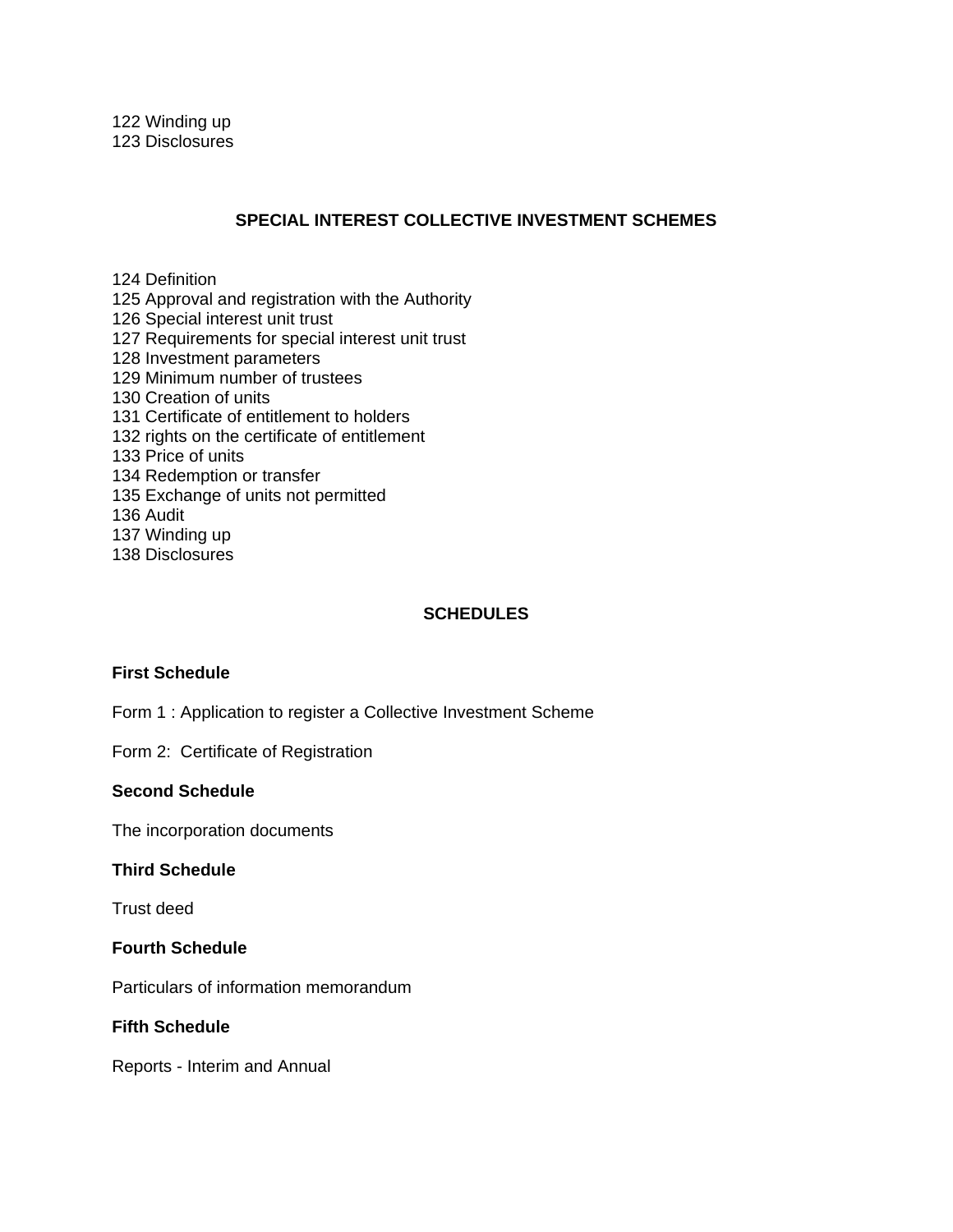122 Winding up
123 Disclosures

## SPECIAL INTEREST COLLECTIVE INVESTMENT SCHEMES

124 Definition
125 Approval and registration with the Authority
126 Special interest unit trust
127 Requirements for special interest unit trust
128 Investment parameters
129 Minimum number of trustees
130 Creation of units
131 Certificate of entitlement to holders
132 rights on the certificate of entitlement
133 Price of units
134 Redemption or transfer
135 Exchange of units not permitted
136 Audit
137 Winding up
138 Disclosures

## SCHEDULES

**First Schedule**

Form 1 : Application to register a Collective Investment Scheme

Form 2: Certificate of Registration

**Second Schedule**

The incorporation documents

**Third Schedule**

Trust deed

**Fourth Schedule**

Particulars of information memorandum

**Fifth Schedule**

Reports - Interim and Annual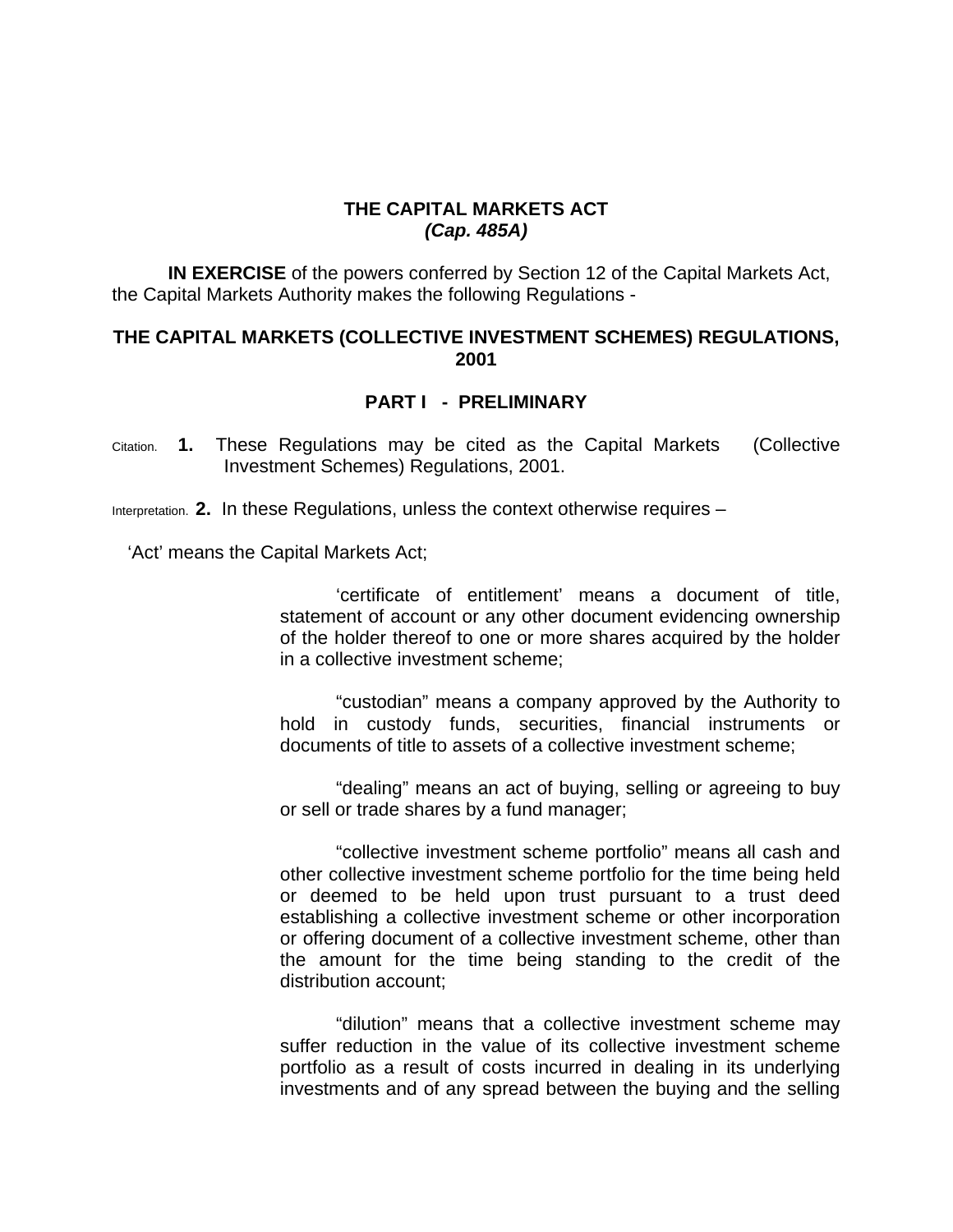# THE CAPITAL MARKETS ACT
## *(Cap. 485A)*

**IN EXERCISE** of the powers conferred by Section 12 of the Capital Markets Act, the Capital Markets Authority makes the following Regulations -

## THE CAPITAL MARKETS (COLLECTIVE INVESTMENT SCHEMES) REGULATIONS, 2001

## PART I - PRELIMINARY

Citation. **1.** These Regulations may be cited as the Capital Markets (Collective Investment Schemes) Regulations, 2001.

Interpretation. **2.** In these Regulations, unless the context otherwise requires –

'Act' means the Capital Markets Act;

'certificate of entitlement' means a document of title, statement of account or any other document evidencing ownership of the holder thereof to one or more shares acquired by the holder in a collective investment scheme;

"custodian" means a company approved by the Authority to hold in custody funds, securities, financial instruments or documents of title to assets of a collective investment scheme;

"dealing" means an act of buying, selling or agreeing to buy or sell or trade shares by a fund manager;

"collective investment scheme portfolio" means all cash and other collective investment scheme portfolio for the time being held or deemed to be held upon trust pursuant to a trust deed establishing a collective investment scheme or other incorporation or offering document of a collective investment scheme, other than the amount for the time being standing to the credit of the distribution account;

"dilution" means that a collective investment scheme may suffer reduction in the value of its collective investment scheme portfolio as a result of costs incurred in dealing in its underlying investments and of any spread between the buying and the selling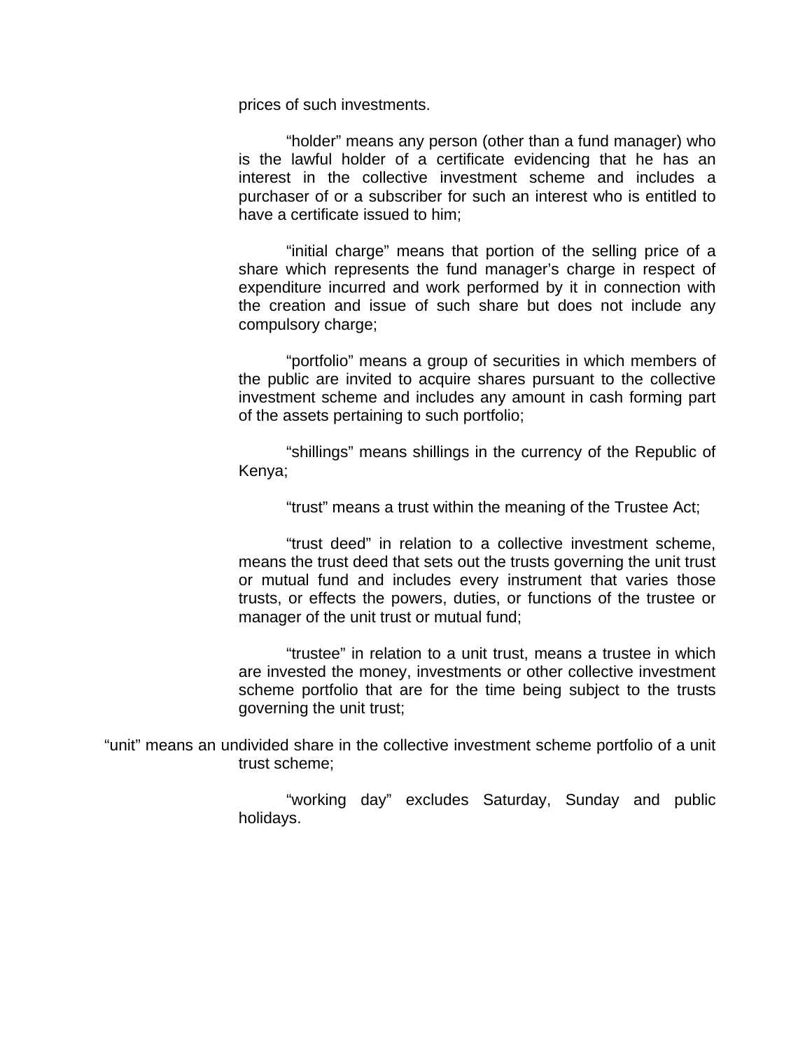prices of such investments.

"holder" means any person (other than a fund manager) who is the lawful holder of a certificate evidencing that he has an interest in the collective investment scheme and includes a purchaser of or a subscriber for such an interest who is entitled to have a certificate issued to him;

"initial charge" means that portion of the selling price of a share which represents the fund manager's charge in respect of expenditure incurred and work performed by it in connection with the creation and issue of such share but does not include any compulsory charge;

"portfolio" means a group of securities in which members of the public are invited to acquire shares pursuant to the collective investment scheme and includes any amount in cash forming part of the assets pertaining to such portfolio;

"shillings" means shillings in the currency of the Republic of Kenya;

"trust" means a trust within the meaning of the Trustee Act;

"trust deed" in relation to a collective investment scheme, means the trust deed that sets out the trusts governing the unit trust or mutual fund and includes every instrument that varies those trusts, or effects the powers, duties, or functions of the trustee or manager of the unit trust or mutual fund;

"trustee" in relation to a unit trust, means a trustee in which are invested the money, investments or other collective investment scheme portfolio that are for the time being subject to the trusts governing the unit trust;

"unit" means an undivided share in the collective investment scheme portfolio of a unit trust scheme;

"working day" excludes Saturday, Sunday and public holidays.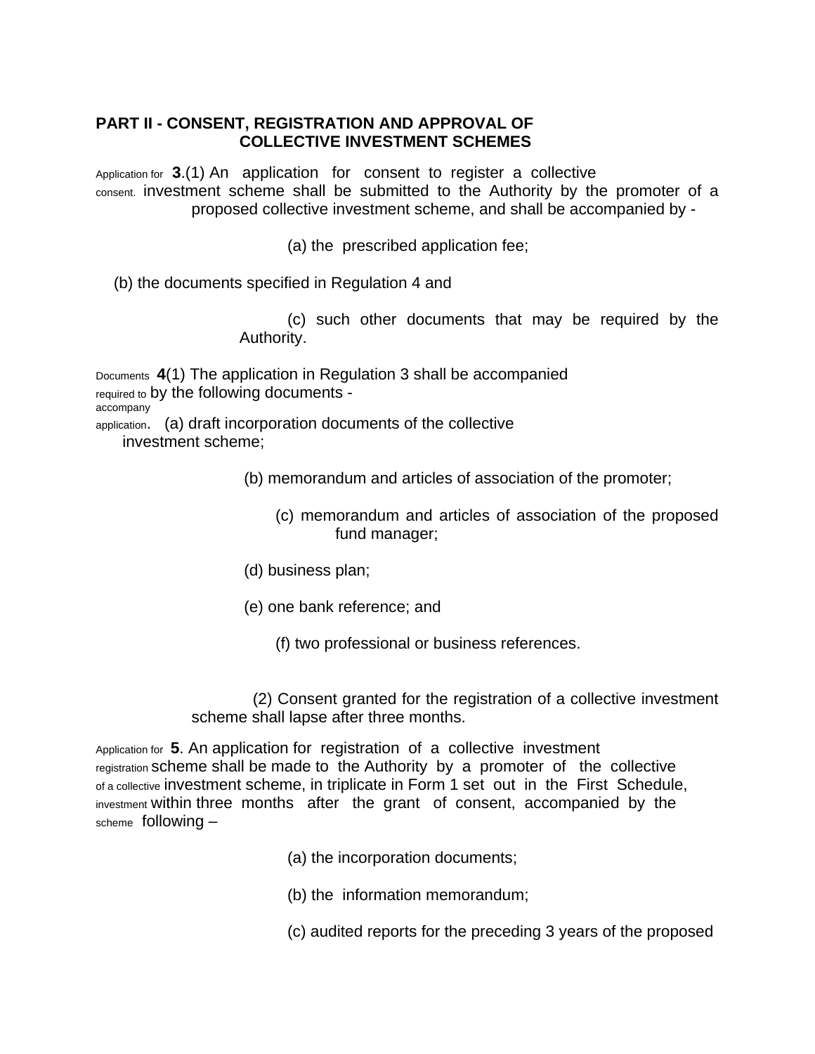## PART II - CONSENT, REGISTRATION AND APPROVAL OF COLLECTIVE INVESTMENT SCHEMES

*Application for consent.*

**3**.(1) An application for consent to register a collective investment scheme shall be submitted to the Authority by the promoter of a proposed collective investment scheme, and shall be accompanied by -

(a) the prescribed application fee;

(b) the documents specified in Regulation 4 and

(c) such other documents that may be required by the Authority.

*Documents required to accompany application.*

**4**(1) The application in Regulation 3 shall be accompanied by the following documents -

(a) draft incorporation documents of the collective investment scheme;

(b) memorandum and articles of association of the promoter;

(c) memorandum and articles of association of the proposed fund manager;

(d) business plan;

(e) one bank reference; and

(f) two professional or business references.

(2) Consent granted for the registration of a collective investment scheme shall lapse after three months.

*Application for registration of a collective investment scheme*

**5**. An application for registration of a collective investment scheme shall be made to the Authority by a promoter of the collective investment scheme, in triplicate in Form 1 set out in the First Schedule, within three months after the grant of consent, accompanied by the following –

(a) the incorporation documents;

(b) the information memorandum;

(c) audited reports for the preceding 3 years of the proposed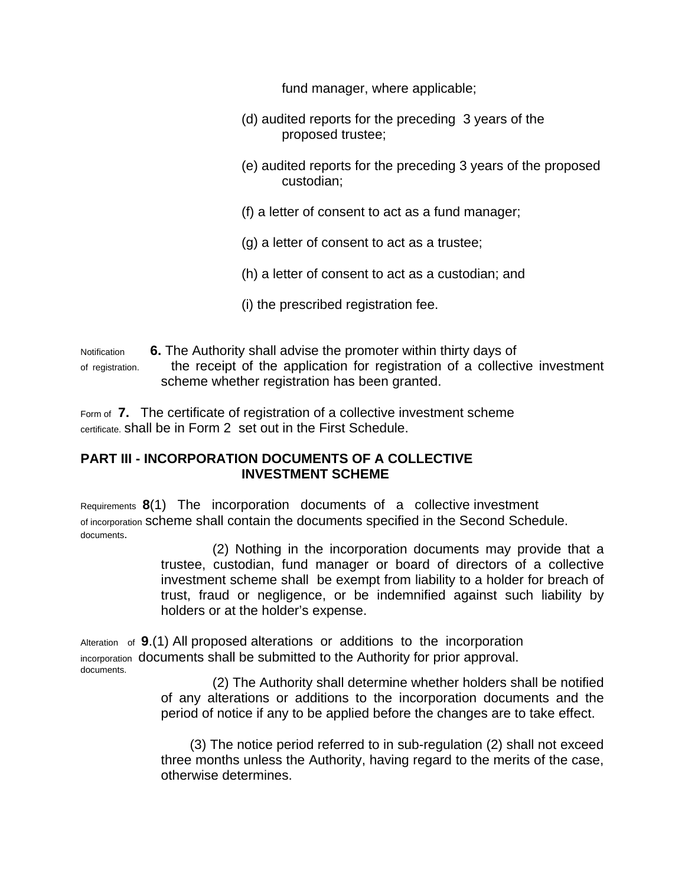fund manager, where applicable;

(d) audited reports for the preceding 3 years of the proposed trustee;

(e) audited reports for the preceding 3 years of the proposed custodian;

(f) a letter of consent to act as a fund manager;

(g) a letter of consent to act as a trustee;

(h) a letter of consent to act as a custodian; and

(i) the prescribed registration fee.

Notification of registration.

**6.** The Authority shall advise the promoter within thirty days of the receipt of the application for registration of a collective investment scheme whether registration has been granted.

Form of certificate.

**7.** The certificate of registration of a collective investment scheme shall be in Form 2 set out in the First Schedule.

## PART III - INCORPORATION DOCUMENTS OF A COLLECTIVE INVESTMENT SCHEME

Requirements of incorporation documents.

**8**(1) The incorporation documents of a collective investment scheme shall contain the documents specified in the Second Schedule.

(2) Nothing in the incorporation documents may provide that a trustee, custodian, fund manager or board of directors of a collective investment scheme shall be exempt from liability to a holder for breach of trust, fraud or negligence, or be indemnified against such liability by holders or at the holder's expense.

Alteration of incorporation documents.

**9**.(1) All proposed alterations or additions to the incorporation documents shall be submitted to the Authority for prior approval.

(2) The Authority shall determine whether holders shall be notified of any alterations or additions to the incorporation documents and the period of notice if any to be applied before the changes are to take effect.

(3) The notice period referred to in sub-regulation (2) shall not exceed three months unless the Authority, having regard to the merits of the case, otherwise determines.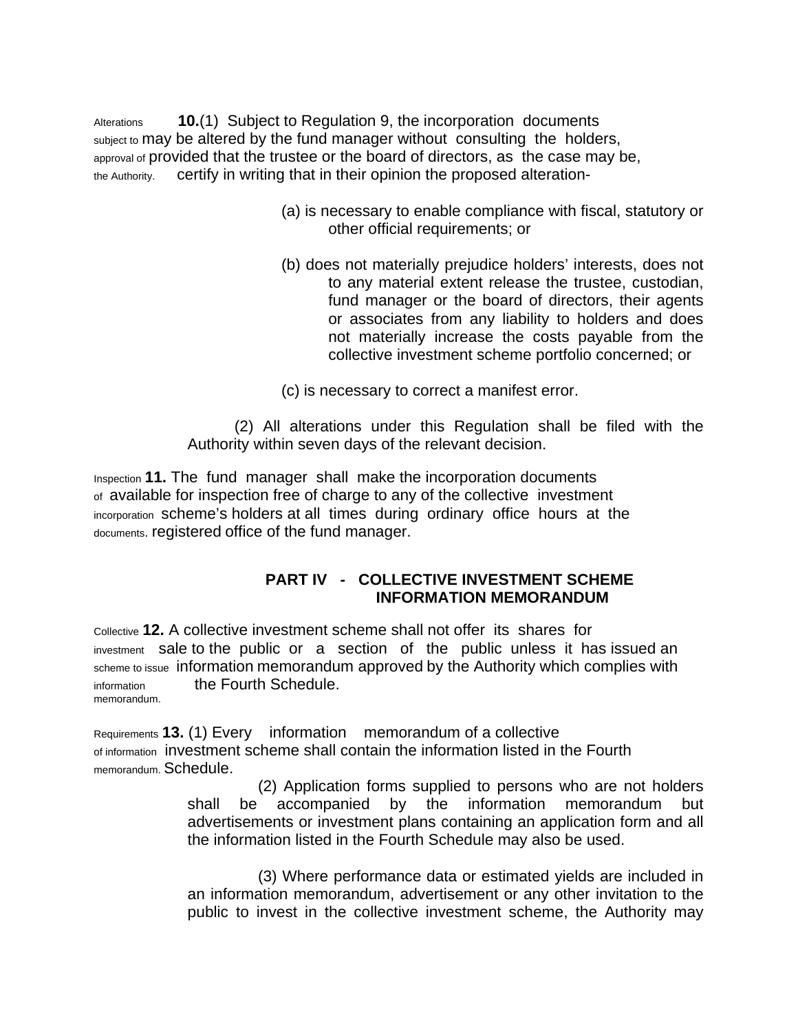Alterations subject to approval of the Authority.

**10.**(1) Subject to Regulation 9, the incorporation documents may be altered by the fund manager without consulting the holders, provided that the trustee or the board of directors, as the case may be, certify in writing that in their opinion the proposed alteration-

(a) is necessary to enable compliance with fiscal, statutory or other official requirements; or

(b) does not materially prejudice holders' interests, does not to any material extent release the trustee, custodian, fund manager or the board of directors, their agents or associates from any liability to holders and does not materially increase the costs payable from the collective investment scheme portfolio concerned; or

(c) is necessary to correct a manifest error.

(2) All alterations under this Regulation shall be filed with the Authority within seven days of the relevant decision.

Inspection of incorporation documents.

**11.** The fund manager shall make the incorporation documents available for inspection free of charge to any of the collective investment scheme's holders at all times during ordinary office hours at the registered office of the fund manager.

## PART IV - COLLECTIVE INVESTMENT SCHEME INFORMATION MEMORANDUM

Collective investment scheme to issue information memorandum.

**12.** A collective investment scheme shall not offer its shares for sale to the public or a section of the public unless it has issued an information memorandum approved by the Authority which complies with the Fourth Schedule.

Requirements of information memorandum.

**13.** (1) Every information memorandum of a collective investment scheme shall contain the information listed in the Fourth Schedule.

(2) Application forms supplied to persons who are not holders shall be accompanied by the information memorandum but advertisements or investment plans containing an application form and all the information listed in the Fourth Schedule may also be used.

(3) Where performance data or estimated yields are included in an information memorandum, advertisement or any other invitation to the public to invest in the collective investment scheme, the Authority may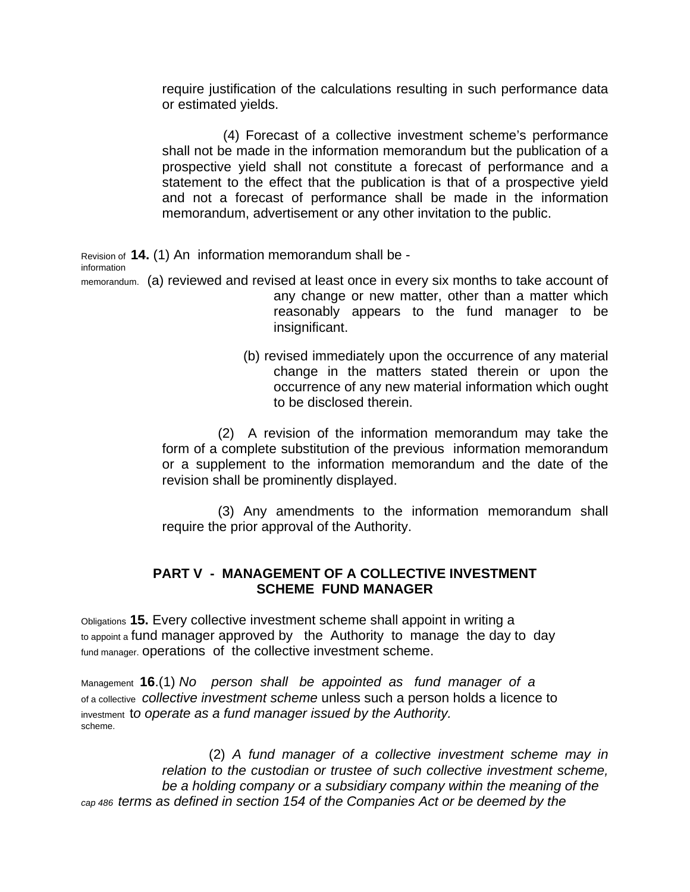require justification of the calculations resulting in such performance data or estimated yields.

(4) Forecast of a collective investment scheme's performance shall not be made in the information memorandum but the publication of a prospective yield shall not constitute a forecast of performance and a statement to the effect that the publication is that of a prospective yield and not a forecast of performance shall be made in the information memorandum, advertisement or any other invitation to the public.

Revision of information memorandum.

**14.** (1) An information memorandum shall be -

(a) reviewed and revised at least once in every six months to take account of any change or new matter, other than a matter which reasonably appears to the fund manager to be insignificant.

(b) revised immediately upon the occurrence of any material change in the matters stated therein or upon the occurrence of any new material information which ought to be disclosed therein.

(2) A revision of the information memorandum may take the form of a complete substitution of the previous information memorandum or a supplement to the information memorandum and the date of the revision shall be prominently displayed.

(3) Any amendments to the information memorandum shall require the prior approval of the Authority.

## PART V - MANAGEMENT OF A COLLECTIVE INVESTMENT SCHEME FUND MANAGER

Obligations to appoint a fund manager.

**15.** Every collective investment scheme shall appoint in writing a fund manager approved by the Authority to manage the day to day operations of the collective investment scheme.

Management of a collective investment scheme.

**16**.(1) *No person shall be appointed as fund manager of a collective investment scheme* unless such a person holds a licence to t*o operate as a fund manager issued by the Authority.*

(2) *A fund manager of a collective investment scheme may in relation to the custodian or trustee of such collective investment scheme, be a holding company or a subsidiary company within the meaning of the terms as defined in section 154 of the Companies Act or be deemed by the*

cap 486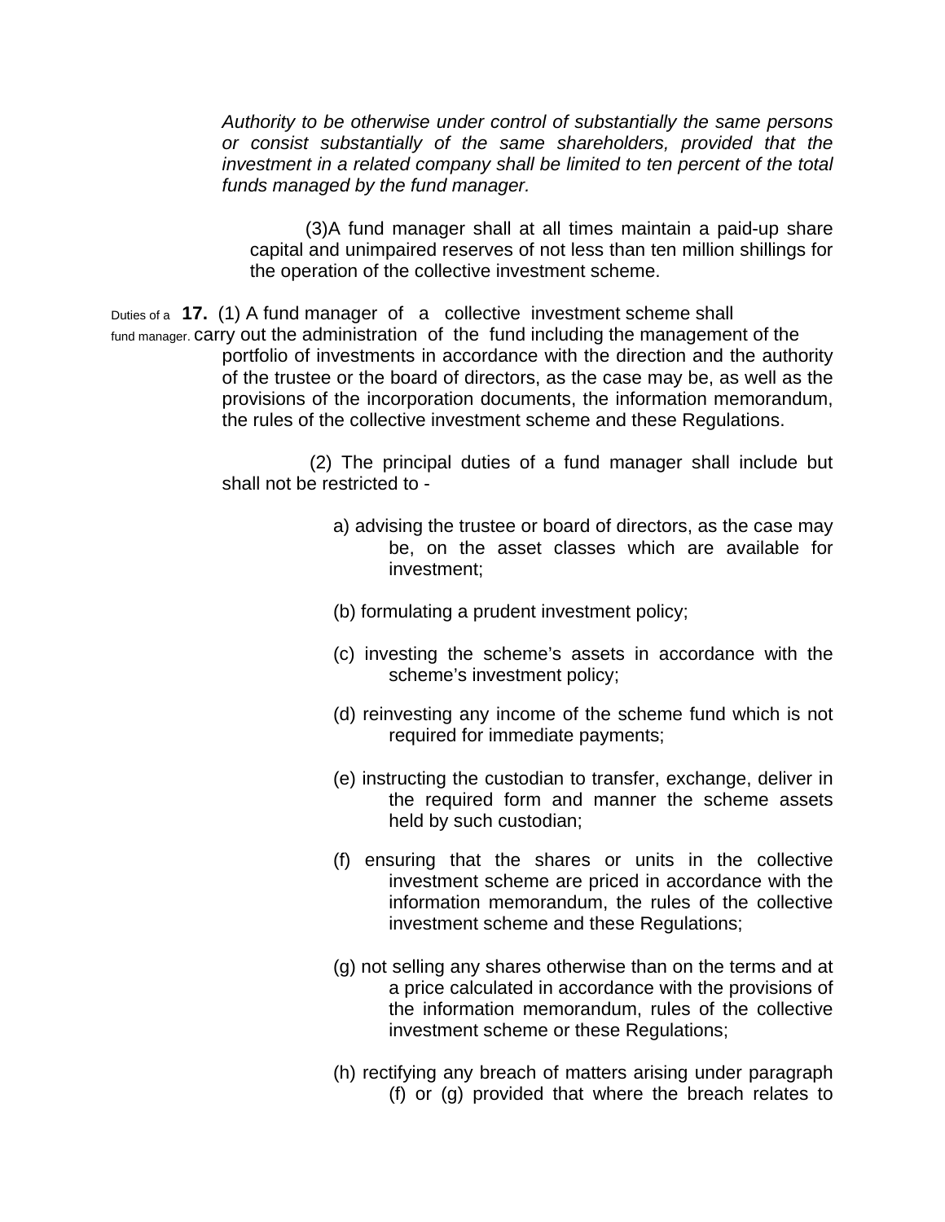*Authority to be otherwise under control of substantially the same persons or consist substantially of the same shareholders, provided that the investment in a related company shall be limited to ten percent of the total funds managed by the fund manager.*

(3)A fund manager shall at all times maintain a paid-up share capital and unimpaired reserves of not less than ten million shillings for the operation of the collective investment scheme.

Duties of a fund manager.

**17.** (1) A fund manager of a collective investment scheme shall carry out the administration of the fund including the management of the portfolio of investments in accordance with the direction and the authority of the trustee or the board of directors, as the case may be, as well as the provisions of the incorporation documents, the information memorandum, the rules of the collective investment scheme and these Regulations.

(2) The principal duties of a fund manager shall include but shall not be restricted to -

a) advising the trustee or board of directors, as the case may be, on the asset classes which are available for investment;

(b) formulating a prudent investment policy;

(c) investing the scheme's assets in accordance with the scheme's investment policy;

(d) reinvesting any income of the scheme fund which is not required for immediate payments;

(e) instructing the custodian to transfer, exchange, deliver in the required form and manner the scheme assets held by such custodian;

(f) ensuring that the shares or units in the collective investment scheme are priced in accordance with the information memorandum, the rules of the collective investment scheme and these Regulations;

(g) not selling any shares otherwise than on the terms and at a price calculated in accordance with the provisions of the information memorandum, rules of the collective investment scheme or these Regulations;

(h) rectifying any breach of matters arising under paragraph (f) or (g) provided that where the breach relates to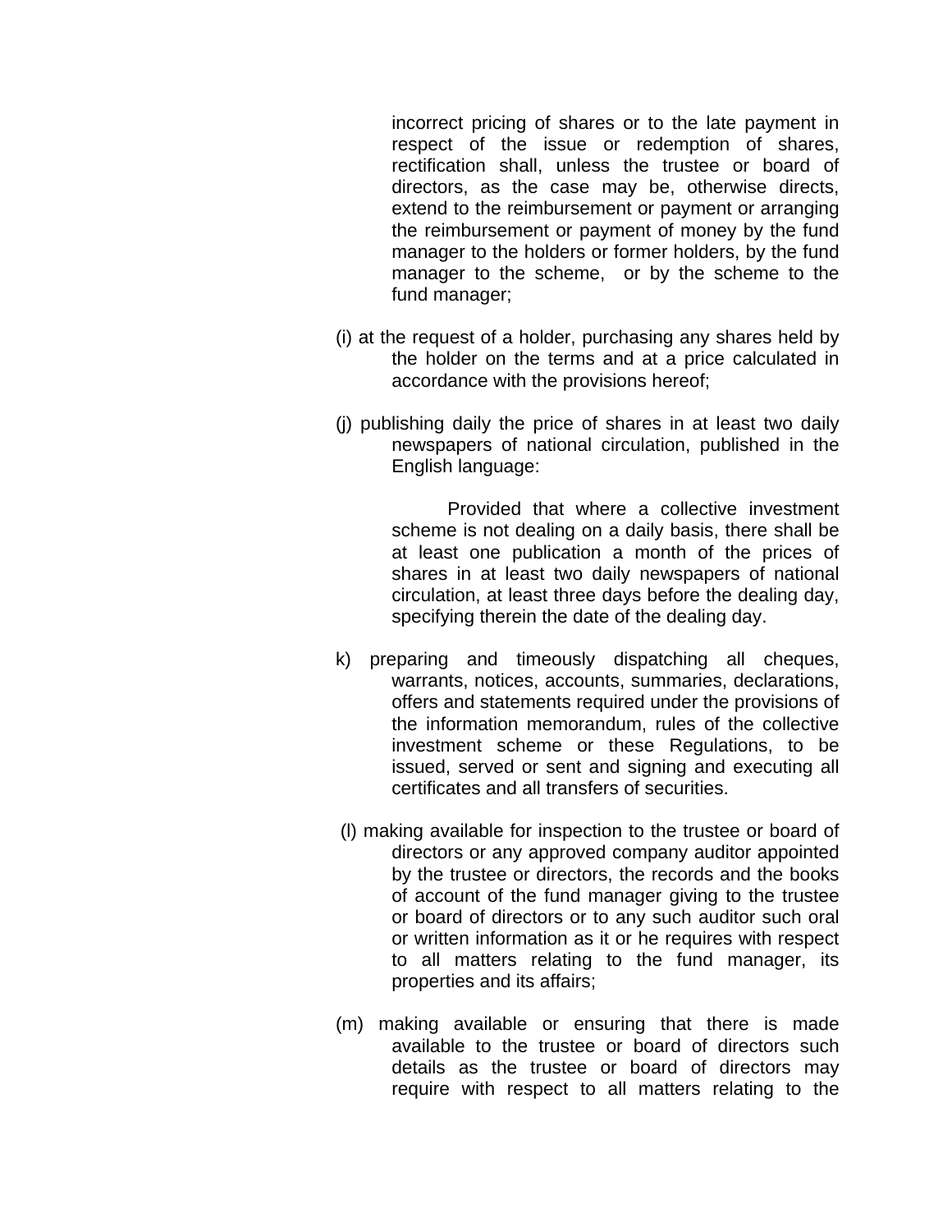incorrect pricing of shares or to the late payment in respect of the issue or redemption of shares, rectification shall, unless the trustee or board of directors, as the case may be, otherwise directs, extend to the reimbursement or payment or arranging the reimbursement or payment of money by the fund manager to the holders or former holders, by the fund manager to the scheme, or by the scheme to the fund manager;

(i) at the request of a holder, purchasing any shares held by the holder on the terms and at a price calculated in accordance with the provisions hereof;

(j) publishing daily the price of shares in at least two daily newspapers of national circulation, published in the English language:

Provided that where a collective investment scheme is not dealing on a daily basis, there shall be at least one publication a month of the prices of shares in at least two daily newspapers of national circulation, at least three days before the dealing day, specifying therein the date of the dealing day.

k) preparing and timeously dispatching all cheques, warrants, notices, accounts, summaries, declarations, offers and statements required under the provisions of the information memorandum, rules of the collective investment scheme or these Regulations, to be issued, served or sent and signing and executing all certificates and all transfers of securities.

(l) making available for inspection to the trustee or board of directors or any approved company auditor appointed by the trustee or directors, the records and the books of account of the fund manager giving to the trustee or board of directors or to any such auditor such oral or written information as it or he requires with respect to all matters relating to the fund manager, its properties and its affairs;

(m) making available or ensuring that there is made available to the trustee or board of directors such details as the trustee or board of directors may require with respect to all matters relating to the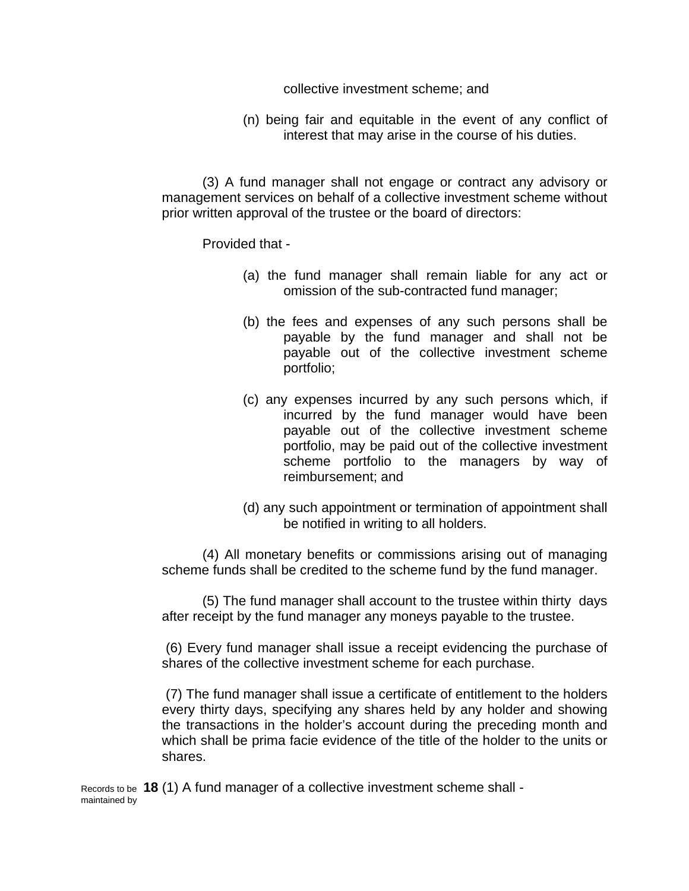collective investment scheme; and

(n) being fair and equitable in the event of any conflict of interest that may arise in the course of his duties.

(3) A fund manager shall not engage or contract any advisory or management services on behalf of a collective investment scheme without prior written approval of the trustee or the board of directors:

Provided that -

(a) the fund manager shall remain liable for any act or omission of the sub-contracted fund manager;

(b) the fees and expenses of any such persons shall be payable by the fund manager and shall not be payable out of the collective investment scheme portfolio;

(c) any expenses incurred by any such persons which, if incurred by the fund manager would have been payable out of the collective investment scheme portfolio, may be paid out of the collective investment scheme portfolio to the managers by way of reimbursement; and

(d) any such appointment or termination of appointment shall be notified in writing to all holders.

(4) All monetary benefits or commissions arising out of managing scheme funds shall be credited to the scheme fund by the fund manager.

(5) The fund manager shall account to the trustee within thirty days after receipt by the fund manager any moneys payable to the trustee.

(6) Every fund manager shall issue a receipt evidencing the purchase of shares of the collective investment scheme for each purchase.

(7) The fund manager shall issue a certificate of entitlement to the holders every thirty days, specifying any shares held by any holder and showing the transactions in the holder's account during the preceding month and which shall be prima facie evidence of the title of the holder to the units or shares.

Records to be maintained by

**18** (1) A fund manager of a collective investment scheme shall -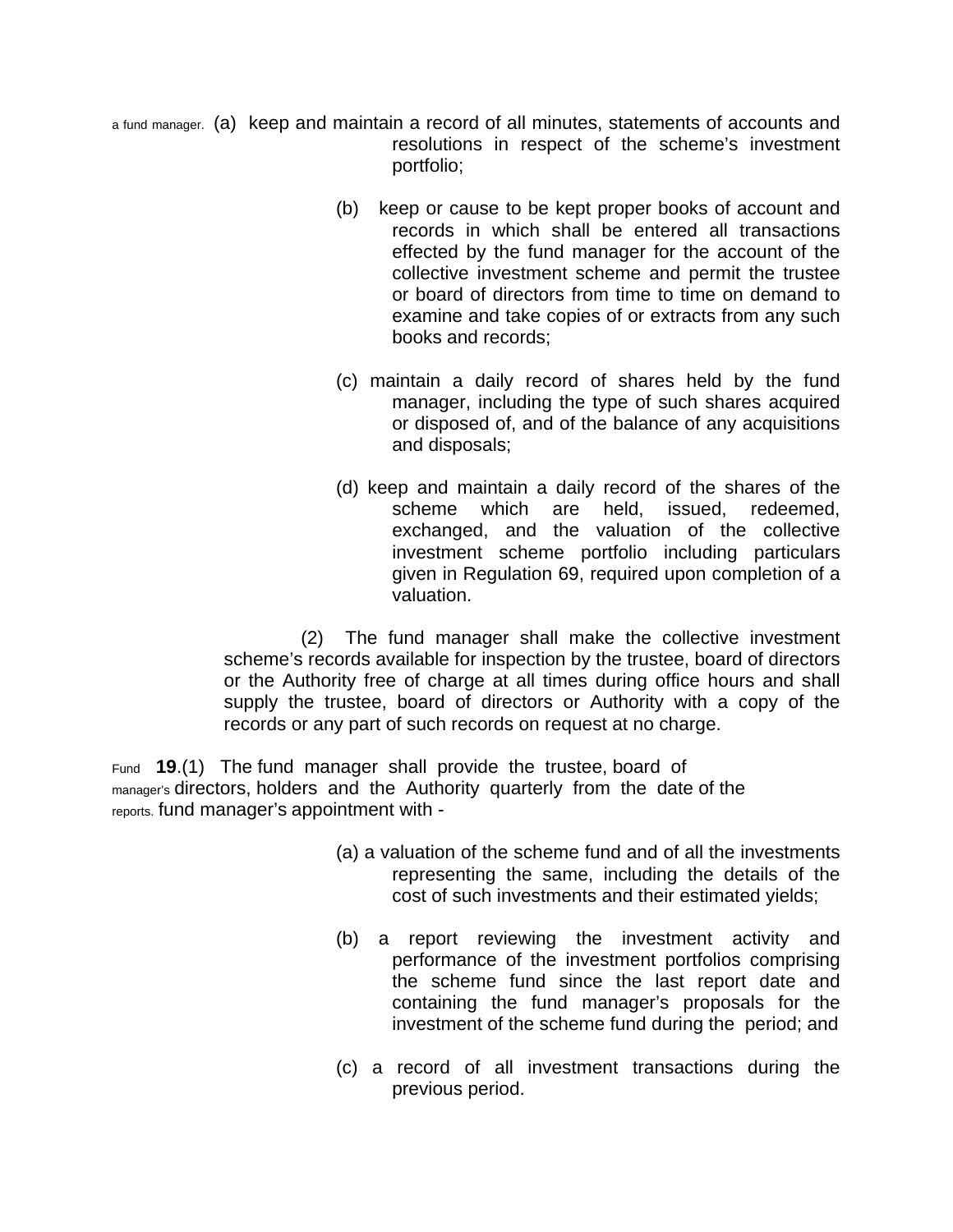a fund manager. (a) keep and maintain a record of all minutes, statements of accounts and resolutions in respect of the scheme's investment portfolio;

(b) keep or cause to be kept proper books of account and records in which shall be entered all transactions effected by the fund manager for the account of the collective investment scheme and permit the trustee or board of directors from time to time on demand to examine and take copies of or extracts from any such books and records;

(c) maintain a daily record of shares held by the fund manager, including the type of such shares acquired or disposed of, and of the balance of any acquisitions and disposals;

(d) keep and maintain a daily record of the shares of the scheme which are held, issued, redeemed, exchanged, and the valuation of the collective investment scheme portfolio including particulars given in Regulation 69, required upon completion of a valuation.

(2) The fund manager shall make the collective investment scheme's records available for inspection by the trustee, board of directors or the Authority free of charge at all times during office hours and shall supply the trustee, board of directors or Authority with a copy of the records or any part of such records on request at no charge.

Fund manager's reports.

**19**.(1) The fund manager shall provide the trustee, board of directors, holders and the Authority quarterly from the date of the fund manager's appointment with -

(a) a valuation of the scheme fund and of all the investments representing the same, including the details of the cost of such investments and their estimated yields;

(b) a report reviewing the investment activity and performance of the investment portfolios comprising the scheme fund since the last report date and containing the fund manager's proposals for the investment of the scheme fund during the period; and

(c) a record of all investment transactions during the previous period.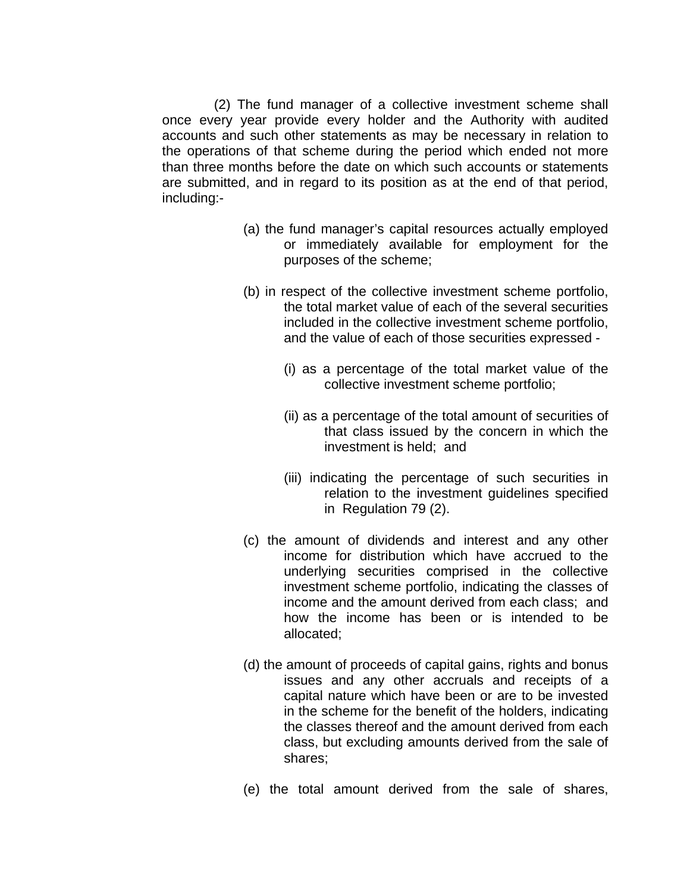(2) The fund manager of a collective investment scheme shall once every year provide every holder and the Authority with audited accounts and such other statements as may be necessary in relation to the operations of that scheme during the period which ended not more than three months before the date on which such accounts or statements are submitted, and in regard to its position as at the end of that period, including:-

(a) the fund manager's capital resources actually employed or immediately available for employment for the purposes of the scheme;

(b) in respect of the collective investment scheme portfolio, the total market value of each of the several securities included in the collective investment scheme portfolio, and the value of each of those securities expressed -

(i) as a percentage of the total market value of the collective investment scheme portfolio;

(ii) as a percentage of the total amount of securities of that class issued by the concern in which the investment is held; and

(iii) indicating the percentage of such securities in relation to the investment guidelines specified in Regulation 79 (2).

(c) the amount of dividends and interest and any other income for distribution which have accrued to the underlying securities comprised in the collective investment scheme portfolio, indicating the classes of income and the amount derived from each class; and how the income has been or is intended to be allocated;

(d) the amount of proceeds of capital gains, rights and bonus issues and any other accruals and receipts of a capital nature which have been or are to be invested in the scheme for the benefit of the holders, indicating the classes thereof and the amount derived from each class, but excluding amounts derived from the sale of shares;

(e) the total amount derived from the sale of shares,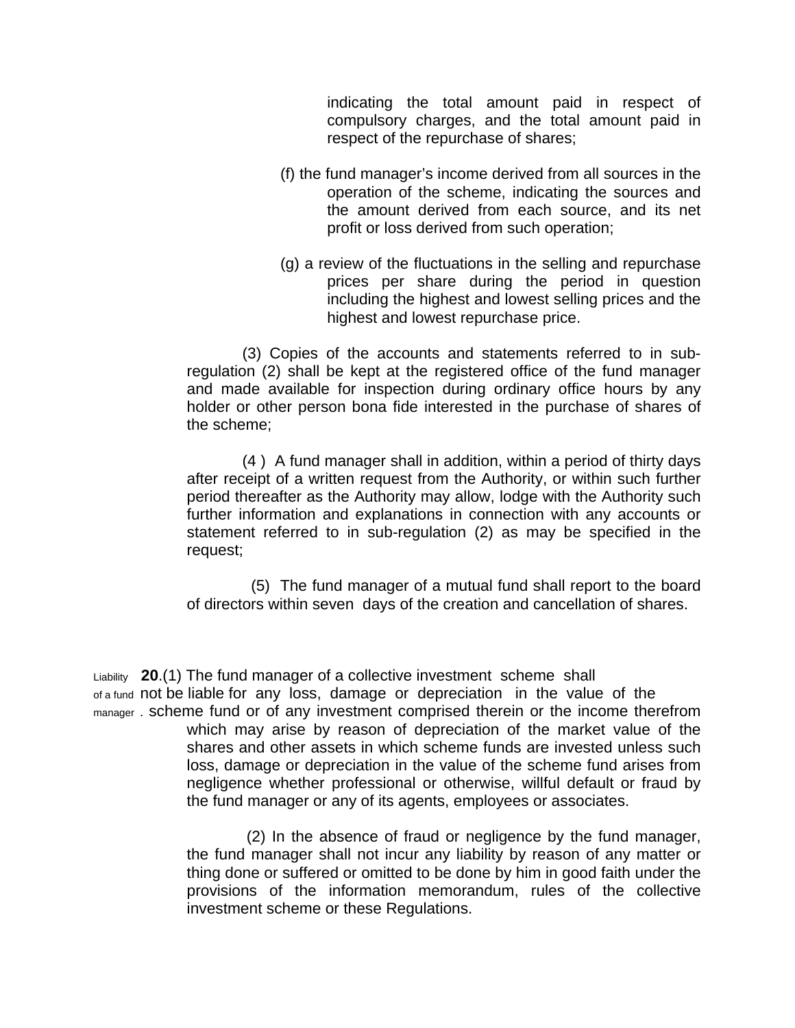indicating the total amount paid in respect of compulsory charges, and the total amount paid in respect of the repurchase of shares;

(f) the fund manager's income derived from all sources in the operation of the scheme, indicating the sources and the amount derived from each source, and its net profit or loss derived from such operation;

(g) a review of the fluctuations in the selling and repurchase prices per share during the period in question including the highest and lowest selling prices and the highest and lowest repurchase price.

(3) Copies of the accounts and statements referred to in sub-regulation (2) shall be kept at the registered office of the fund manager and made available for inspection during ordinary office hours by any holder or other person bona fide interested in the purchase of shares of the scheme;

(4 ) A fund manager shall in addition, within a period of thirty days after receipt of a written request from the Authority, or within such further period thereafter as the Authority may allow, lodge with the Authority such further information and explanations in connection with any accounts or statement referred to in sub-regulation (2) as may be specified in the request;

(5) The fund manager of a mutual fund shall report to the board of directors within seven days of the creation and cancellation of shares.

Liability of a fund manager.

**20**.(1) The fund manager of a collective investment scheme shall not be liable for any loss, damage or depreciation in the value of the scheme fund or of any investment comprised therein or the income therefrom which may arise by reason of depreciation of the market value of the shares and other assets in which scheme funds are invested unless such loss, damage or depreciation in the value of the scheme fund arises from negligence whether professional or otherwise, willful default or fraud by the fund manager or any of its agents, employees or associates.

(2) In the absence of fraud or negligence by the fund manager, the fund manager shall not incur any liability by reason of any matter or thing done or suffered or omitted to be done by him in good faith under the provisions of the information memorandum, rules of the collective investment scheme or these Regulations.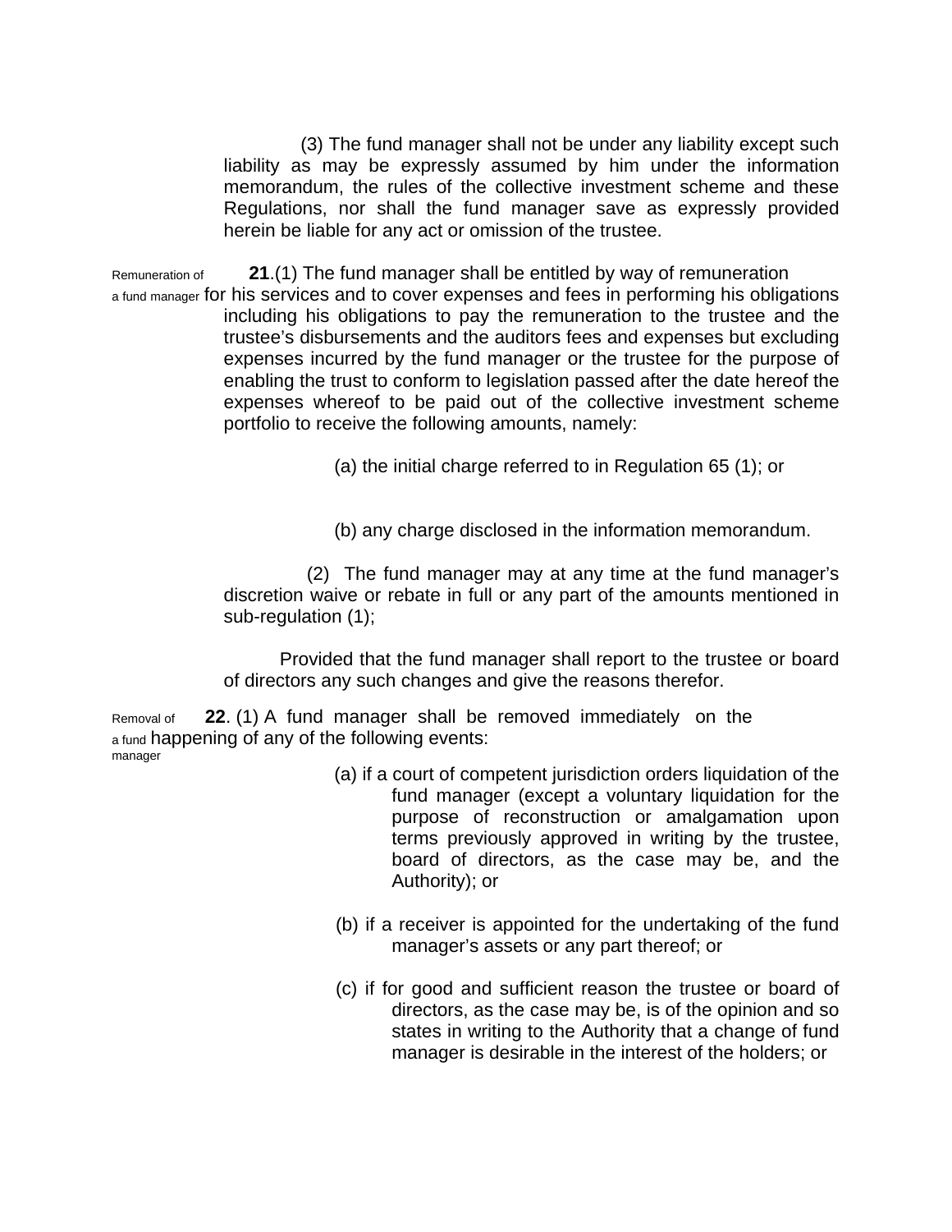(3) The fund manager shall not be under any liability except such liability as may be expressly assumed by him under the information memorandum, the rules of the collective investment scheme and these Regulations, nor shall the fund manager save as expressly provided herein be liable for any act or omission of the trustee.

Remuneration of a fund manager

**21**.(1) The fund manager shall be entitled by way of remuneration for his services and to cover expenses and fees in performing his obligations including his obligations to pay the remuneration to the trustee and the trustee's disbursements and the auditors fees and expenses but excluding expenses incurred by the fund manager or the trustee for the purpose of enabling the trust to conform to legislation passed after the date hereof the expenses whereof to be paid out of the collective investment scheme portfolio to receive the following amounts, namely:

(a) the initial charge referred to in Regulation 65 (1); or

(b) any charge disclosed in the information memorandum.

(2) The fund manager may at any time at the fund manager's discretion waive or rebate in full or any part of the amounts mentioned in sub-regulation (1);

Provided that the fund manager shall report to the trustee or board of directors any such changes and give the reasons therefor.

Removal of a fund manager

**22**. (1) A fund manager shall be removed immediately on the happening of any of the following events:

(a) if a court of competent jurisdiction orders liquidation of the fund manager (except a voluntary liquidation for the purpose of reconstruction or amalgamation upon terms previously approved in writing by the trustee, board of directors, as the case may be, and the Authority); or

(b) if a receiver is appointed for the undertaking of the fund manager's assets or any part thereof; or

(c) if for good and sufficient reason the trustee or board of directors, as the case may be, is of the opinion and so states in writing to the Authority that a change of fund manager is desirable in the interest of the holders; or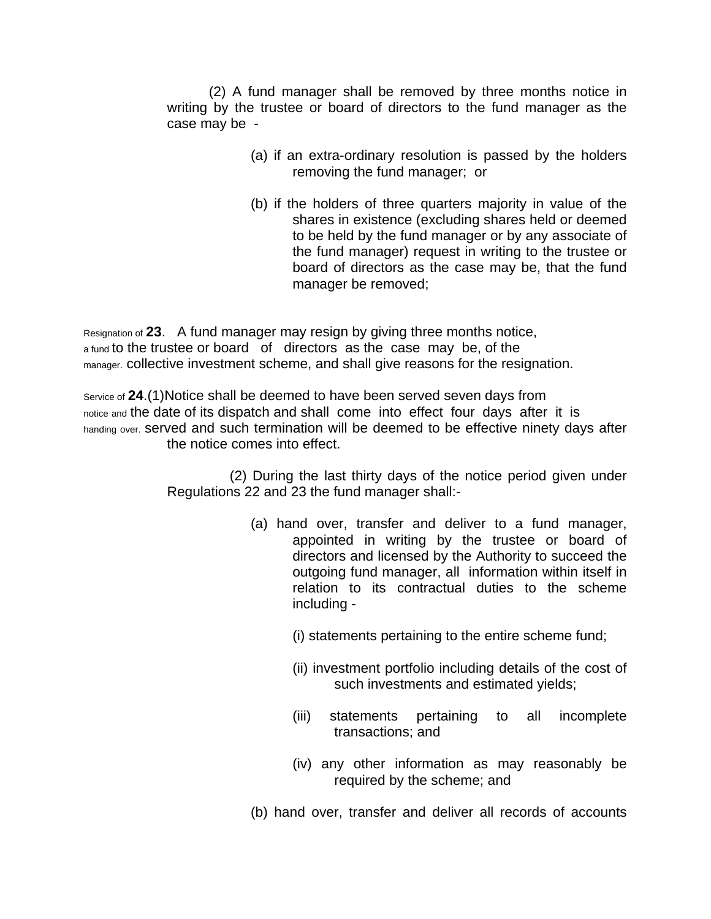(2) A fund manager shall be removed by three months notice in writing by the trustee or board of directors to the fund manager as the case may be -

(a) if an extra-ordinary resolution is passed by the holders removing the fund manager; or

(b) if the holders of three quarters majority in value of the shares in existence (excluding shares held or deemed to be held by the fund manager or by any associate of the fund manager) request in writing to the trustee or board of directors as the case may be, that the fund manager be removed;

Resignation of a fund manager.

**23**. A fund manager may resign by giving three months notice, to the trustee or board of directors as the case may be, of the collective investment scheme, and shall give reasons for the resignation.

Service of notice and handing over.

**24**.(1)Notice shall be deemed to have been served seven days from the date of its dispatch and shall come into effect four days after it is served and such termination will be deemed to be effective ninety days after the notice comes into effect.

(2) During the last thirty days of the notice period given under Regulations 22 and 23 the fund manager shall:-

(a) hand over, transfer and deliver to a fund manager, appointed in writing by the trustee or board of directors and licensed by the Authority to succeed the outgoing fund manager, all information within itself in relation to its contractual duties to the scheme including -

(i) statements pertaining to the entire scheme fund;

(ii) investment portfolio including details of the cost of such investments and estimated yields;

(iii) statements pertaining to all incomplete transactions; and

(iv) any other information as may reasonably be required by the scheme; and

(b) hand over, transfer and deliver all records of accounts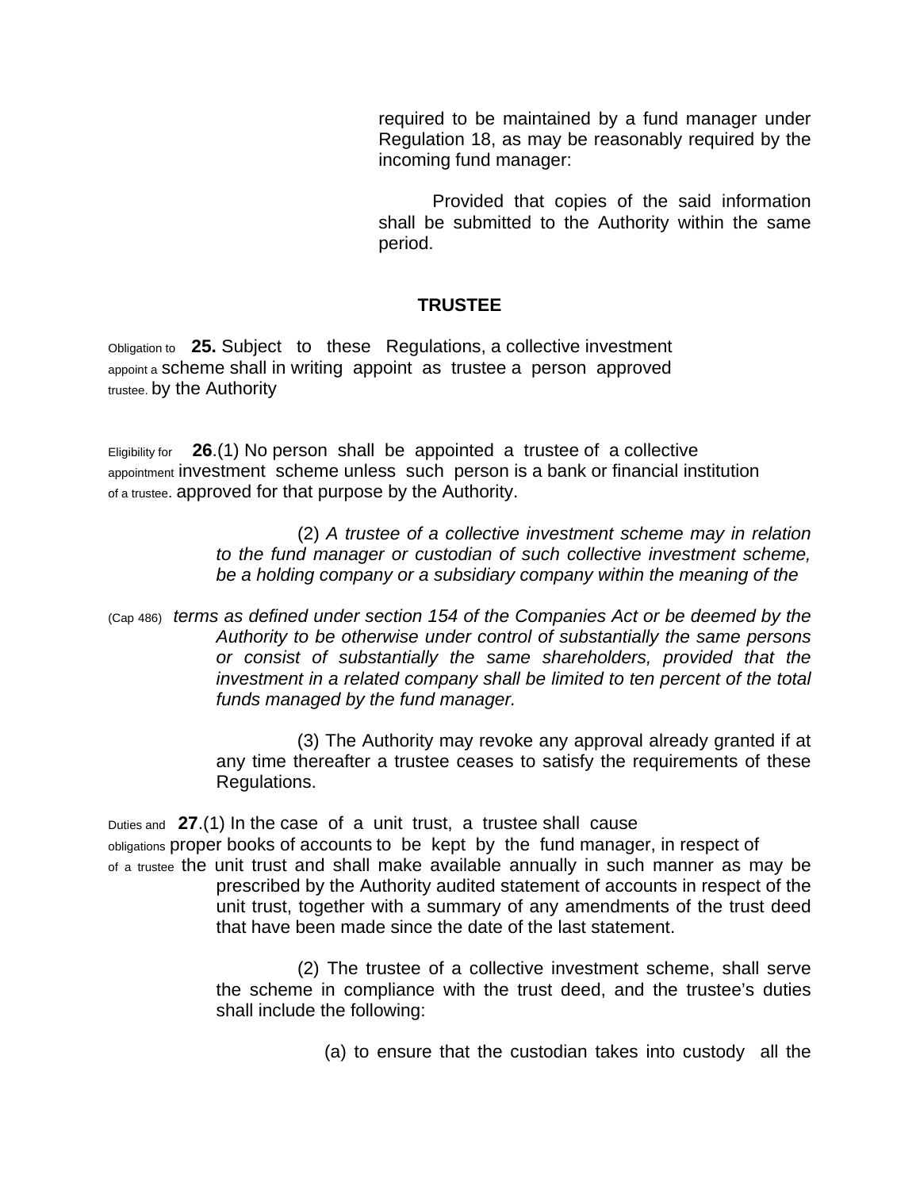required to be maintained by a fund manager under Regulation 18, as may be reasonably required by the incoming fund manager:

Provided that copies of the said information shall be submitted to the Authority within the same period.

## TRUSTEE

Obligation to appoint a trustee.

**25.** Subject to these Regulations, a collective investment scheme shall in writing appoint as trustee a person approved by the Authority

Eligibility for appointment of a trustee.

**26**.(1) No person shall be appointed a trustee of a collective investment scheme unless such person is a bank or financial institution approved for that purpose by the Authority.

(2) *A trustee of a collective investment scheme may in relation to the fund manager or custodian of such collective investment scheme, be a holding company or a subsidiary company within the meaning of the terms as defined under section 154 of the Companies Act or be deemed by the Authority to be otherwise under control of substantially the same persons or consist of substantially the same shareholders, provided that the investment in a related company shall be limited to ten percent of the total funds managed by the fund manager.*

(Cap 486)

(3) The Authority may revoke any approval already granted if at any time thereafter a trustee ceases to satisfy the requirements of these Regulations.

Duties and obligations of a trustee

**27**.(1) In the case of a unit trust, a trustee shall cause proper books of accounts to be kept by the fund manager, in respect of the unit trust and shall make available annually in such manner as may be prescribed by the Authority audited statement of accounts in respect of the unit trust, together with a summary of any amendments of the trust deed that have been made since the date of the last statement.

(2) The trustee of a collective investment scheme, shall serve the scheme in compliance with the trust deed, and the trustee's duties shall include the following:

(a) to ensure that the custodian takes into custody all the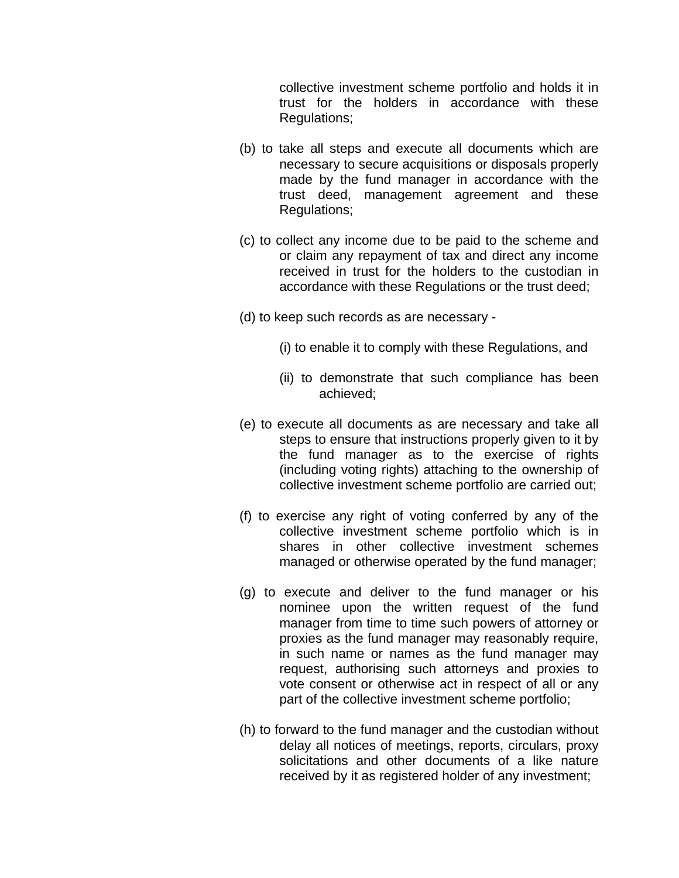collective investment scheme portfolio and holds it in trust for the holders in accordance with these Regulations;

(b) to take all steps and execute all documents which are necessary to secure acquisitions or disposals properly made by the fund manager in accordance with the trust deed, management agreement and these Regulations;

(c) to collect any income due to be paid to the scheme and or claim any repayment of tax and direct any income received in trust for the holders to the custodian in accordance with these Regulations or the trust deed;

(d) to keep such records as are necessary -

(i) to enable it to comply with these Regulations, and

(ii) to demonstrate that such compliance has been achieved;

(e) to execute all documents as are necessary and take all steps to ensure that instructions properly given to it by the fund manager as to the exercise of rights (including voting rights) attaching to the ownership of collective investment scheme portfolio are carried out;

(f) to exercise any right of voting conferred by any of the collective investment scheme portfolio which is in shares in other collective investment schemes managed or otherwise operated by the fund manager;

(g) to execute and deliver to the fund manager or his nominee upon the written request of the fund manager from time to time such powers of attorney or proxies as the fund manager may reasonably require, in such name or names as the fund manager may request, authorising such attorneys and proxies to vote consent or otherwise act in respect of all or any part of the collective investment scheme portfolio;

(h) to forward to the fund manager and the custodian without delay all notices of meetings, reports, circulars, proxy solicitations and other documents of a like nature received by it as registered holder of any investment;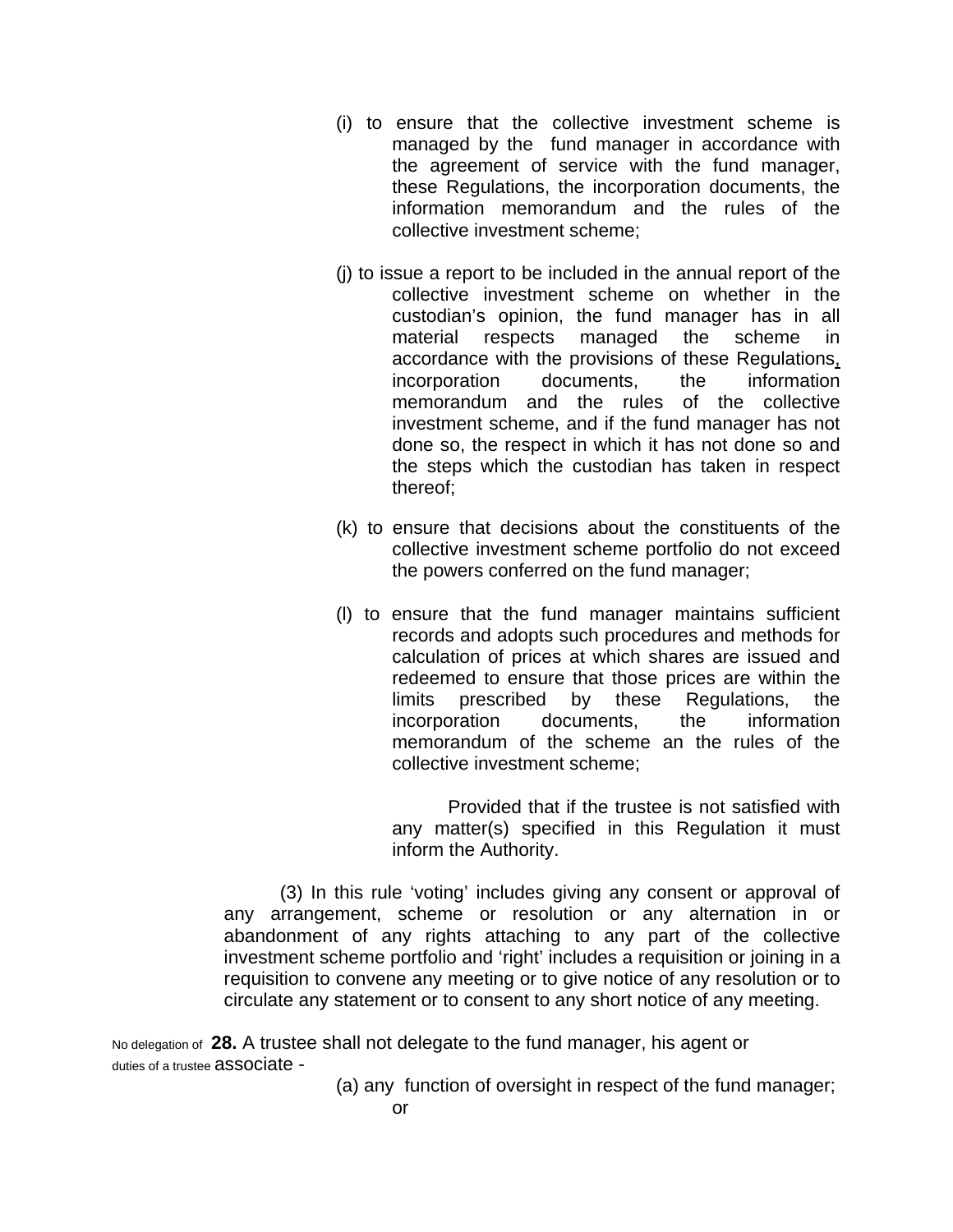(i) to ensure that the collective investment scheme is managed by the fund manager in accordance with the agreement of service with the fund manager, these Regulations, the incorporation documents, the information memorandum and the rules of the collective investment scheme;

(j) to issue a report to be included in the annual report of the collective investment scheme on whether in the custodian's opinion, the fund manager has in all material respects managed the scheme in accordance with the provisions of these Regulations, incorporation documents, the information memorandum and the rules of the collective investment scheme, and if the fund manager has not done so, the respect in which it has not done so and the steps which the custodian has taken in respect thereof;

(k) to ensure that decisions about the constituents of the collective investment scheme portfolio do not exceed the powers conferred on the fund manager;

(l) to ensure that the fund manager maintains sufficient records and adopts such procedures and methods for calculation of prices at which shares are issued and redeemed to ensure that those prices are within the limits prescribed by these Regulations, the incorporation documents, the information memorandum of the scheme an the rules of the collective investment scheme;

Provided that if the trustee is not satisfied with any matter(s) specified in this Regulation it must inform the Authority.

(3) In this rule 'voting' includes giving any consent or approval of any arrangement, scheme or resolution or any alternation in or abandonment of any rights attaching to any part of the collective investment scheme portfolio and 'right' includes a requisition or joining in a requisition to convene any meeting or to give notice of any resolution or to circulate any statement or to consent to any short notice of any meeting.

No delegation of duties of a trustee

**28.** A trustee shall not delegate to the fund manager, his agent or associate -

(a) any function of oversight in respect of the fund manager; or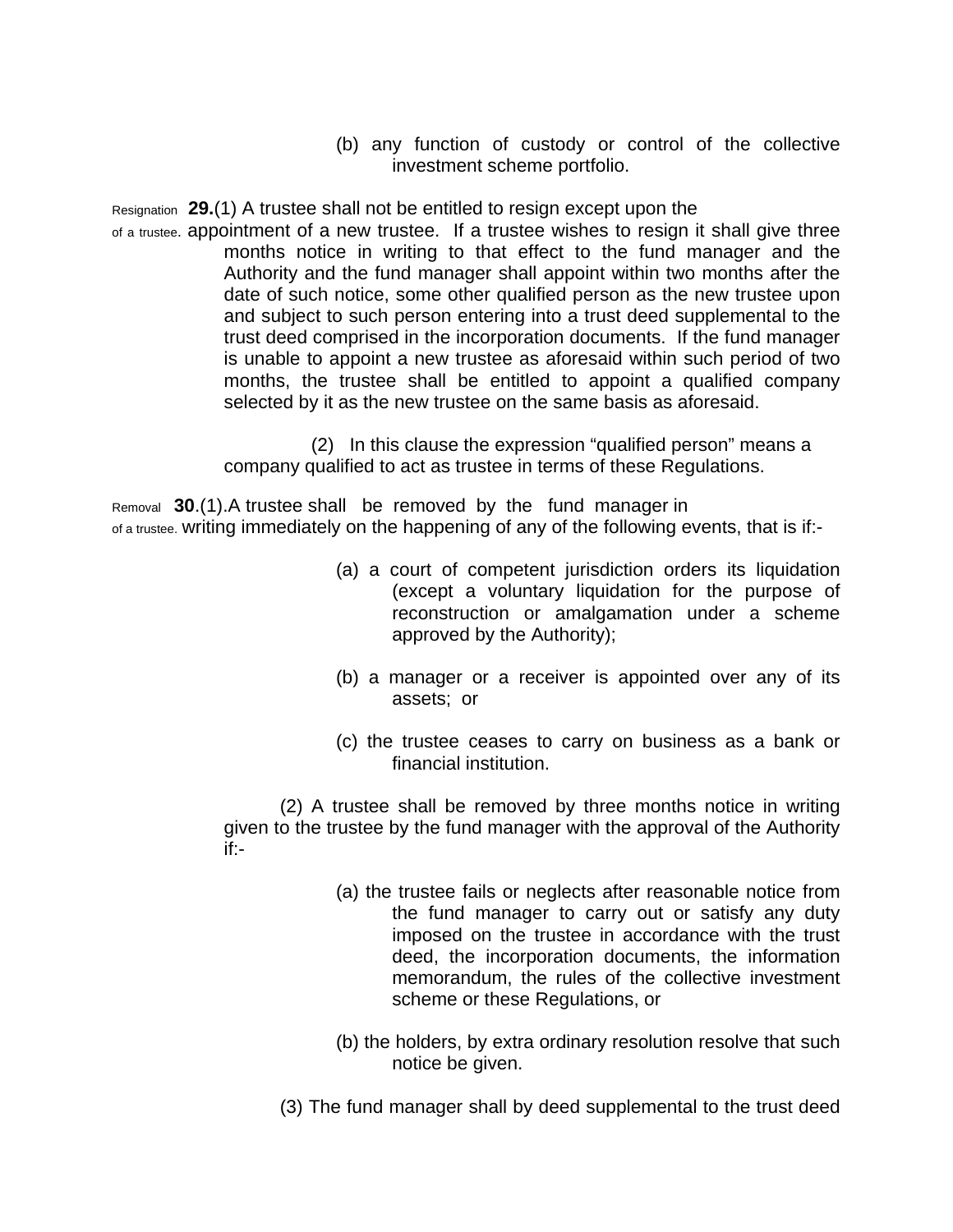(b) any function of custody or control of the collective investment scheme portfolio.

Resignation of a trustee. **29.**(1) A trustee shall not be entitled to resign except upon the appointment of a new trustee. If a trustee wishes to resign it shall give three months notice in writing to that effect to the fund manager and the Authority and the fund manager shall appoint within two months after the date of such notice, some other qualified person as the new trustee upon and subject to such person entering into a trust deed supplemental to the trust deed comprised in the incorporation documents. If the fund manager is unable to appoint a new trustee as aforesaid within such period of two months, the trustee shall be entitled to appoint a qualified company selected by it as the new trustee on the same basis as aforesaid.

(2) In this clause the expression "qualified person" means a company qualified to act as trustee in terms of these Regulations.

Removal of a trustee. **30**.(1).A trustee shall be removed by the fund manager in writing immediately on the happening of any of the following events, that is if:-

(a) a court of competent jurisdiction orders its liquidation (except a voluntary liquidation for the purpose of reconstruction or amalgamation under a scheme approved by the Authority);

(b) a manager or a receiver is appointed over any of its assets; or

(c) the trustee ceases to carry on business as a bank or financial institution.

(2) A trustee shall be removed by three months notice in writing given to the trustee by the fund manager with the approval of the Authority if:-

(a) the trustee fails or neglects after reasonable notice from the fund manager to carry out or satisfy any duty imposed on the trustee in accordance with the trust deed, the incorporation documents, the information memorandum, the rules of the collective investment scheme or these Regulations, or

(b) the holders, by extra ordinary resolution resolve that such notice be given.

(3) The fund manager shall by deed supplemental to the trust deed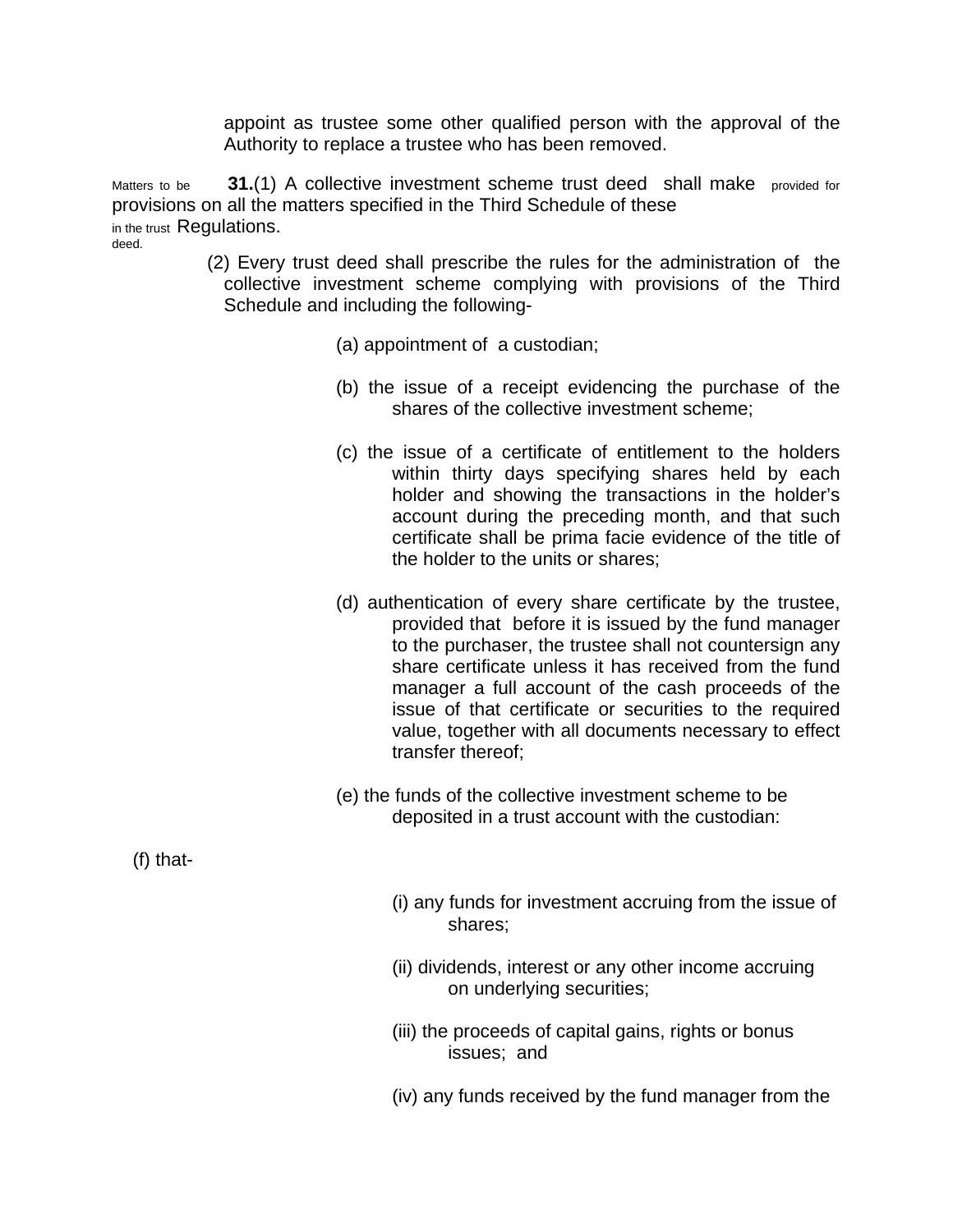appoint as trustee some other qualified person with the approval of the Authority to replace a trustee who has been removed.

Matters to be provided for in the trust deed.

**31.**(1) A collective investment scheme trust deed shall make provisions on all the matters specified in the Third Schedule of these Regulations.

(2) Every trust deed shall prescribe the rules for the administration of the collective investment scheme complying with provisions of the Third Schedule and including the following-

(a) appointment of a custodian;

(b) the issue of a receipt evidencing the purchase of the shares of the collective investment scheme;

(c) the issue of a certificate of entitlement to the holders within thirty days specifying shares held by each holder and showing the transactions in the holder's account during the preceding month, and that such certificate shall be prima facie evidence of the title of the holder to the units or shares;

(d) authentication of every share certificate by the trustee, provided that before it is issued by the fund manager to the purchaser, the trustee shall not countersign any share certificate unless it has received from the fund manager a full account of the cash proceeds of the issue of that certificate or securities to the required value, together with all documents necessary to effect transfer thereof;

(e) the funds of the collective investment scheme to be deposited in a trust account with the custodian:

(f) that-

(i) any funds for investment accruing from the issue of shares;

(ii) dividends, interest or any other income accruing on underlying securities;

(iii) the proceeds of capital gains, rights or bonus issues; and

(iv) any funds received by the fund manager from the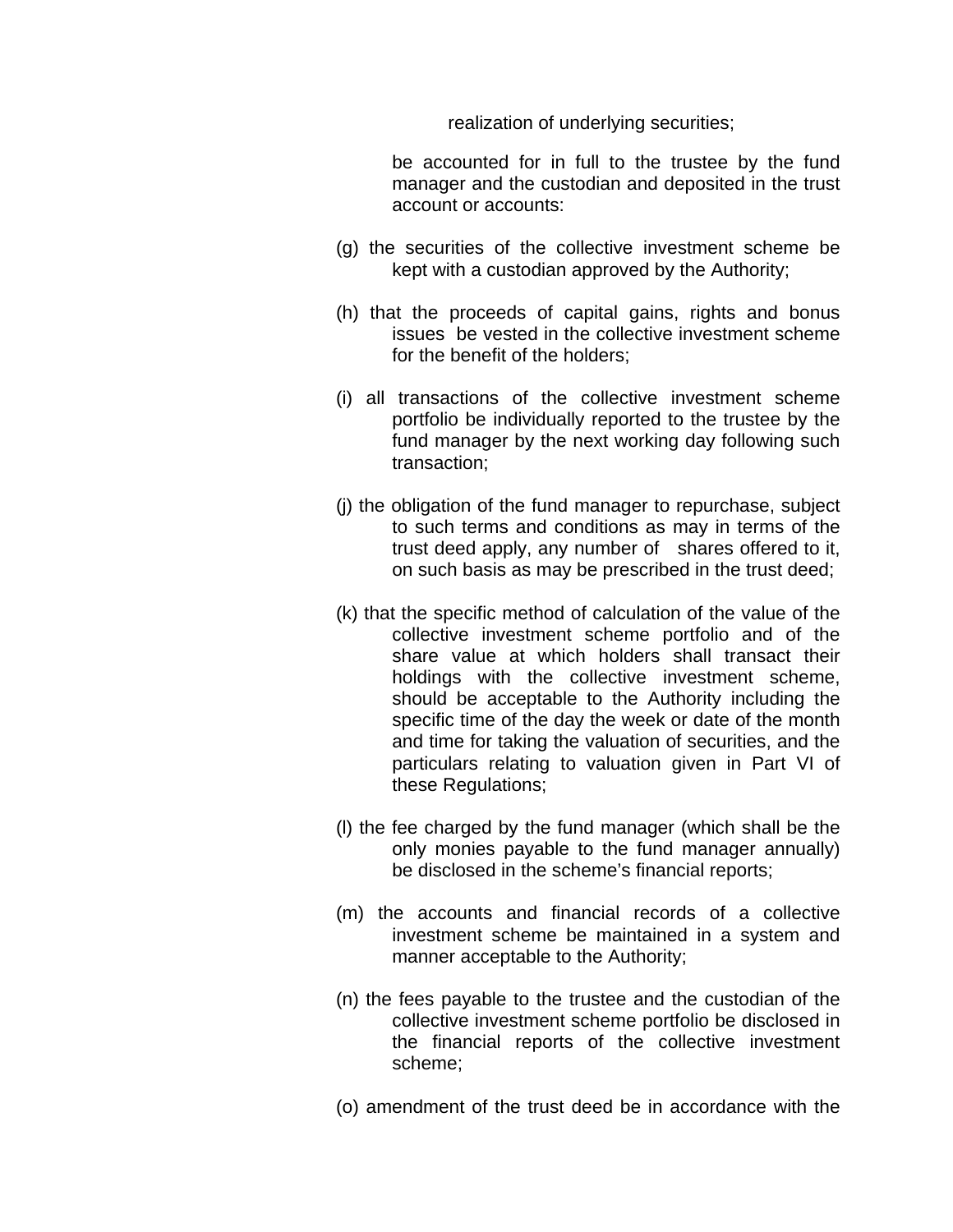realization of underlying securities;

be accounted for in full to the trustee by the fund manager and the custodian and deposited in the trust account or accounts:

(g) the securities of the collective investment scheme be kept with a custodian approved by the Authority;

(h) that the proceeds of capital gains, rights and bonus issues be vested in the collective investment scheme for the benefit of the holders;

(i) all transactions of the collective investment scheme portfolio be individually reported to the trustee by the fund manager by the next working day following such transaction;

(j) the obligation of the fund manager to repurchase, subject to such terms and conditions as may in terms of the trust deed apply, any number of shares offered to it, on such basis as may be prescribed in the trust deed;

(k) that the specific method of calculation of the value of the collective investment scheme portfolio and of the share value at which holders shall transact their holdings with the collective investment scheme, should be acceptable to the Authority including the specific time of the day the week or date of the month and time for taking the valuation of securities, and the particulars relating to valuation given in Part VI of these Regulations;

(l) the fee charged by the fund manager (which shall be the only monies payable to the fund manager annually) be disclosed in the scheme's financial reports;

(m) the accounts and financial records of a collective investment scheme be maintained in a system and manner acceptable to the Authority;

(n) the fees payable to the trustee and the custodian of the collective investment scheme portfolio be disclosed in the financial reports of the collective investment scheme;

(o) amendment of the trust deed be in accordance with the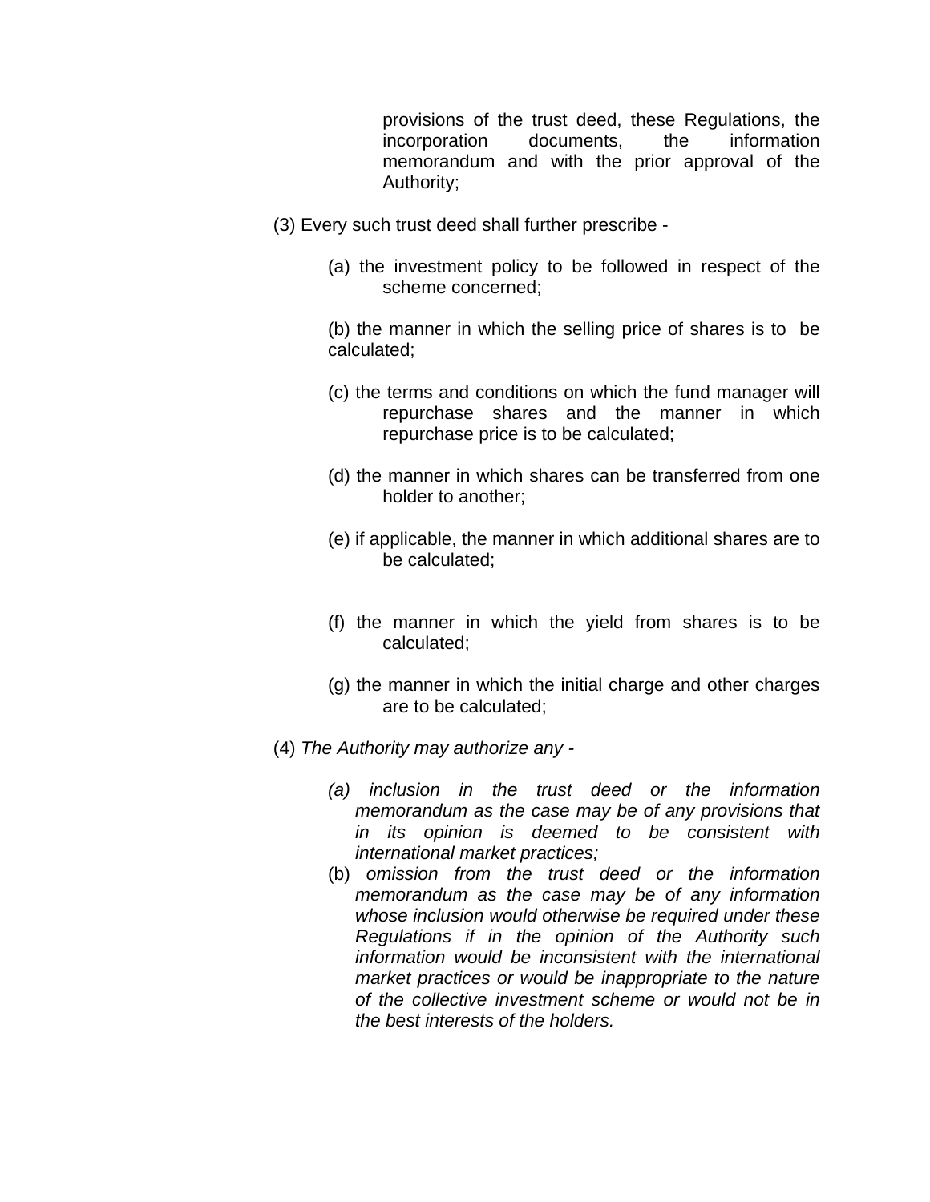provisions of the trust deed, these Regulations, the incorporation documents, the information memorandum and with the prior approval of the Authority;

(3) Every such trust deed shall further prescribe -

(a) the investment policy to be followed in respect of the scheme concerned;

(b) the manner in which the selling price of shares is to be calculated;

(c) the terms and conditions on which the fund manager will repurchase shares and the manner in which repurchase price is to be calculated;

(d) the manner in which shares can be transferred from one holder to another;

(e) if applicable, the manner in which additional shares are to be calculated;

(f) the manner in which the yield from shares is to be calculated;

(g) the manner in which the initial charge and other charges are to be calculated;

(4) *The Authority may authorize any -*

*(a) inclusion in the trust deed or the information memorandum as the case may be of any provisions that in its opinion is deemed to be consistent with international market practices;*

(b) *omission from the trust deed or the information memorandum as the case may be of any information whose inclusion would otherwise be required under these Regulations if in the opinion of the Authority such information would be inconsistent with the international market practices or would be inappropriate to the nature of the collective investment scheme or would not be in the best interests of the holders.*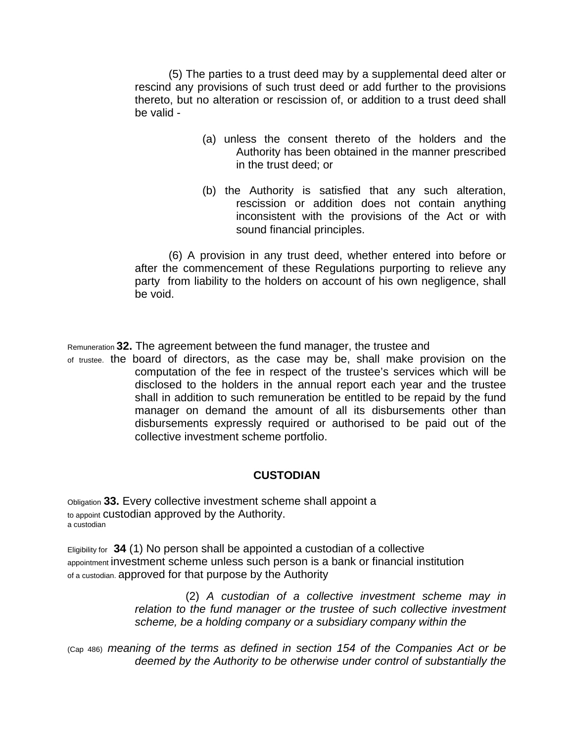(5) The parties to a trust deed may by a supplemental deed alter or rescind any provisions of such trust deed or add further to the provisions thereto, but no alteration or rescission of, or addition to a trust deed shall be valid -

(a) unless the consent thereto of the holders and the Authority has been obtained in the manner prescribed in the trust deed; or

(b) the Authority is satisfied that any such alteration, rescission or addition does not contain anything inconsistent with the provisions of the Act or with sound financial principles.

(6) A provision in any trust deed, whether entered into before or after the commencement of these Regulations purporting to relieve any party from liability to the holders on account of his own negligence, shall be void.

Remuneration of trustee.

**32.** The agreement between the fund manager, the trustee and the board of directors, as the case may be, shall make provision on the computation of the fee in respect of the trustee's services which will be disclosed to the holders in the annual report each year and the trustee shall in addition to such remuneration be entitled to be repaid by the fund manager on demand the amount of all its disbursements other than disbursements expressly required or authorised to be paid out of the collective investment scheme portfolio.

## CUSTODIAN

Obligation to appoint a custodian

**33.** Every collective investment scheme shall appoint a custodian approved by the Authority.

Eligibility for appointment of a custodian.

**34** (1) No person shall be appointed a custodian of a collective investment scheme unless such person is a bank or financial institution approved for that purpose by the Authority

(2) *A custodian of a collective investment scheme may in relation to the fund manager or the trustee of such collective investment scheme, be a holding company or a subsidiary company within the*

(Cap 486)

*meaning of the terms as defined in section 154 of the Companies Act or be deemed by the Authority to be otherwise under control of substantially the*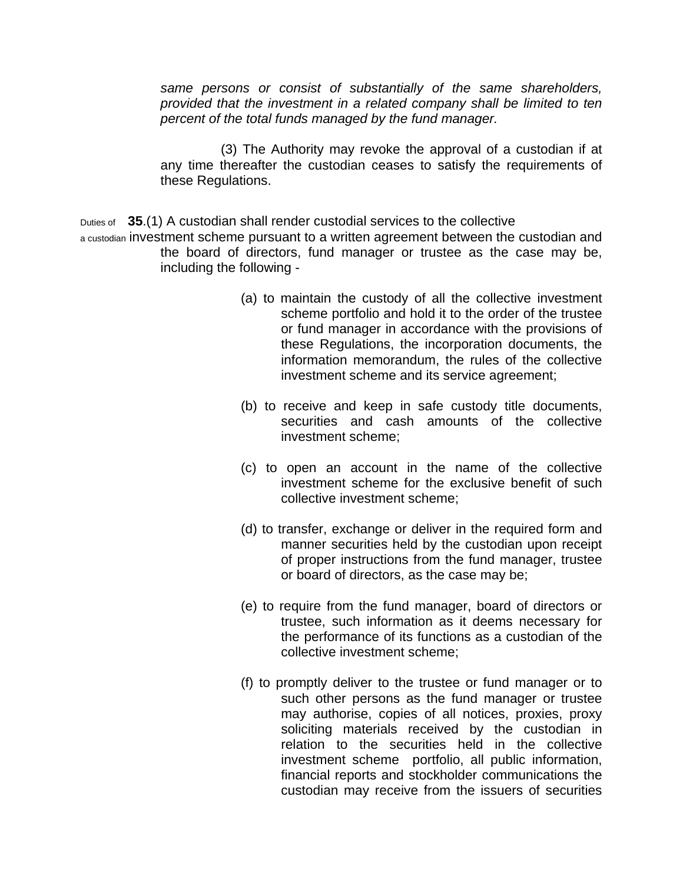*same persons or consist of substantially of the same shareholders, provided that the investment in a related company shall be limited to ten percent of the total funds managed by the fund manager.*

(3) The Authority may revoke the approval of a custodian if at any time thereafter the custodian ceases to satisfy the requirements of these Regulations.

Duties of a custodian

**35**.(1) A custodian shall render custodial services to the collective investment scheme pursuant to a written agreement between the custodian and the board of directors, fund manager or trustee as the case may be, including the following -

(a) to maintain the custody of all the collective investment scheme portfolio and hold it to the order of the trustee or fund manager in accordance with the provisions of these Regulations, the incorporation documents, the information memorandum, the rules of the collective investment scheme and its service agreement;

(b) to receive and keep in safe custody title documents, securities and cash amounts of the collective investment scheme;

(c) to open an account in the name of the collective investment scheme for the exclusive benefit of such collective investment scheme;

(d) to transfer, exchange or deliver in the required form and manner securities held by the custodian upon receipt of proper instructions from the fund manager, trustee or board of directors, as the case may be;

(e) to require from the fund manager, board of directors or trustee, such information as it deems necessary for the performance of its functions as a custodian of the collective investment scheme;

(f) to promptly deliver to the trustee or fund manager or to such other persons as the fund manager or trustee may authorise, copies of all notices, proxies, proxy soliciting materials received by the custodian in relation to the securities held in the collective investment scheme portfolio, all public information, financial reports and stockholder communications the custodian may receive from the issuers of securities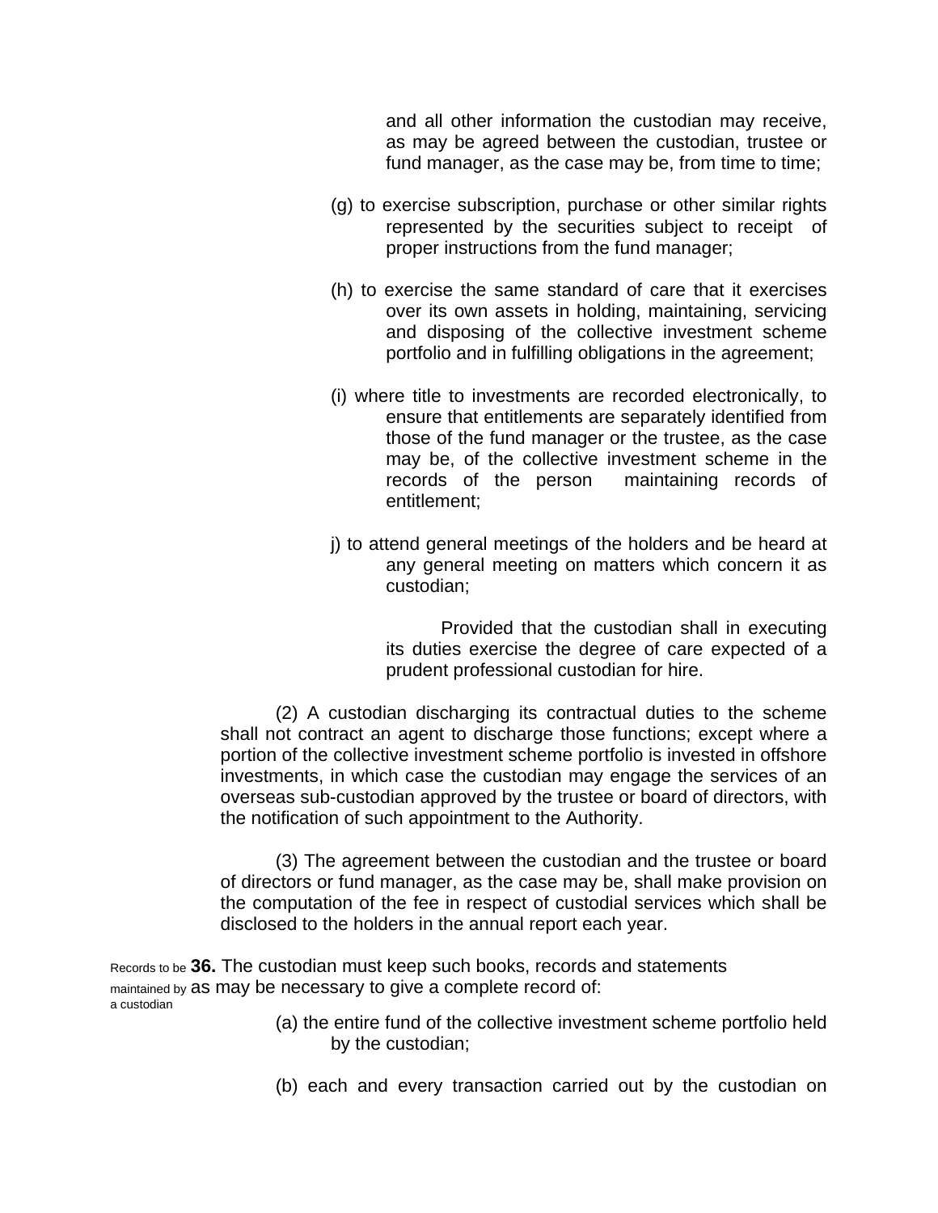and all other information the custodian may receive, as may be agreed between the custodian, trustee or fund manager, as the case may be, from time to time;

(g) to exercise subscription, purchase or other similar rights represented by the securities subject to receipt of proper instructions from the fund manager;

(h) to exercise the same standard of care that it exercises over its own assets in holding, maintaining, servicing and disposing of the collective investment scheme portfolio and in fulfilling obligations in the agreement;

(i) where title to investments are recorded electronically, to ensure that entitlements are separately identified from those of the fund manager or the trustee, as the case may be, of the collective investment scheme in the records of the person maintaining records of entitlement;

j) to attend general meetings of the holders and be heard at any general meeting on matters which concern it as custodian;

Provided that the custodian shall in executing its duties exercise the degree of care expected of a prudent professional custodian for hire.

(2) A custodian discharging its contractual duties to the scheme shall not contract an agent to discharge those functions; except where a portion of the collective investment scheme portfolio is invested in offshore investments, in which case the custodian may engage the services of an overseas sub-custodian approved by the trustee or board of directors, with the notification of such appointment to the Authority.

(3) The agreement between the custodian and the trustee or board of directors or fund manager, as the case may be, shall make provision on the computation of the fee in respect of custodial services which shall be disclosed to the holders in the annual report each year.

Records to be maintained by a custodian

**36.** The custodian must keep such books, records and statements as may be necessary to give a complete record of:

(a) the entire fund of the collective investment scheme portfolio held by the custodian;

(b) each and every transaction carried out by the custodian on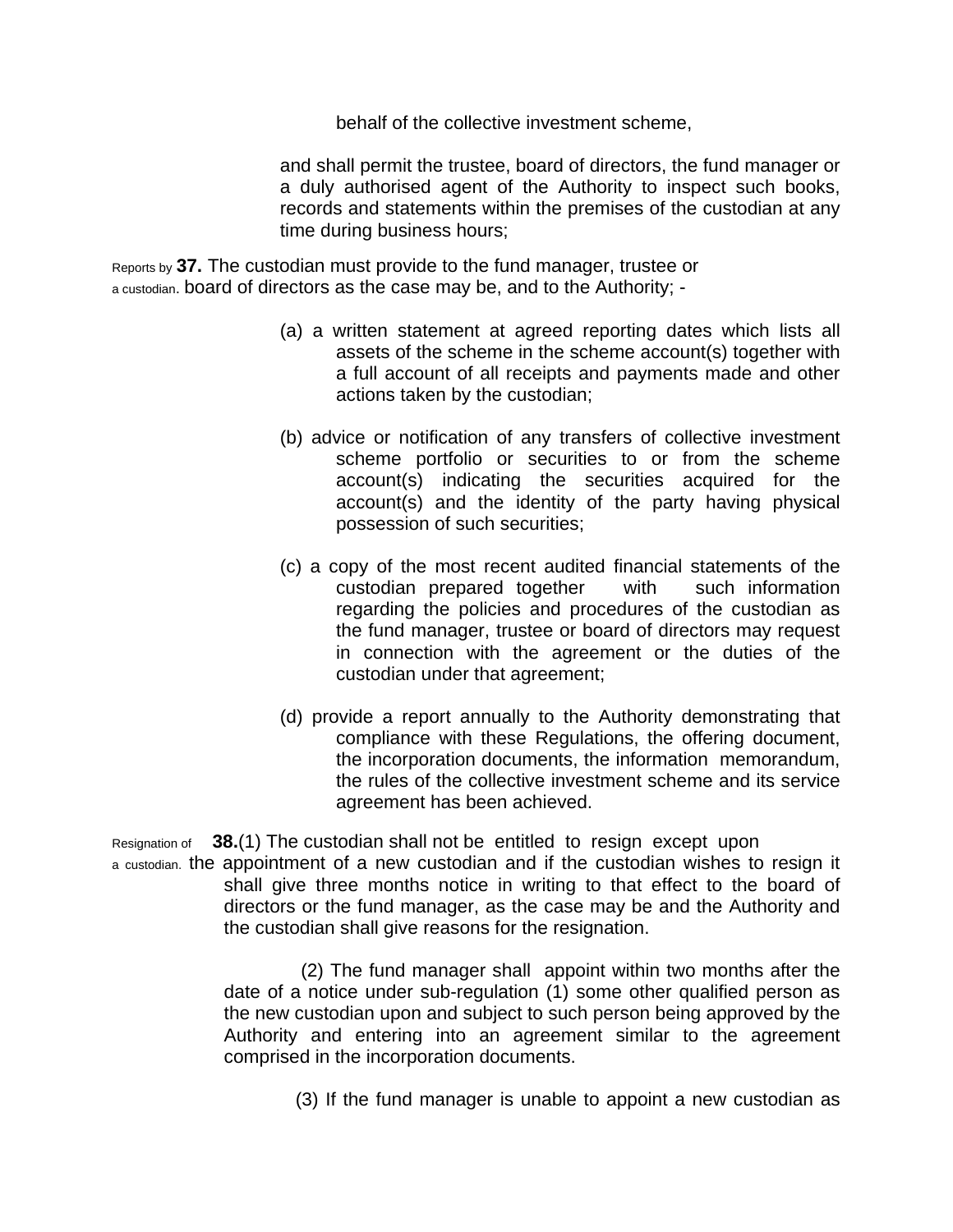behalf of the collective investment scheme,

and shall permit the trustee, board of directors, the fund manager or a duly authorised agent of the Authority to inspect such books, records and statements within the premises of the custodian at any time during business hours;

Reports by a custodian.

**37.** The custodian must provide to the fund manager, trustee or board of directors as the case may be, and to the Authority; -

(a) a written statement at agreed reporting dates which lists all assets of the scheme in the scheme account(s) together with a full account of all receipts and payments made and other actions taken by the custodian;

(b) advice or notification of any transfers of collective investment scheme portfolio or securities to or from the scheme account(s) indicating the securities acquired for the account(s) and the identity of the party having physical possession of such securities;

(c) a copy of the most recent audited financial statements of the custodian prepared together with such information regarding the policies and procedures of the custodian as the fund manager, trustee or board of directors may request in connection with the agreement or the duties of the custodian under that agreement;

(d) provide a report annually to the Authority demonstrating that compliance with these Regulations, the offering document, the incorporation documents, the information memorandum, the rules of the collective investment scheme and its service agreement has been achieved.

Resignation of a custodian.

**38.**(1) The custodian shall not be entitled to resign except upon the appointment of a new custodian and if the custodian wishes to resign it shall give three months notice in writing to that effect to the board of directors or the fund manager, as the case may be and the Authority and the custodian shall give reasons for the resignation.

(2) The fund manager shall appoint within two months after the date of a notice under sub-regulation (1) some other qualified person as the new custodian upon and subject to such person being approved by the Authority and entering into an agreement similar to the agreement comprised in the incorporation documents.

(3) If the fund manager is unable to appoint a new custodian as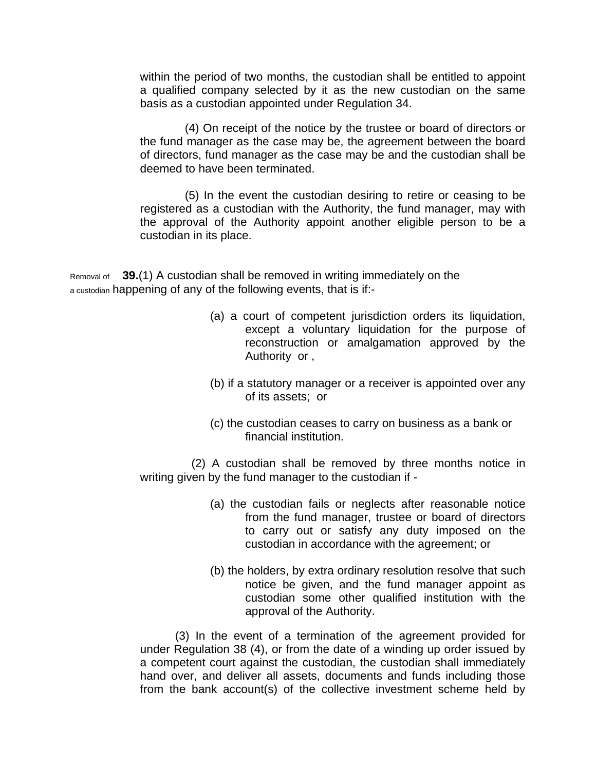within the period of two months, the custodian shall be entitled to appoint a qualified company selected by it as the new custodian on the same basis as a custodian appointed under Regulation 34.

(4) On receipt of the notice by the trustee or board of directors or the fund manager as the case may be, the agreement between the board of directors, fund manager as the case may be and the custodian shall be deemed to have been terminated.

(5) In the event the custodian desiring to retire or ceasing to be registered as a custodian with the Authority, the fund manager, may with the approval of the Authority appoint another eligible person to be a custodian in its place.

Removal of a custodian

**39.**(1) A custodian shall be removed in writing immediately on the happening of any of the following events, that is if:-

(a) a court of competent jurisdiction orders its liquidation, except a voluntary liquidation for the purpose of reconstruction or amalgamation approved by the Authority or ,

(b) if a statutory manager or a receiver is appointed over any of its assets; or

(c) the custodian ceases to carry on business as a bank or financial institution.

(2) A custodian shall be removed by three months notice in writing given by the fund manager to the custodian if -

(a) the custodian fails or neglects after reasonable notice from the fund manager, trustee or board of directors to carry out or satisfy any duty imposed on the custodian in accordance with the agreement; or

(b) the holders, by extra ordinary resolution resolve that such notice be given, and the fund manager appoint as custodian some other qualified institution with the approval of the Authority.

(3) In the event of a termination of the agreement provided for under Regulation 38 (4), or from the date of a winding up order issued by a competent court against the custodian, the custodian shall immediately hand over, and deliver all assets, documents and funds including those from the bank account(s) of the collective investment scheme held by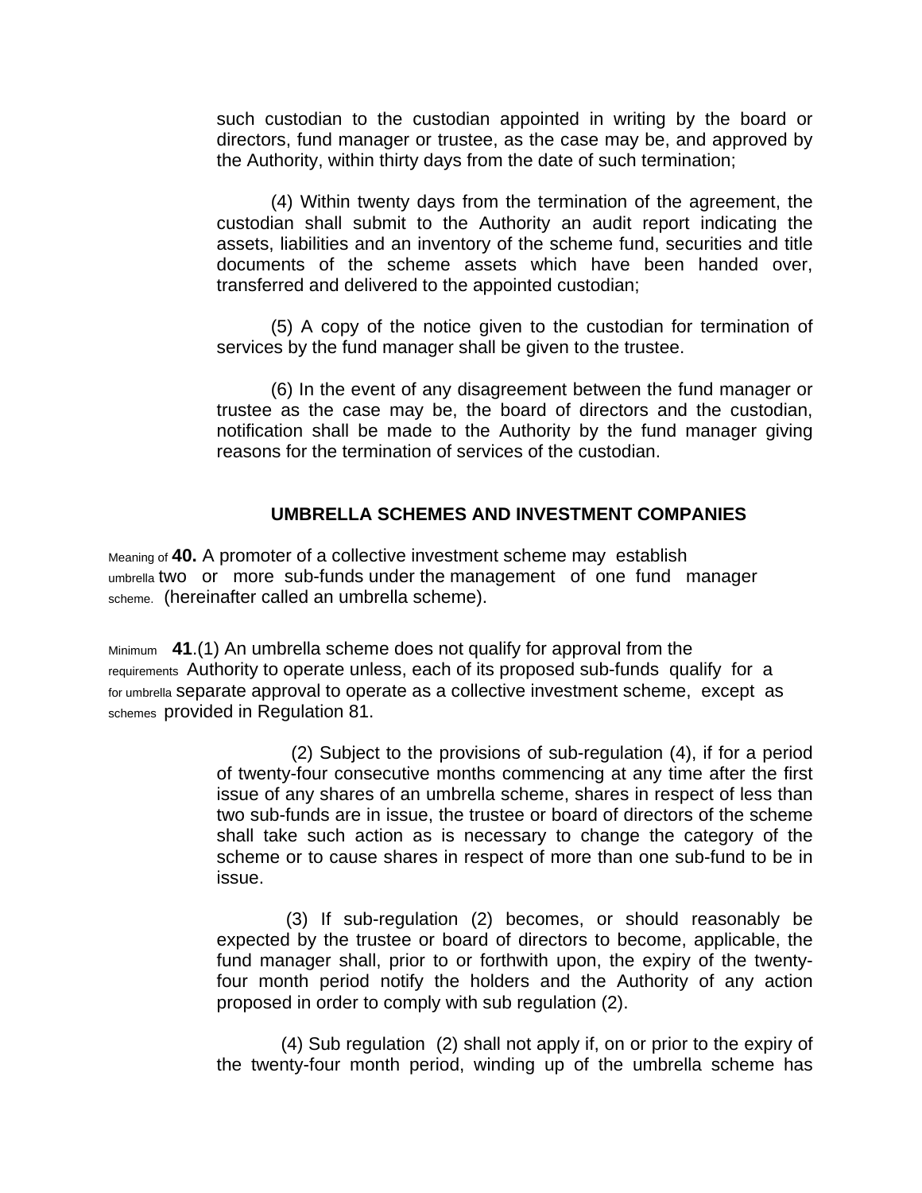such custodian to the custodian appointed in writing by the board or directors, fund manager or trustee, as the case may be, and approved by the Authority, within thirty days from the date of such termination;

(4) Within twenty days from the termination of the agreement, the custodian shall submit to the Authority an audit report indicating the assets, liabilities and an inventory of the scheme fund, securities and title documents of the scheme assets which have been handed over, transferred and delivered to the appointed custodian;

(5) A copy of the notice given to the custodian for termination of services by the fund manager shall be given to the trustee.

(6) In the event of any disagreement between the fund manager or trustee as the case may be, the board of directors and the custodian, notification shall be made to the Authority by the fund manager giving reasons for the termination of services of the custodian.

### UMBRELLA SCHEMES AND INVESTMENT COMPANIES

Meaning of umbrella scheme.

**40.** A promoter of a collective investment scheme may establish two or more sub-funds under the management of one fund manager (hereinafter called an umbrella scheme).

Minimum requirements for umbrella schemes

**41**.(1) An umbrella scheme does not qualify for approval from the Authority to operate unless, each of its proposed sub-funds qualify for a separate approval to operate as a collective investment scheme, except as provided in Regulation 81.

(2) Subject to the provisions of sub-regulation (4), if for a period of twenty-four consecutive months commencing at any time after the first issue of any shares of an umbrella scheme, shares in respect of less than two sub-funds are in issue, the trustee or board of directors of the scheme shall take such action as is necessary to change the category of the scheme or to cause shares in respect of more than one sub-fund to be in issue.

(3) If sub-regulation (2) becomes, or should reasonably be expected by the trustee or board of directors to become, applicable, the fund manager shall, prior to or forthwith upon, the expiry of the twenty-four month period notify the holders and the Authority of any action proposed in order to comply with sub regulation (2).

(4) Sub regulation (2) shall not apply if, on or prior to the expiry of the twenty-four month period, winding up of the umbrella scheme has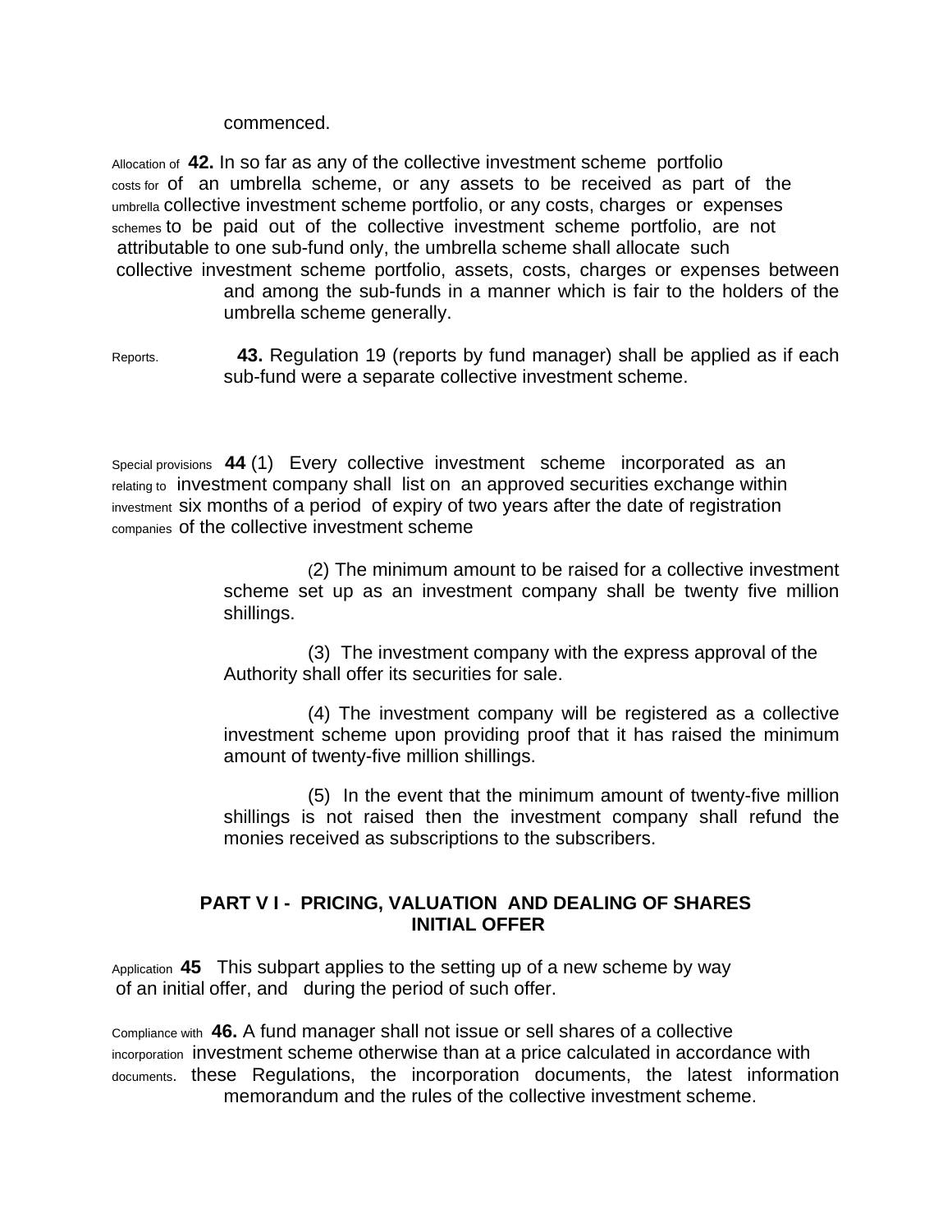commenced.

Allocation of costs for umbrella schemes **42.** In so far as any of the collective investment scheme portfolio of an umbrella scheme, or any assets to be received as part of the collective investment scheme portfolio, or any costs, charges or expenses to be paid out of the collective investment scheme portfolio, are not attributable to one sub-fund only, the umbrella scheme shall allocate such collective investment scheme portfolio, assets, costs, charges or expenses between and among the sub-funds in a manner which is fair to the holders of the umbrella scheme generally.

Reports. **43.** Regulation 19 (reports by fund manager) shall be applied as if each sub-fund were a separate collective investment scheme.

Special provisions relating to investment companies **44** (1) Every collective investment scheme incorporated as an investment company shall list on an approved securities exchange within six months of a period of expiry of two years after the date of registration of the collective investment scheme

(2) The minimum amount to be raised for a collective investment scheme set up as an investment company shall be twenty five million shillings.

(3) The investment company with the express approval of the Authority shall offer its securities for sale.

(4) The investment company will be registered as a collective investment scheme upon providing proof that it has raised the minimum amount of twenty-five million shillings.

(5) In the event that the minimum amount of twenty-five million shillings is not raised then the investment company shall refund the monies received as subscriptions to the subscribers.

## PART V I - PRICING, VALUATION AND DEALING OF SHARES
## INITIAL OFFER

Application **45** This subpart applies to the setting up of a new scheme by way of an initial offer, and during the period of such offer.

Compliance with incorporation documents. **46.** A fund manager shall not issue or sell shares of a collective investment scheme otherwise than at a price calculated in accordance with these Regulations, the incorporation documents, the latest information memorandum and the rules of the collective investment scheme.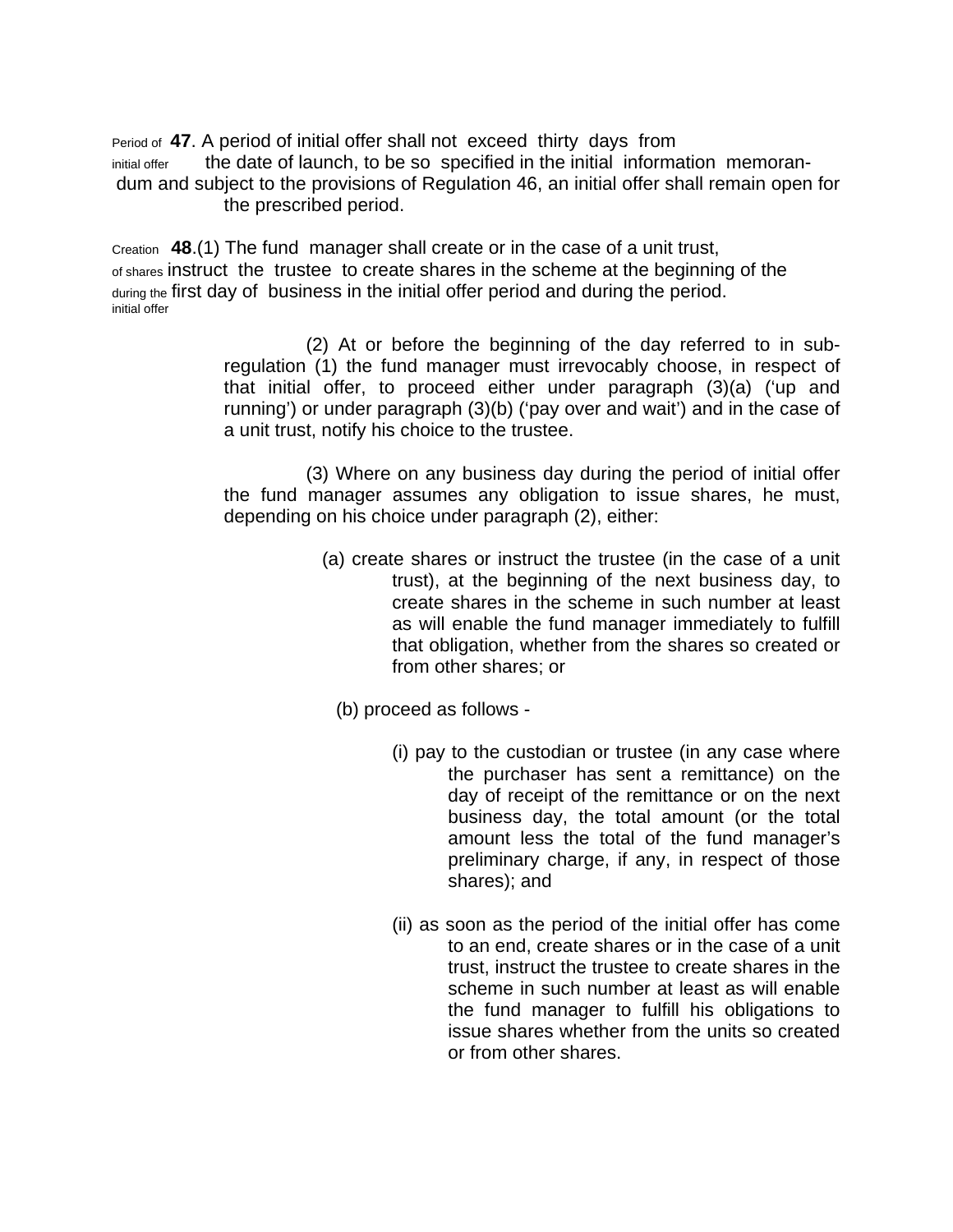**Period of initial offer**

**47**. A period of initial offer shall not exceed thirty days from the date of launch, to be so specified in the initial information memorandum and subject to the provisions of Regulation 46, an initial offer shall remain open for the prescribed period.

**Creation of shares during the initial offer**

**48**.(1) The fund manager shall create or in the case of a unit trust, instruct the trustee to create shares in the scheme at the beginning of the first day of business in the initial offer period and during the period.

(2) At or before the beginning of the day referred to in sub-regulation (1) the fund manager must irrevocably choose, in respect of that initial offer, to proceed either under paragraph (3)(a) ('up and running') or under paragraph (3)(b) ('pay over and wait') and in the case of a unit trust, notify his choice to the trustee.

(3) Where on any business day during the period of initial offer the fund manager assumes any obligation to issue shares, he must, depending on his choice under paragraph (2), either:

(a) create shares or instruct the trustee (in the case of a unit trust), at the beginning of the next business day, to create shares in the scheme in such number at least as will enable the fund manager immediately to fulfill that obligation, whether from the shares so created or from other shares; or

(b) proceed as follows -

(i) pay to the custodian or trustee (in any case where the purchaser has sent a remittance) on the day of receipt of the remittance or on the next business day, the total amount (or the total amount less the total of the fund manager's preliminary charge, if any, in respect of those shares); and

(ii) as soon as the period of the initial offer has come to an end, create shares or in the case of a unit trust, instruct the trustee to create shares in the scheme in such number at least as will enable the fund manager to fulfill his obligations to issue shares whether from the units so created or from other shares.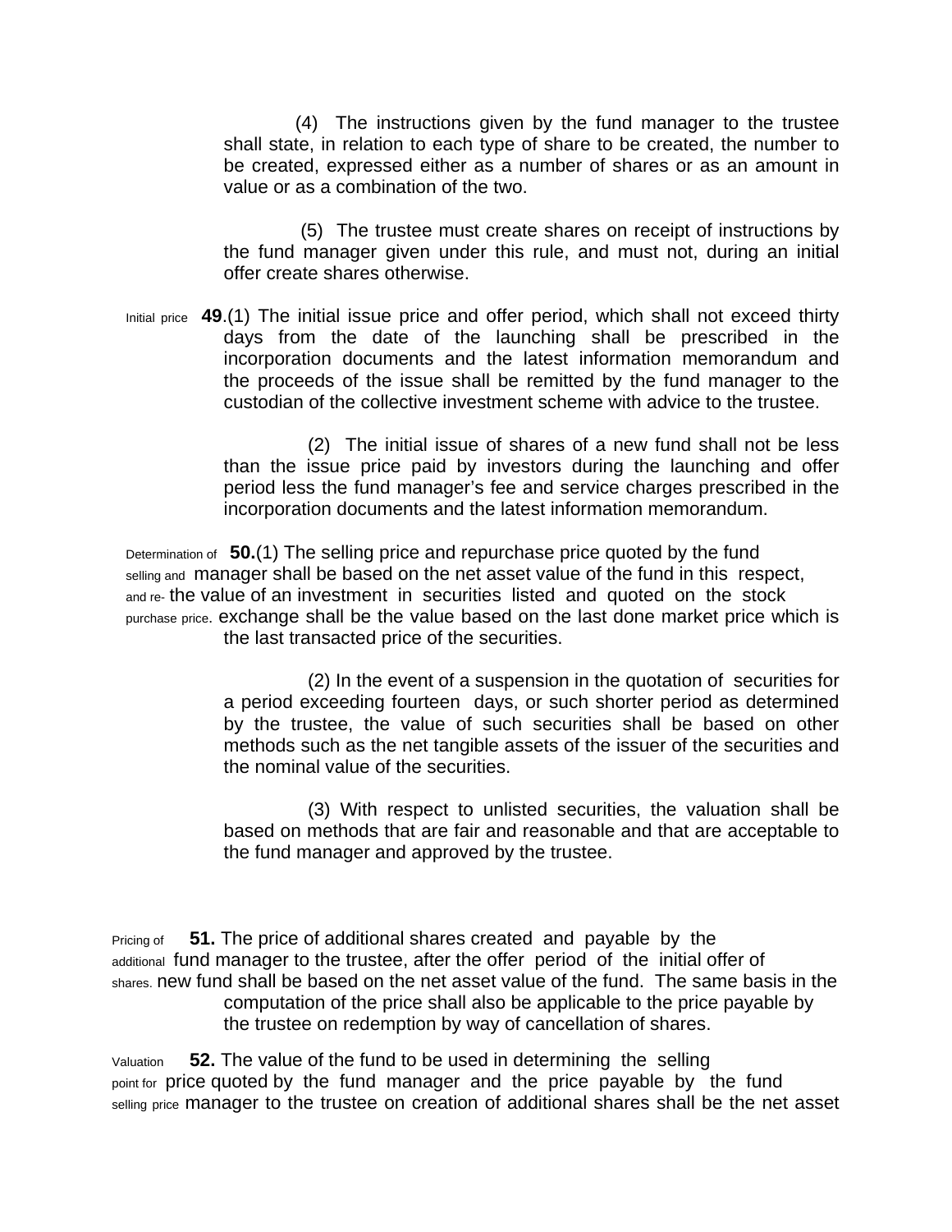(4) The instructions given by the fund manager to the trustee shall state, in relation to each type of share to be created, the number to be created, expressed either as a number of shares or as an amount in value or as a combination of the two.

(5) The trustee must create shares on receipt of instructions by the fund manager given under this rule, and must not, during an initial offer create shares otherwise.

*Initial price*

**49**.(1) The initial issue price and offer period, which shall not exceed thirty days from the date of the launching shall be prescribed in the incorporation documents and the latest information memorandum and the proceeds of the issue shall be remitted by the fund manager to the custodian of the collective investment scheme with advice to the trustee.

(2) The initial issue of shares of a new fund shall not be less than the issue price paid by investors during the launching and offer period less the fund manager's fee and service charges prescribed in the incorporation documents and the latest information memorandum.

*Determination of selling and re-purchase price.*

**50.**(1) The selling price and repurchase price quoted by the fund manager shall be based on the net asset value of the fund in this respect, the value of an investment in securities listed and quoted on the stock exchange shall be the value based on the last done market price which is the last transacted price of the securities.

(2) In the event of a suspension in the quotation of securities for a period exceeding fourteen days, or such shorter period as determined by the trustee, the value of such securities shall be based on other methods such as the net tangible assets of the issuer of the securities and the nominal value of the securities.

(3) With respect to unlisted securities, the valuation shall be based on methods that are fair and reasonable and that are acceptable to the fund manager and approved by the trustee.

*Pricing of additional shares.*

**51.** The price of additional shares created and payable by the fund manager to the trustee, after the offer period of the initial offer of new fund shall be based on the net asset value of the fund. The same basis in the computation of the price shall also be applicable to the price payable by the trustee on redemption by way of cancellation of shares.

*Valuation point for selling price*

**52.** The value of the fund to be used in determining the selling price quoted by the fund manager and the price payable by the fund manager to the trustee on creation of additional shares shall be the net asset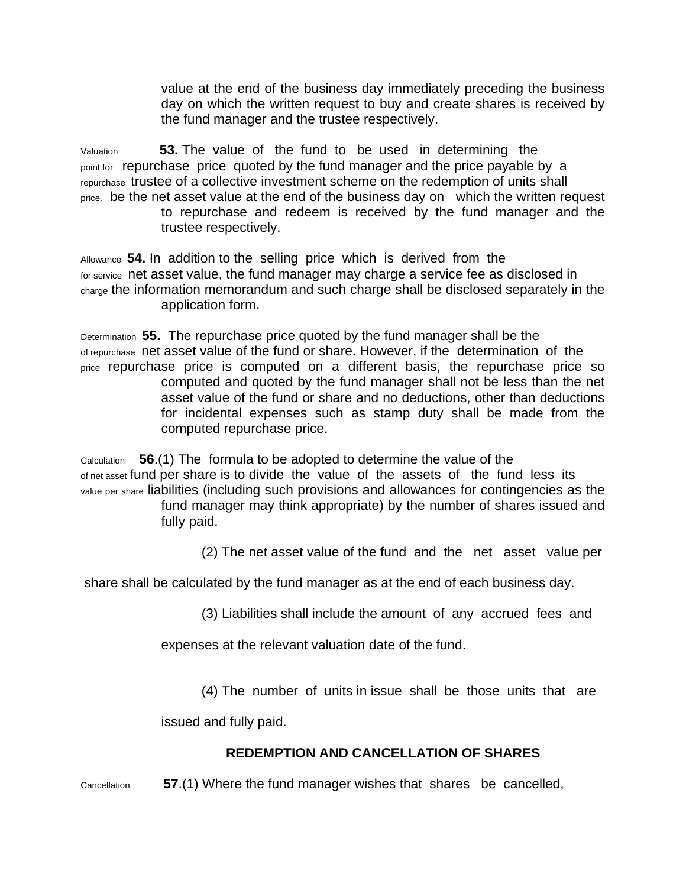value at the end of the business day immediately preceding the business day on which the written request to buy and create shares is received by the fund manager and the trustee respectively.

Valuation point for repurchase price.

**53.** The value of the fund to be used in determining the repurchase price quoted by the fund manager and the price payable by a trustee of a collective investment scheme on the redemption of units shall be the net asset value at the end of the business day on which the written request to repurchase and redeem is received by the fund manager and the trustee respectively.

Allowance for service charge

**54.** In addition to the selling price which is derived from the net asset value, the fund manager may charge a service fee as disclosed in the information memorandum and such charge shall be disclosed separately in the application form.

Determination of repurchase price

**55.** The repurchase price quoted by the fund manager shall be the net asset value of the fund or share. However, if the determination of the repurchase price is computed on a different basis, the repurchase price so computed and quoted by the fund manager shall not be less than the net asset value of the fund or share and no deductions, other than deductions for incidental expenses such as stamp duty shall be made from the computed repurchase price.

Calculation of net asset value per share

**56**.(1) The formula to be adopted to determine the value of the fund per share is to divide the value of the assets of the fund less its liabilities (including such provisions and allowances for contingencies as the fund manager may think appropriate) by the number of shares issued and fully paid.

(2) The net asset value of the fund and the net asset value per share shall be calculated by the fund manager as at the end of each business day.

(3) Liabilities shall include the amount of any accrued fees and expenses at the relevant valuation date of the fund.

(4) The number of units in issue shall be those units that are issued and fully paid.

## REDEMPTION AND CANCELLATION OF SHARES

Cancellation

**57**.(1) Where the fund manager wishes that shares be cancelled,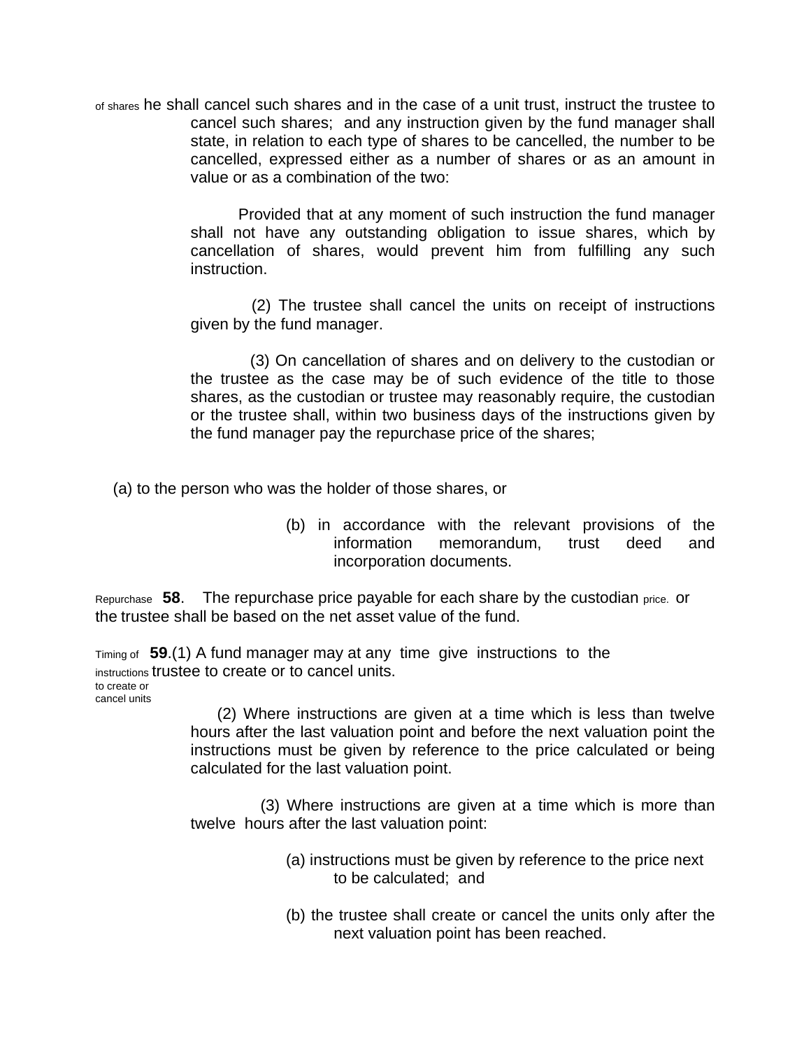of shares he shall cancel such shares and in the case of a unit trust, instruct the trustee to cancel such shares; and any instruction given by the fund manager shall state, in relation to each type of shares to be cancelled, the number to be cancelled, expressed either as a number of shares or as an amount in value or as a combination of the two:

Provided that at any moment of such instruction the fund manager shall not have any outstanding obligation to issue shares, which by cancellation of shares, would prevent him from fulfilling any such instruction.

(2) The trustee shall cancel the units on receipt of instructions given by the fund manager.

(3) On cancellation of shares and on delivery to the custodian or the trustee as the case may be of such evidence of the title to those shares, as the custodian or trustee may reasonably require, the custodian or the trustee shall, within two business days of the instructions given by the fund manager pay the repurchase price of the shares;

(a) to the person who was the holder of those shares, or

(b) in accordance with the relevant provisions of the information memorandum, trust deed and incorporation documents.

Repurchase price. **58**. The repurchase price payable for each share by the custodian or the trustee shall be based on the net asset value of the fund.

Timing of instructions to create or cancel units **59**.(1) A fund manager may at any time give instructions to the trustee to create or to cancel units.

(2) Where instructions are given at a time which is less than twelve hours after the last valuation point and before the next valuation point the instructions must be given by reference to the price calculated or being calculated for the last valuation point.

(3) Where instructions are given at a time which is more than twelve hours after the last valuation point:

(a) instructions must be given by reference to the price next to be calculated; and

(b) the trustee shall create or cancel the units only after the next valuation point has been reached.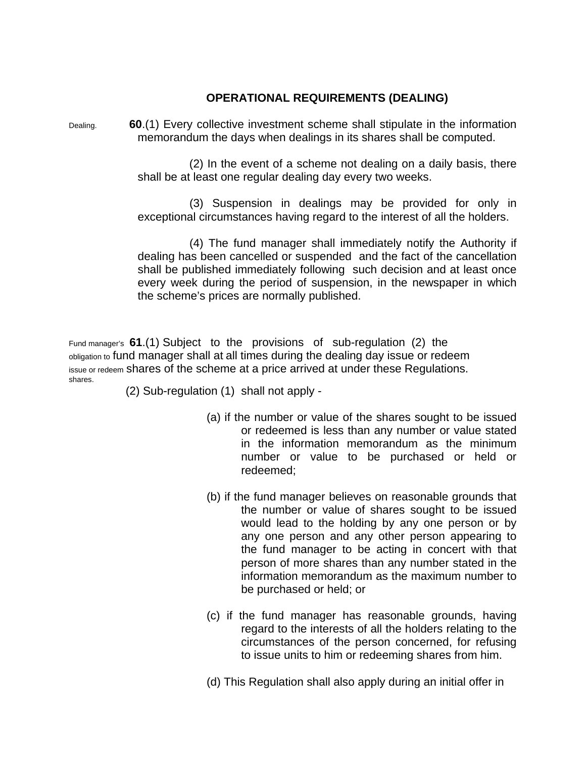## OPERATIONAL REQUIREMENTS (DEALING)

Dealing.

**60**.(1) Every collective investment scheme shall stipulate in the information memorandum the days when dealings in its shares shall be computed.

(2) In the event of a scheme not dealing on a daily basis, there shall be at least one regular dealing day every two weeks.

(3) Suspension in dealings may be provided for only in exceptional circumstances having regard to the interest of all the holders.

(4) The fund manager shall immediately notify the Authority if dealing has been cancelled or suspended and the fact of the cancellation shall be published immediately following such decision and at least once every week during the period of suspension, in the newspaper in which the scheme's prices are normally published.

Fund manager's obligation to issue or redeem shares.

**61**.(1) Subject to the provisions of sub-regulation (2) the fund manager shall at all times during the dealing day issue or redeem shares of the scheme at a price arrived at under these Regulations.

(2) Sub-regulation (1) shall not apply -

(a) if the number or value of the shares sought to be issued or redeemed is less than any number or value stated in the information memorandum as the minimum number or value to be purchased or held or redeemed;

(b) if the fund manager believes on reasonable grounds that the number or value of shares sought to be issued would lead to the holding by any one person or by any one person and any other person appearing to the fund manager to be acting in concert with that person of more shares than any number stated in the information memorandum as the maximum number to be purchased or held; or

(c) if the fund manager has reasonable grounds, having regard to the interests of all the holders relating to the circumstances of the person concerned, for refusing to issue units to him or redeeming shares from him.

(d) This Regulation shall also apply during an initial offer in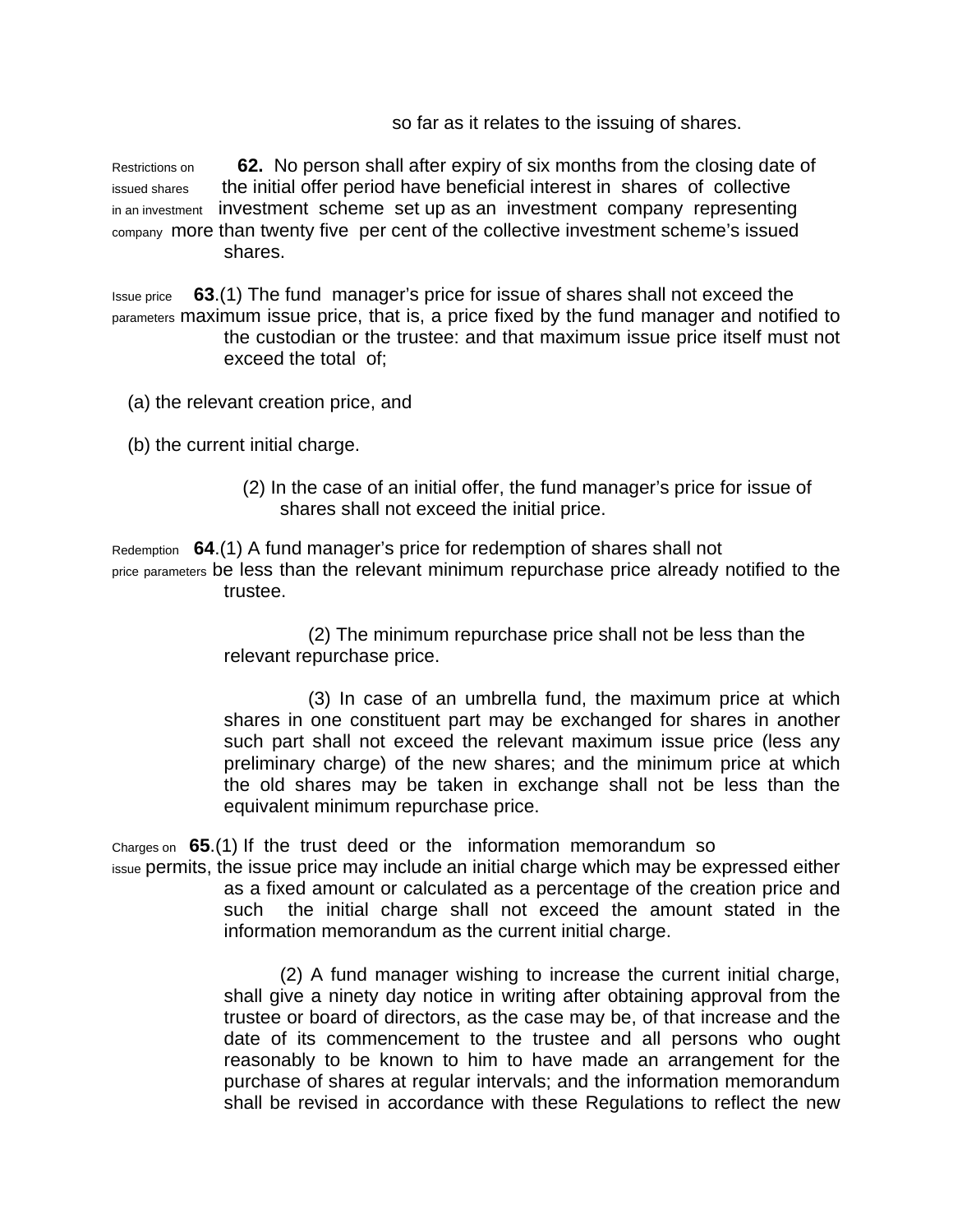so far as it relates to the issuing of shares.

Restrictions on issued shares in an investment company

**62.** No person shall after expiry of six months from the closing date of the initial offer period have beneficial interest in shares of collective investment scheme set up as an investment company representing more than twenty five per cent of the collective investment scheme's issued shares.

Issue price parameters

**63**.(1) The fund manager's price for issue of shares shall not exceed the maximum issue price, that is, a price fixed by the fund manager and notified to the custodian or the trustee: and that maximum issue price itself must not exceed the total of;

(a) the relevant creation price, and

(b) the current initial charge.

(2) In the case of an initial offer, the fund manager's price for issue of shares shall not exceed the initial price.

Redemption price parameters

**64**.(1) A fund manager's price for redemption of shares shall not be less than the relevant minimum repurchase price already notified to the trustee.

(2) The minimum repurchase price shall not be less than the relevant repurchase price.

(3) In case of an umbrella fund, the maximum price at which shares in one constituent part may be exchanged for shares in another such part shall not exceed the relevant maximum issue price (less any preliminary charge) of the new shares; and the minimum price at which the old shares may be taken in exchange shall not be less than the equivalent minimum repurchase price.

Charges on issue

**65**.(1) If the trust deed or the information memorandum so permits, the issue price may include an initial charge which may be expressed either as a fixed amount or calculated as a percentage of the creation price and such the initial charge shall not exceed the amount stated in the information memorandum as the current initial charge.

(2) A fund manager wishing to increase the current initial charge, shall give a ninety day notice in writing after obtaining approval from the trustee or board of directors, as the case may be, of that increase and the date of its commencement to the trustee and all persons who ought reasonably to be known to him to have made an arrangement for the purchase of shares at regular intervals; and the information memorandum shall be revised in accordance with these Regulations to reflect the new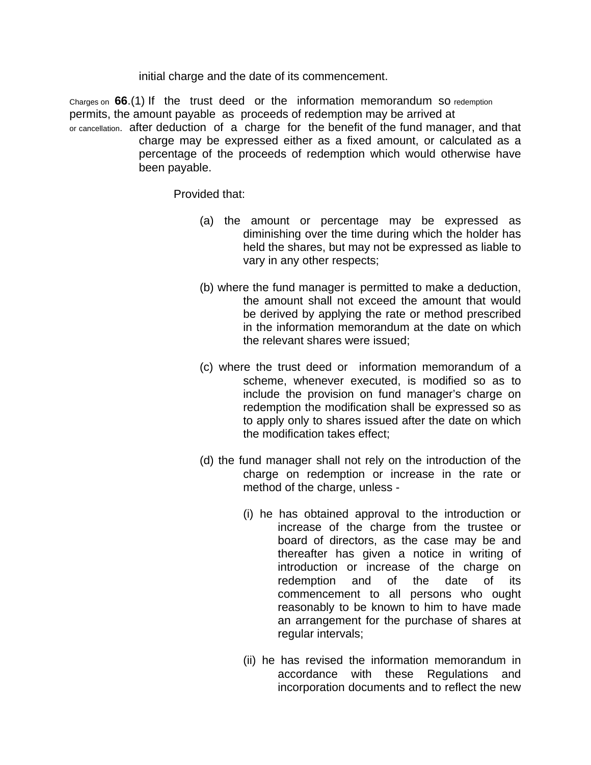initial charge and the date of its commencement.

Charges on redemption or cancellation.

**66**.(1) If the trust deed or the information memorandum so permits, the amount payable as proceeds of redemption may be arrived at after deduction of a charge for the benefit of the fund manager, and that charge may be expressed either as a fixed amount, or calculated as a percentage of the proceeds of redemption which would otherwise have been payable.

Provided that:

(a) the amount or percentage may be expressed as diminishing over the time during which the holder has held the shares, but may not be expressed as liable to vary in any other respects;

(b) where the fund manager is permitted to make a deduction, the amount shall not exceed the amount that would be derived by applying the rate or method prescribed in the information memorandum at the date on which the relevant shares were issued;

(c) where the trust deed or information memorandum of a scheme, whenever executed, is modified so as to include the provision on fund manager's charge on redemption the modification shall be expressed so as to apply only to shares issued after the date on which the modification takes effect;

(d) the fund manager shall not rely on the introduction of the charge on redemption or increase in the rate or method of the charge, unless -

(i) he has obtained approval to the introduction or increase of the charge from the trustee or board of directors, as the case may be and thereafter has given a notice in writing of introduction or increase of the charge on redemption and of the date of its commencement to all persons who ought reasonably to be known to him to have made an arrangement for the purchase of shares at regular intervals;

(ii) he has revised the information memorandum in accordance with these Regulations and incorporation documents and to reflect the new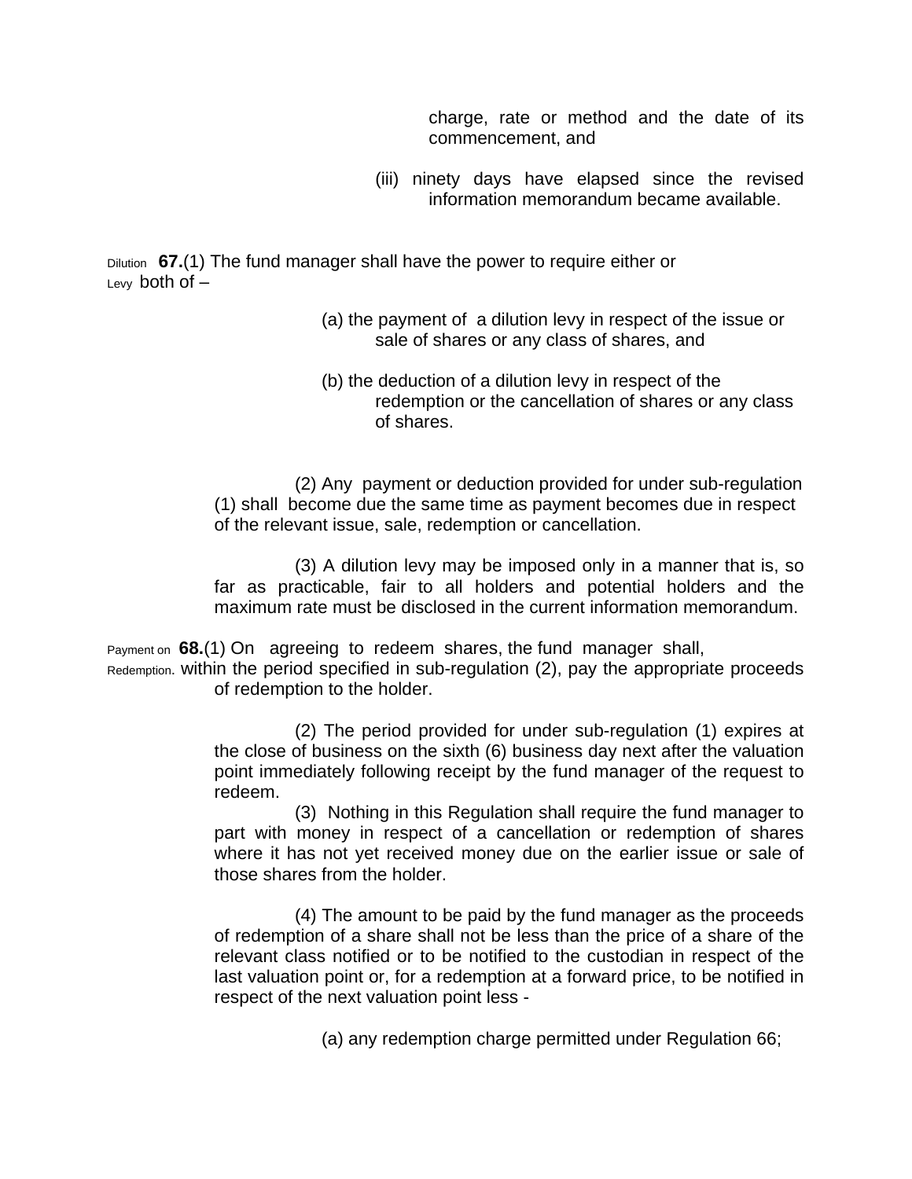charge, rate or method and the date of its commencement, and

(iii) ninety days have elapsed since the revised information memorandum became available.

Dilution Levy

**67.**(1) The fund manager shall have the power to require either or both of –

(a) the payment of a dilution levy in respect of the issue or sale of shares or any class of shares, and

(b) the deduction of a dilution levy in respect of the redemption or the cancellation of shares or any class of shares.

(2) Any payment or deduction provided for under sub-regulation (1) shall become due the same time as payment becomes due in respect of the relevant issue, sale, redemption or cancellation.

(3) A dilution levy may be imposed only in a manner that is, so far as practicable, fair to all holders and potential holders and the maximum rate must be disclosed in the current information memorandum.

Payment on Redemption.

**68.**(1) On agreeing to redeem shares, the fund manager shall, within the period specified in sub-regulation (2), pay the appropriate proceeds of redemption to the holder.

(2) The period provided for under sub-regulation (1) expires at the close of business on the sixth (6) business day next after the valuation point immediately following receipt by the fund manager of the request to redeem.

(3) Nothing in this Regulation shall require the fund manager to part with money in respect of a cancellation or redemption of shares where it has not yet received money due on the earlier issue or sale of those shares from the holder.

(4) The amount to be paid by the fund manager as the proceeds of redemption of a share shall not be less than the price of a share of the relevant class notified or to be notified to the custodian in respect of the last valuation point or, for a redemption at a forward price, to be notified in respect of the next valuation point less -

(a) any redemption charge permitted under Regulation 66;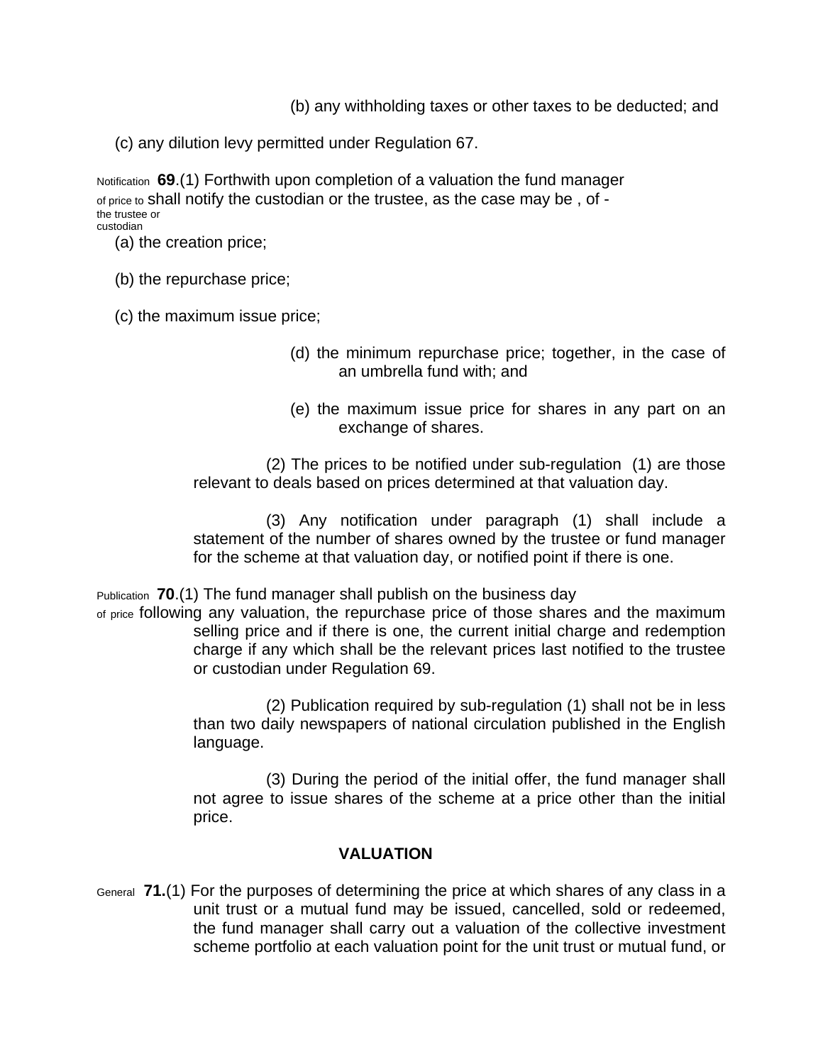(b) any withholding taxes or other taxes to be deducted; and

(c) any dilution levy permitted under Regulation 67.

Notification of price to the trustee or custodian

**69**.(1) Forthwith upon completion of a valuation the fund manager shall notify the custodian or the trustee, as the case may be , of -

(a) the creation price;

(b) the repurchase price;

(c) the maximum issue price;

(d) the minimum repurchase price; together, in the case of an umbrella fund with; and

(e) the maximum issue price for shares in any part on an exchange of shares.

(2) The prices to be notified under sub-regulation (1) are those relevant to deals based on prices determined at that valuation day.

(3) Any notification under paragraph (1) shall include a statement of the number of shares owned by the trustee or fund manager for the scheme at that valuation day, or notified point if there is one.

Publication of price

**70**.(1) The fund manager shall publish on the business day following any valuation, the repurchase price of those shares and the maximum selling price and if there is one, the current initial charge and redemption charge if any which shall be the relevant prices last notified to the trustee or custodian under Regulation 69.

(2) Publication required by sub-regulation (1) shall not be in less than two daily newspapers of national circulation published in the English language.

(3) During the period of the initial offer, the fund manager shall not agree to issue shares of the scheme at a price other than the initial price.

## VALUATION

General

**71.**(1) For the purposes of determining the price at which shares of any class in a unit trust or a mutual fund may be issued, cancelled, sold or redeemed, the fund manager shall carry out a valuation of the collective investment scheme portfolio at each valuation point for the unit trust or mutual fund, or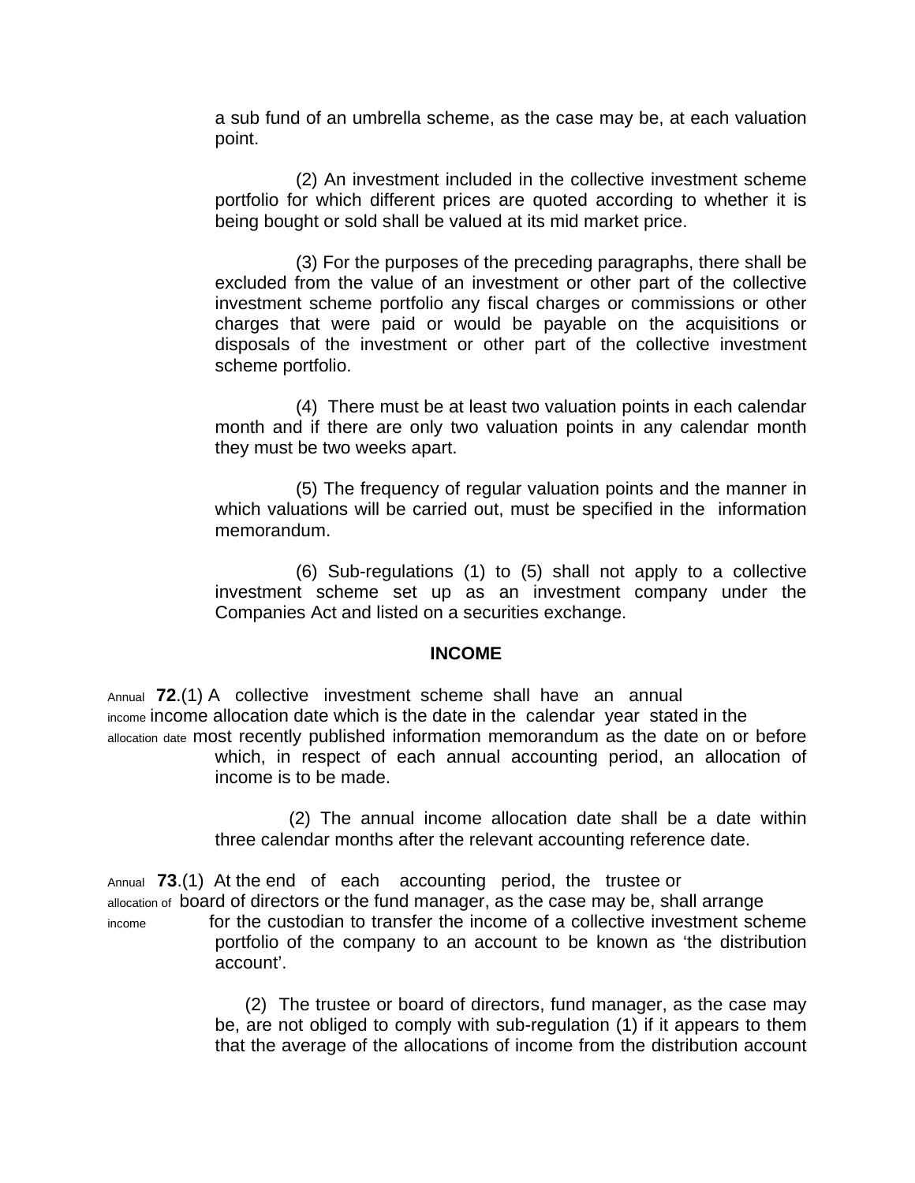a sub fund of an umbrella scheme, as the case may be, at each valuation point.

(2) An investment included in the collective investment scheme portfolio for which different prices are quoted according to whether it is being bought or sold shall be valued at its mid market price.

(3) For the purposes of the preceding paragraphs, there shall be excluded from the value of an investment or other part of the collective investment scheme portfolio any fiscal charges or commissions or other charges that were paid or would be payable on the acquisitions or disposals of the investment or other part of the collective investment scheme portfolio.

(4) There must be at least two valuation points in each calendar month and if there are only two valuation points in any calendar month they must be two weeks apart.

(5) The frequency of regular valuation points and the manner in which valuations will be carried out, must be specified in the information memorandum.

(6) Sub-regulations (1) to (5) shall not apply to a collective investment scheme set up as an investment company under the Companies Act and listed on a securities exchange.

## INCOME

Annual income allocation date

**72**.(1) A collective investment scheme shall have an annual income allocation date which is the date in the calendar year stated in the most recently published information memorandum as the date on or before which, in respect of each annual accounting period, an allocation of income is to be made.

(2) The annual income allocation date shall be a date within three calendar months after the relevant accounting reference date.

Annual allocation of income

**73**.(1) At the end of each accounting period, the trustee or board of directors or the fund manager, as the case may be, shall arrange for the custodian to transfer the income of a collective investment scheme portfolio of the company to an account to be known as 'the distribution account'.

(2) The trustee or board of directors, fund manager, as the case may be, are not obliged to comply with sub-regulation (1) if it appears to them that the average of the allocations of income from the distribution account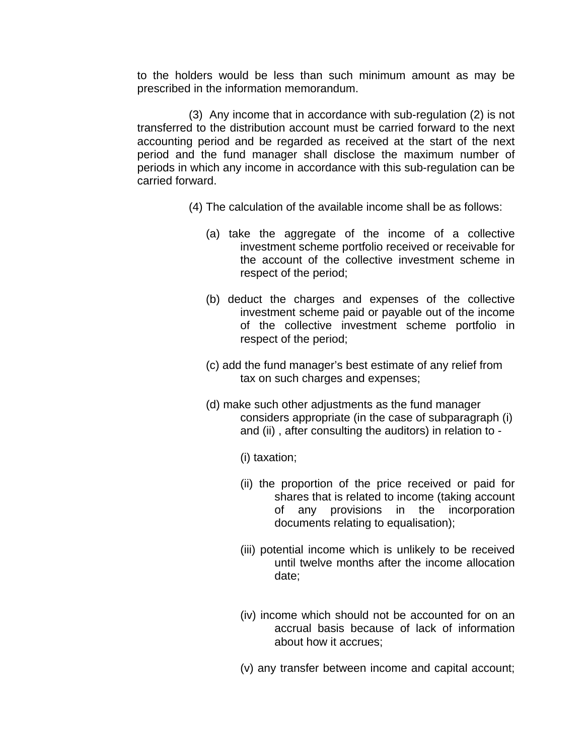to the holders would be less than such minimum amount as may be prescribed in the information memorandum.

(3) Any income that in accordance with sub-regulation (2) is not transferred to the distribution account must be carried forward to the next accounting period and be regarded as received at the start of the next period and the fund manager shall disclose the maximum number of periods in which any income in accordance with this sub-regulation can be carried forward.

(4) The calculation of the available income shall be as follows:

(a) take the aggregate of the income of a collective investment scheme portfolio received or receivable for the account of the collective investment scheme in respect of the period;

(b) deduct the charges and expenses of the collective investment scheme paid or payable out of the income of the collective investment scheme portfolio in respect of the period;

(c) add the fund manager's best estimate of any relief from tax on such charges and expenses;

(d) make such other adjustments as the fund manager considers appropriate (in the case of subparagraph (i) and (ii) , after consulting the auditors) in relation to -

(i) taxation;

(ii) the proportion of the price received or paid for shares that is related to income (taking account of any provisions in the incorporation documents relating to equalisation);

(iii) potential income which is unlikely to be received until twelve months after the income allocation date;

(iv) income which should not be accounted for on an accrual basis because of lack of information about how it accrues;

(v) any transfer between income and capital account;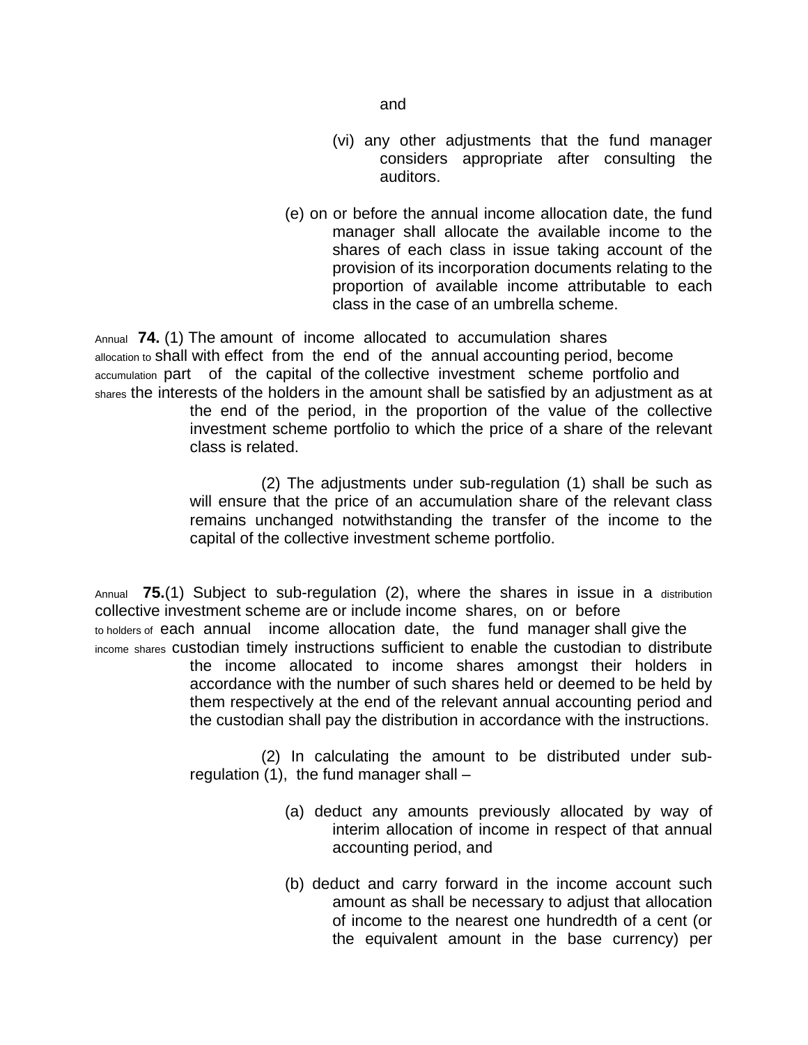and

(vi) any other adjustments that the fund manager considers appropriate after consulting the auditors.

(e) on or before the annual income allocation date, the fund manager shall allocate the available income to the shares of each class in issue taking account of the provision of its incorporation documents relating to the proportion of available income attributable to each class in the case of an umbrella scheme.

*Annual allocation to accumulation shares*

**74.** (1) The amount of income allocated to accumulation shares shall with effect from the end of the annual accounting period, become part of the capital of the collective investment scheme portfolio and the interests of the holders in the amount shall be satisfied by an adjustment as at the end of the period, in the proportion of the value of the collective investment scheme portfolio to which the price of a share of the relevant class is related.

(2) The adjustments under sub-regulation (1) shall be such as will ensure that the price of an accumulation share of the relevant class remains unchanged notwithstanding the transfer of the income to the capital of the collective investment scheme portfolio.

*Annual distribution to holders of income shares*

**75.**(1) Subject to sub-regulation (2), where the shares in issue in a collective investment scheme are or include income shares, on or before each annual income allocation date, the fund manager shall give the custodian timely instructions sufficient to enable the custodian to distribute the income allocated to income shares amongst their holders in accordance with the number of such shares held or deemed to be held by them respectively at the end of the relevant annual accounting period and the custodian shall pay the distribution in accordance with the instructions.

(2) In calculating the amount to be distributed under sub-regulation (1), the fund manager shall –

(a) deduct any amounts previously allocated by way of interim allocation of income in respect of that annual accounting period, and

(b) deduct and carry forward in the income account such amount as shall be necessary to adjust that allocation of income to the nearest one hundredth of a cent (or the equivalent amount in the base currency) per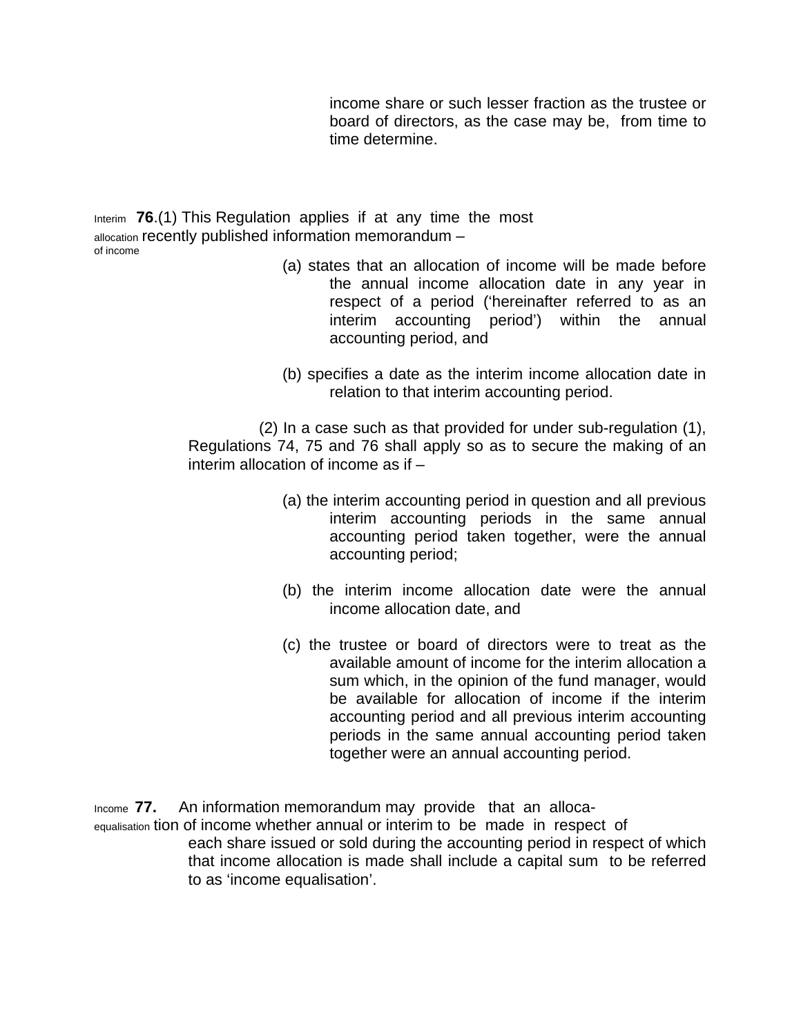income share or such lesser fraction as the trustee or board of directors, as the case may be, from time to time determine.

Interim allocation of income

**76**.(1) This Regulation applies if at any time the most recently published information memorandum –

(a) states that an allocation of income will be made before the annual income allocation date in any year in respect of a period (‘hereinafter referred to as an interim accounting period’) within the annual accounting period, and

(b) specifies a date as the interim income allocation date in relation to that interim accounting period.

(2) In a case such as that provided for under sub-regulation (1), Regulations 74, 75 and 76 shall apply so as to secure the making of an interim allocation of income as if –

(a) the interim accounting period in question and all previous interim accounting periods in the same annual accounting period taken together, were the annual accounting period;

(b) the interim income allocation date were the annual income allocation date, and

(c) the trustee or board of directors were to treat as the available amount of income for the interim allocation a sum which, in the opinion of the fund manager, would be available for allocation of income if the interim accounting period and all previous interim accounting periods in the same annual accounting period taken together were an annual accounting period.

Income equalisation

**77.** An information memorandum may provide that an allocation of income whether annual or interim to be made in respect of each share issued or sold during the accounting period in respect of which that income allocation is made shall include a capital sum to be referred to as ‘income equalisation’.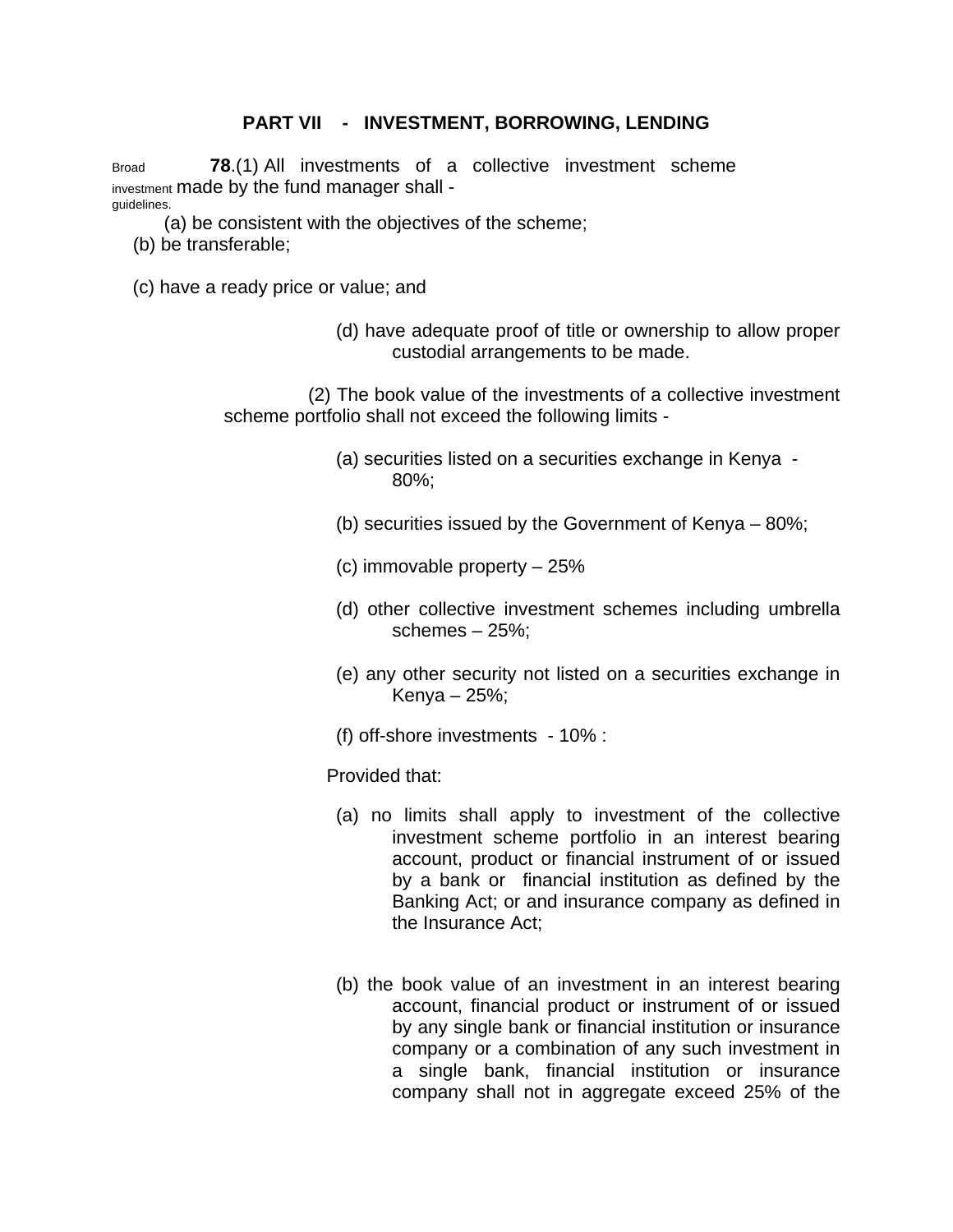## PART VII - INVESTMENT, BORROWING, LENDING

Broad investment guidelines.

**78**.(1) All investments of a collective investment scheme made by the fund manager shall -

(a) be consistent with the objectives of the scheme;

(b) be transferable;

(c) have a ready price or value; and

(d) have adequate proof of title or ownership to allow proper custodial arrangements to be made.

(2) The book value of the investments of a collective investment scheme portfolio shall not exceed the following limits -

(a) securities listed on a securities exchange in Kenya - 80%;

(b) securities issued by the Government of Kenya – 80%;

(c) immovable property – 25%

(d) other collective investment schemes including umbrella schemes – 25%;

(e) any other security not listed on a securities exchange in Kenya – 25%;

(f) off-shore investments - 10% :

Provided that:

(a) no limits shall apply to investment of the collective investment scheme portfolio in an interest bearing account, product or financial instrument of or issued by a bank or financial institution as defined by the Banking Act; or and insurance company as defined in the Insurance Act;

(b) the book value of an investment in an interest bearing account, financial product or instrument of or issued by any single bank or financial institution or insurance company or a combination of any such investment in a single bank, financial institution or insurance company shall not in aggregate exceed 25% of the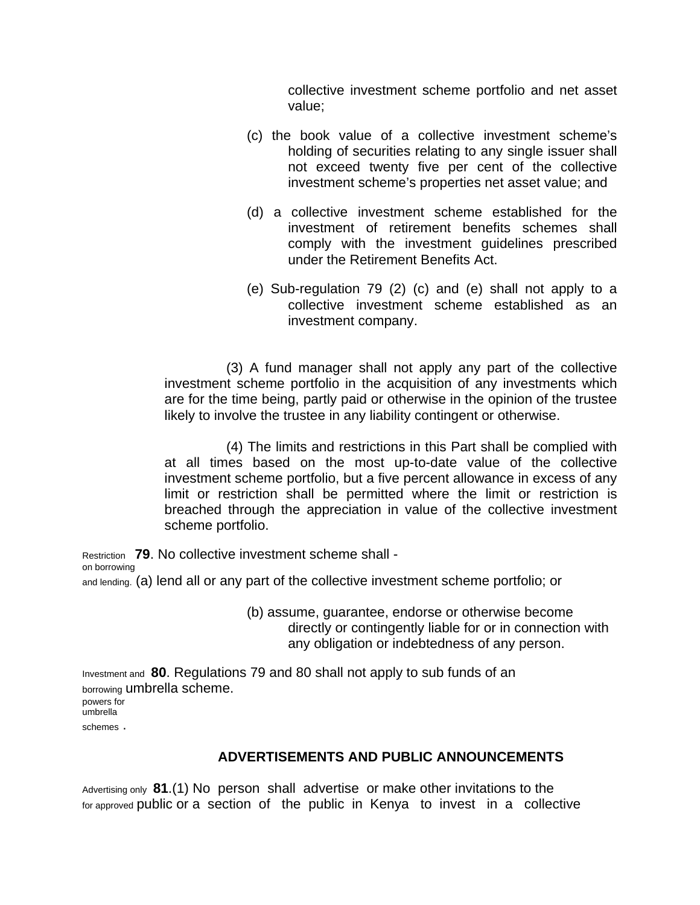collective investment scheme portfolio and net asset value;

(c) the book value of a collective investment scheme's holding of securities relating to any single issuer shall not exceed twenty five per cent of the collective investment scheme's properties net asset value; and

(d) a collective investment scheme established for the investment of retirement benefits schemes shall comply with the investment guidelines prescribed under the Retirement Benefits Act.

(e) Sub-regulation 79 (2) (c) and (e) shall not apply to a collective investment scheme established as an investment company.

(3) A fund manager shall not apply any part of the collective investment scheme portfolio in the acquisition of any investments which are for the time being, partly paid or otherwise in the opinion of the trustee likely to involve the trustee in any liability contingent or otherwise.

(4) The limits and restrictions in this Part shall be complied with at all times based on the most up-to-date value of the collective investment scheme portfolio, but a five percent allowance in excess of any limit or restriction shall be permitted where the limit or restriction is breached through the appreciation in value of the collective investment scheme portfolio.

Restriction on borrowing and lending.

**79**. No collective investment scheme shall -

(a) lend all or any part of the collective investment scheme portfolio; or

(b) assume, guarantee, endorse or otherwise become directly or contingently liable for or in connection with any obligation or indebtedness of any person.

Investment and borrowing powers for umbrella schemes.

**80**. Regulations 79 and 80 shall not apply to sub funds of an umbrella scheme.

## ADVERTISEMENTS AND PUBLIC ANNOUNCEMENTS

Advertising only for approved

**81**.(1) No person shall advertise or make other invitations to the public or a section of the public in Kenya to invest in a collective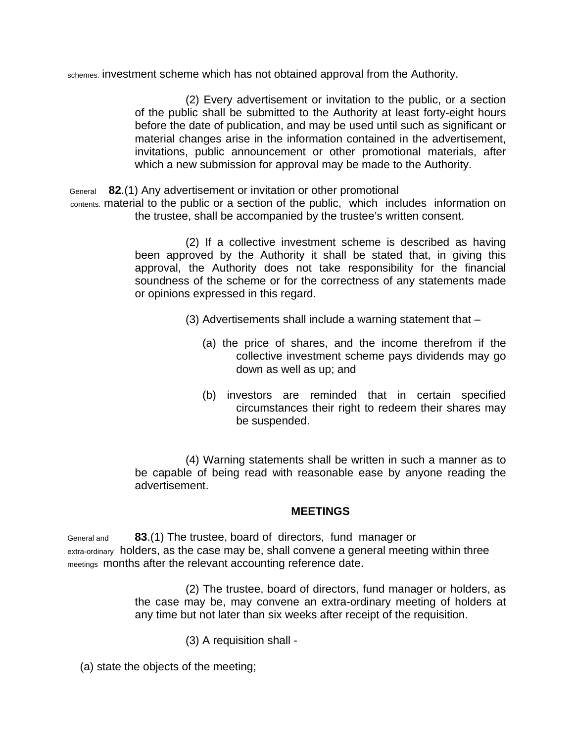schemes. investment scheme which has not obtained approval from the Authority.

(2) Every advertisement or invitation to the public, or a section of the public shall be submitted to the Authority at least forty-eight hours before the date of publication, and may be used until such as significant or material changes arise in the information contained in the advertisement, invitations, public announcement or other promotional materials, after which a new submission for approval may be made to the Authority.

General contents.

**82**.(1) Any advertisement or invitation or other promotional material to the public or a section of the public, which includes information on the trustee, shall be accompanied by the trustee's written consent.

(2) If a collective investment scheme is described as having been approved by the Authority it shall be stated that, in giving this approval, the Authority does not take responsibility for the financial soundness of the scheme or for the correctness of any statements made or opinions expressed in this regard.

(3) Advertisements shall include a warning statement that –

(a) the price of shares, and the income therefrom if the collective investment scheme pays dividends may go down as well as up; and

(b) investors are reminded that in certain specified circumstances their right to redeem their shares may be suspended.

(4) Warning statements shall be written in such a manner as to be capable of being read with reasonable ease by anyone reading the advertisement.

## MEETINGS

General and extra-ordinary meetings

**83**.(1) The trustee, board of directors, fund manager or holders, as the case may be, shall convene a general meeting within three months after the relevant accounting reference date.

(2) The trustee, board of directors, fund manager or holders, as the case may be, may convene an extra-ordinary meeting of holders at any time but not later than six weeks after receipt of the requisition.

(3) A requisition shall -

(a) state the objects of the meeting;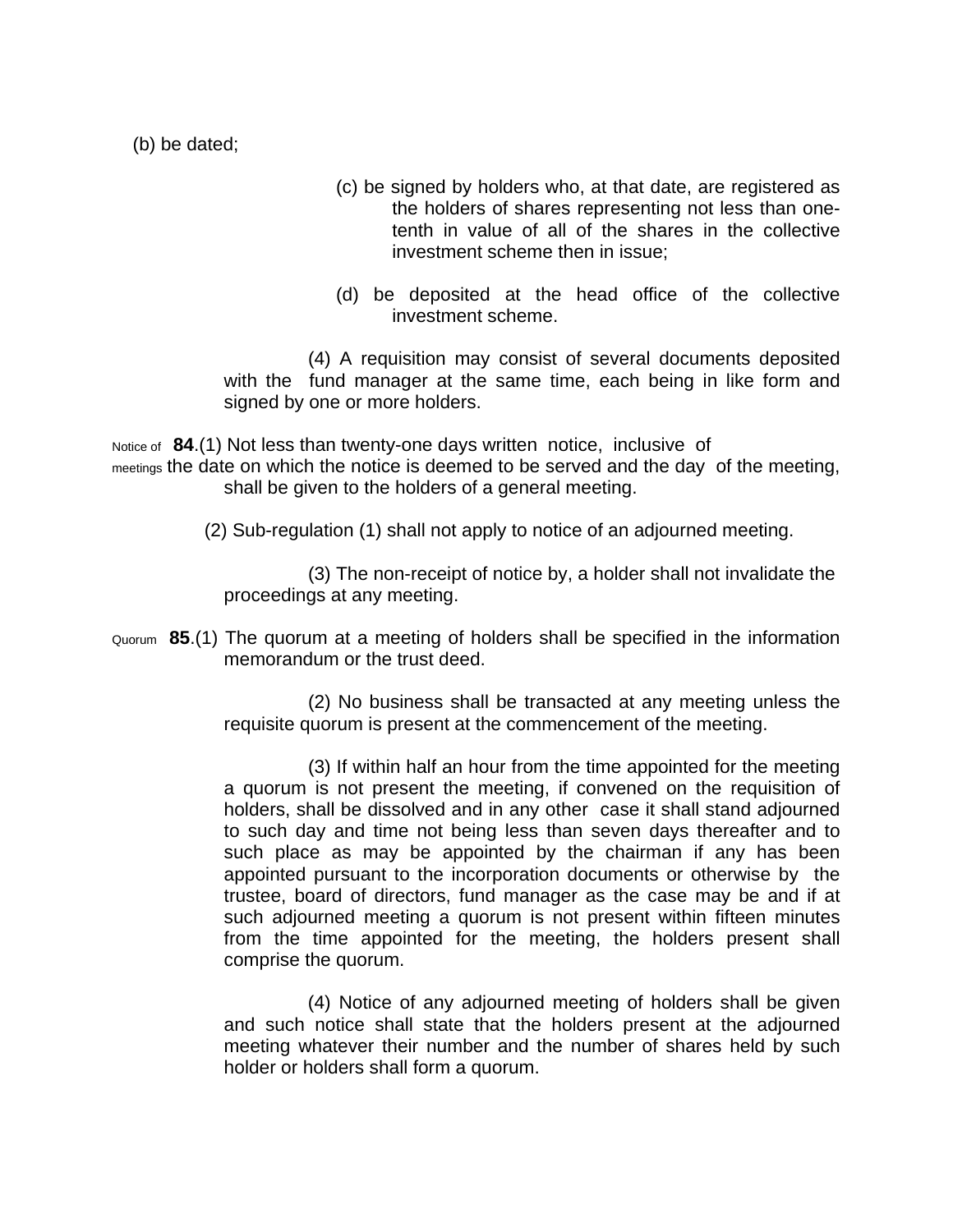(b) be dated;

(c) be signed by holders who, at that date, are registered as the holders of shares representing not less than one-tenth in value of all of the shares in the collective investment scheme then in issue;

(d) be deposited at the head office of the collective investment scheme.

(4) A requisition may consist of several documents deposited with the fund manager at the same time, each being in like form and signed by one or more holders.

Notice of meetings

**84**.(1) Not less than twenty-one days written notice, inclusive of the date on which the notice is deemed to be served and the day of the meeting, shall be given to the holders of a general meeting.

(2) Sub-regulation (1) shall not apply to notice of an adjourned meeting.

(3) The non-receipt of notice by, a holder shall not invalidate the proceedings at any meeting.

Quorum

**85**.(1) The quorum at a meeting of holders shall be specified in the information memorandum or the trust deed.

(2) No business shall be transacted at any meeting unless the requisite quorum is present at the commencement of the meeting.

(3) If within half an hour from the time appointed for the meeting a quorum is not present the meeting, if convened on the requisition of holders, shall be dissolved and in any other case it shall stand adjourned to such day and time not being less than seven days thereafter and to such place as may be appointed by the chairman if any has been appointed pursuant to the incorporation documents or otherwise by the trustee, board of directors, fund manager as the case may be and if at such adjourned meeting a quorum is not present within fifteen minutes from the time appointed for the meeting, the holders present shall comprise the quorum.

(4) Notice of any adjourned meeting of holders shall be given and such notice shall state that the holders present at the adjourned meeting whatever their number and the number of shares held by such holder or holders shall form a quorum.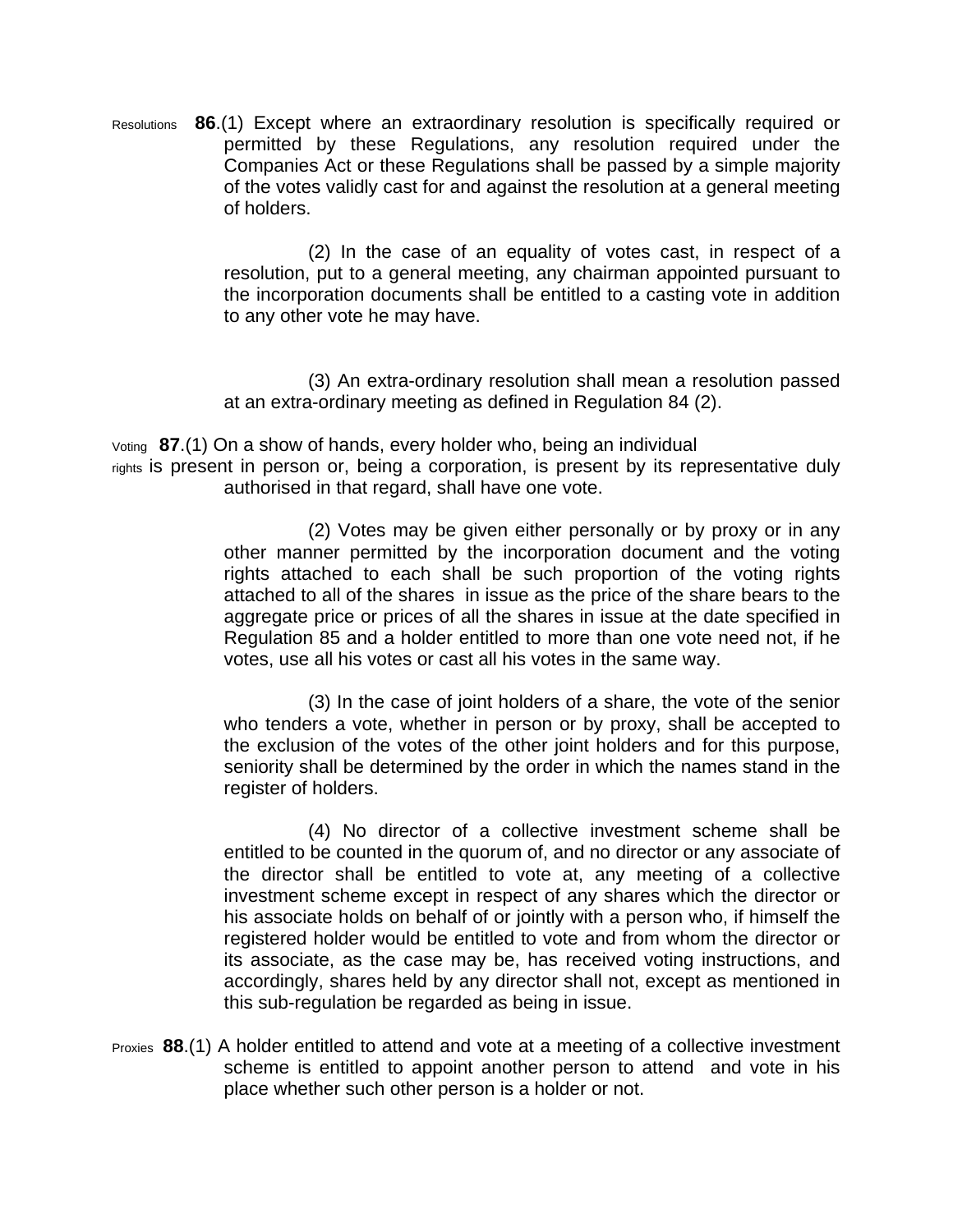Resolutions **86**.(1) Except where an extraordinary resolution is specifically required or permitted by these Regulations, any resolution required under the Companies Act or these Regulations shall be passed by a simple majority of the votes validly cast for and against the resolution at a general meeting of holders.

(2) In the case of an equality of votes cast, in respect of a resolution, put to a general meeting, any chairman appointed pursuant to the incorporation documents shall be entitled to a casting vote in addition to any other vote he may have.

(3) An extra-ordinary resolution shall mean a resolution passed at an extra-ordinary meeting as defined in Regulation 84 (2).

Voting rights **87**.(1) On a show of hands, every holder who, being an individual is present in person or, being a corporation, is present by its representative duly authorised in that regard, shall have one vote.

(2) Votes may be given either personally or by proxy or in any other manner permitted by the incorporation document and the voting rights attached to each shall be such proportion of the voting rights attached to all of the shares in issue as the price of the share bears to the aggregate price or prices of all the shares in issue at the date specified in Regulation 85 and a holder entitled to more than one vote need not, if he votes, use all his votes or cast all his votes in the same way.

(3) In the case of joint holders of a share, the vote of the senior who tenders a vote, whether in person or by proxy, shall be accepted to the exclusion of the votes of the other joint holders and for this purpose, seniority shall be determined by the order in which the names stand in the register of holders.

(4) No director of a collective investment scheme shall be entitled to be counted in the quorum of, and no director or any associate of the director shall be entitled to vote at, any meeting of a collective investment scheme except in respect of any shares which the director or his associate holds on behalf of or jointly with a person who, if himself the registered holder would be entitled to vote and from whom the director or its associate, as the case may be, has received voting instructions, and accordingly, shares held by any director shall not, except as mentioned in this sub-regulation be regarded as being in issue.

Proxies **88**.(1) A holder entitled to attend and vote at a meeting of a collective investment scheme is entitled to appoint another person to attend and vote in his place whether such other person is a holder or not.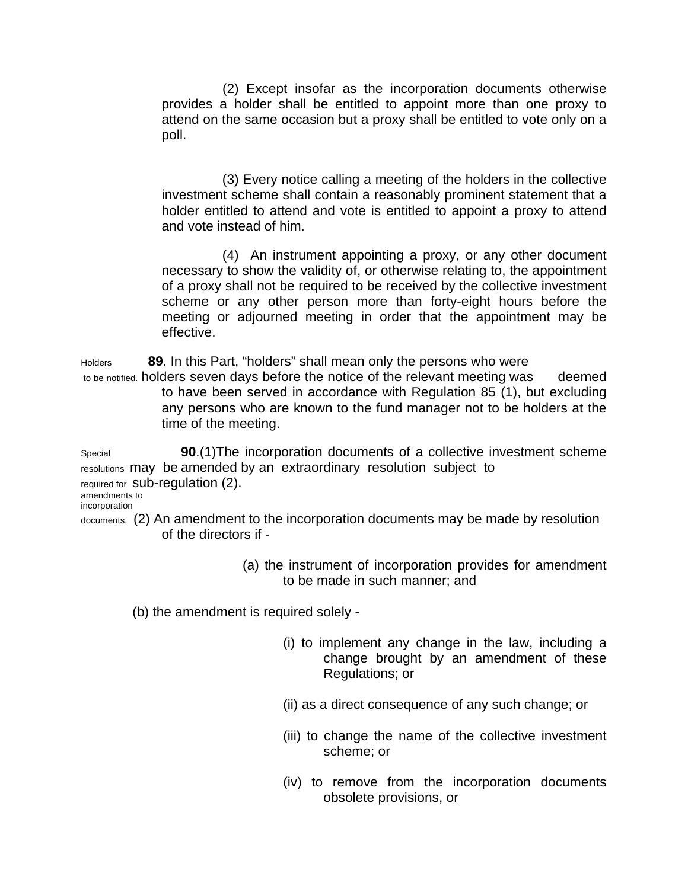(2) Except insofar as the incorporation documents otherwise provides a holder shall be entitled to appoint more than one proxy to attend on the same occasion but a proxy shall be entitled to vote only on a poll.

(3) Every notice calling a meeting of the holders in the collective investment scheme shall contain a reasonably prominent statement that a holder entitled to attend and vote is entitled to appoint a proxy to attend and vote instead of him.

(4) An instrument appointing a proxy, or any other document necessary to show the validity of, or otherwise relating to, the appointment of a proxy shall not be required to be received by the collective investment scheme or any other person more than forty-eight hours before the meeting or adjourned meeting in order that the appointment may be effective.

Holders to be notified.

**89**. In this Part, "holders" shall mean only the persons who were holders seven days before the notice of the relevant meeting was deemed to have been served in accordance with Regulation 85 (1), but excluding any persons who are known to the fund manager not to be holders at the time of the meeting.

Special resolutions required for amendments to incorporation documents.

**90**.(1)The incorporation documents of a collective investment scheme may be amended by an extraordinary resolution subject to sub-regulation (2).

(2) An amendment to the incorporation documents may be made by resolution of the directors if -

(a) the instrument of incorporation provides for amendment to be made in such manner; and

(b) the amendment is required solely -

(i) to implement any change in the law, including a change brought by an amendment of these Regulations; or

(ii) as a direct consequence of any such change; or

(iii) to change the name of the collective investment scheme; or

(iv) to remove from the incorporation documents obsolete provisions, or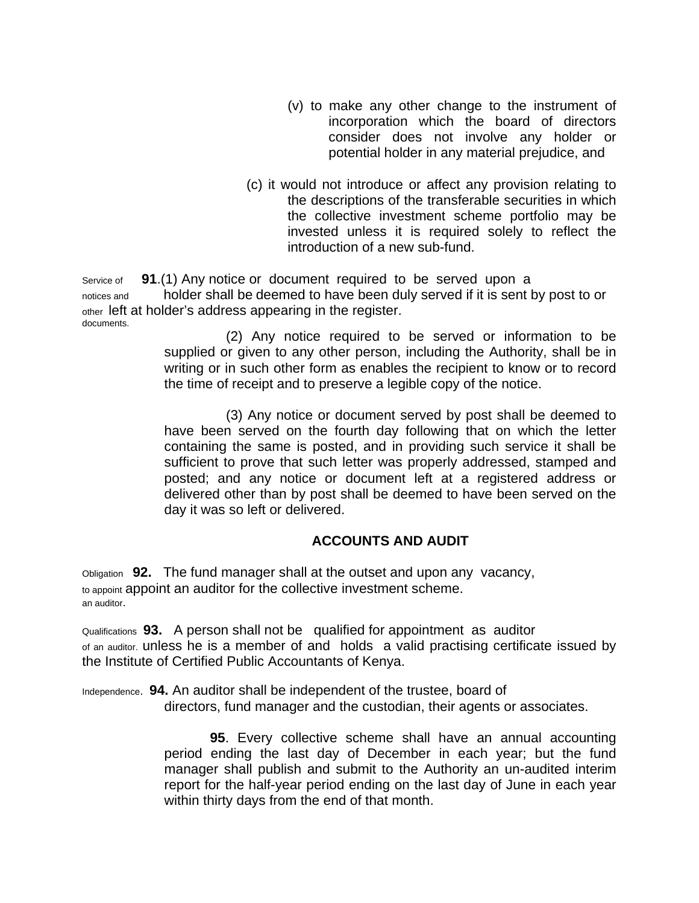(v) to make any other change to the instrument of incorporation which the board of directors consider does not involve any holder or potential holder in any material prejudice, and

(c) it would not introduce or affect any provision relating to the descriptions of the transferable securities in which the collective investment scheme portfolio may be invested unless it is required solely to reflect the introduction of a new sub-fund.

Service of notices and other documents.

**91**.(1) Any notice or document required to be served upon a holder shall be deemed to have been duly served if it is sent by post to or left at holder's address appearing in the register.

(2) Any notice required to be served or information to be supplied or given to any other person, including the Authority, shall be in writing or in such other form as enables the recipient to know or to record the time of receipt and to preserve a legible copy of the notice.

(3) Any notice or document served by post shall be deemed to have been served on the fourth day following that on which the letter containing the same is posted, and in providing such service it shall be sufficient to prove that such letter was properly addressed, stamped and posted; and any notice or document left at a registered address or delivered other than by post shall be deemed to have been served on the day it was so left or delivered.

## ACCOUNTS AND AUDIT

Obligation to appoint an auditor.

**92.** The fund manager shall at the outset and upon any vacancy, appoint an auditor for the collective investment scheme.

Qualifications of an auditor.

**93.** A person shall not be qualified for appointment as auditor unless he is a member of and holds a valid practising certificate issued by the Institute of Certified Public Accountants of Kenya.

Independence.

**94.** An auditor shall be independent of the trustee, board of directors, fund manager and the custodian, their agents or associates.

**95**. Every collective scheme shall have an annual accounting period ending the last day of December in each year; but the fund manager shall publish and submit to the Authority an un-audited interim report for the half-year period ending on the last day of June in each year within thirty days from the end of that month.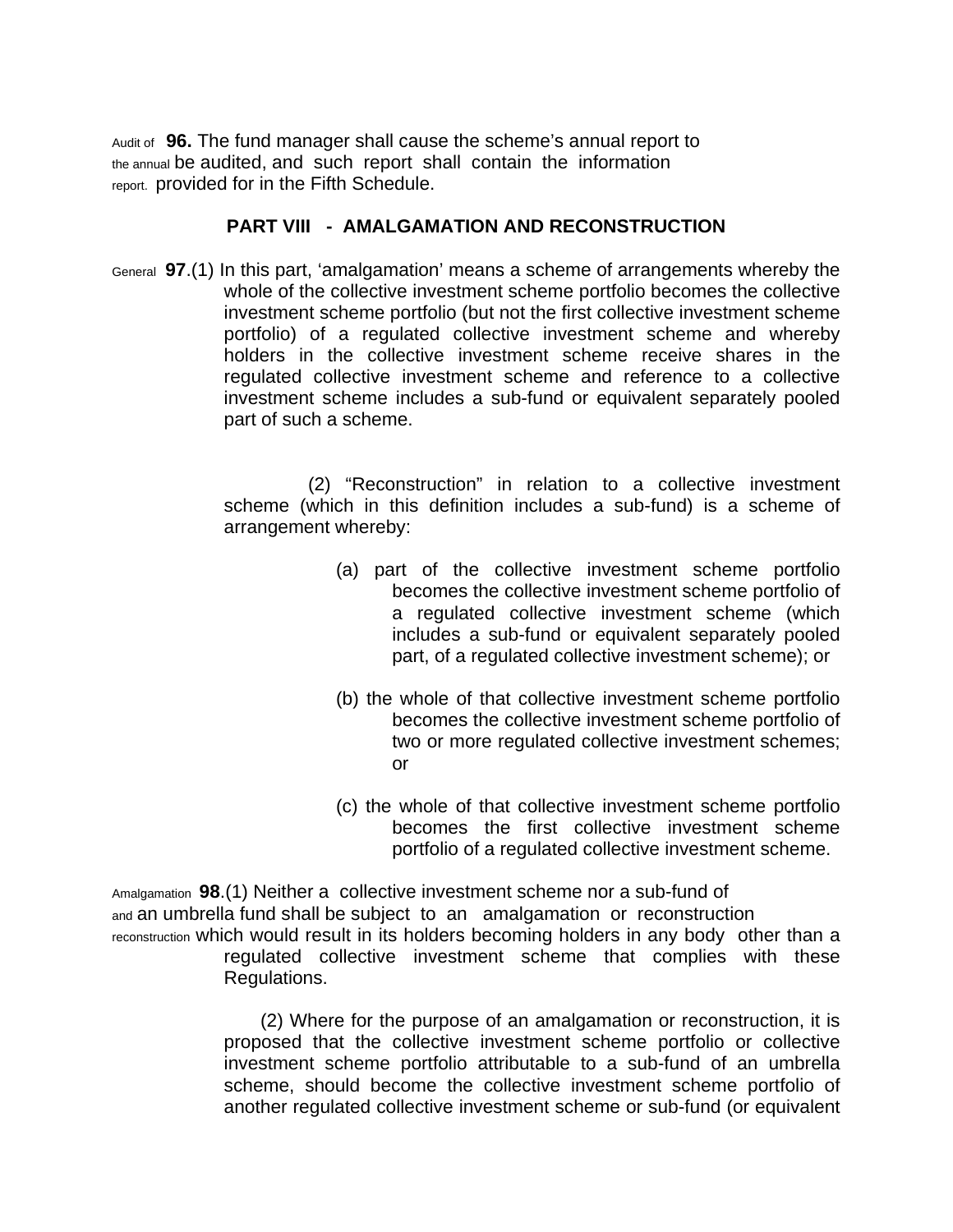Audit of the annual report. **96.** The fund manager shall cause the scheme's annual report to be audited, and such report shall contain the information provided for in the Fifth Schedule.

## PART VIII - AMALGAMATION AND RECONSTRUCTION

General **97**.(1) In this part, 'amalgamation' means a scheme of arrangements whereby the whole of the collective investment scheme portfolio becomes the collective investment scheme portfolio (but not the first collective investment scheme portfolio) of a regulated collective investment scheme and whereby holders in the collective investment scheme receive shares in the regulated collective investment scheme and reference to a collective investment scheme includes a sub-fund or equivalent separately pooled part of such a scheme.

(2) "Reconstruction" in relation to a collective investment scheme (which in this definition includes a sub-fund) is a scheme of arrangement whereby:

(a) part of the collective investment scheme portfolio becomes the collective investment scheme portfolio of a regulated collective investment scheme (which includes a sub-fund or equivalent separately pooled part, of a regulated collective investment scheme); or

(b) the whole of that collective investment scheme portfolio becomes the collective investment scheme portfolio of two or more regulated collective investment schemes; or

(c) the whole of that collective investment scheme portfolio becomes the first collective investment scheme portfolio of a regulated collective investment scheme.

Amalgamation and reconstruction **98**.(1) Neither a collective investment scheme nor a sub-fund of an umbrella fund shall be subject to an amalgamation or reconstruction which would result in its holders becoming holders in any body other than a regulated collective investment scheme that complies with these Regulations.

(2) Where for the purpose of an amalgamation or reconstruction, it is proposed that the collective investment scheme portfolio or collective investment scheme portfolio attributable to a sub-fund of an umbrella scheme, should become the collective investment scheme portfolio of another regulated collective investment scheme or sub-fund (or equivalent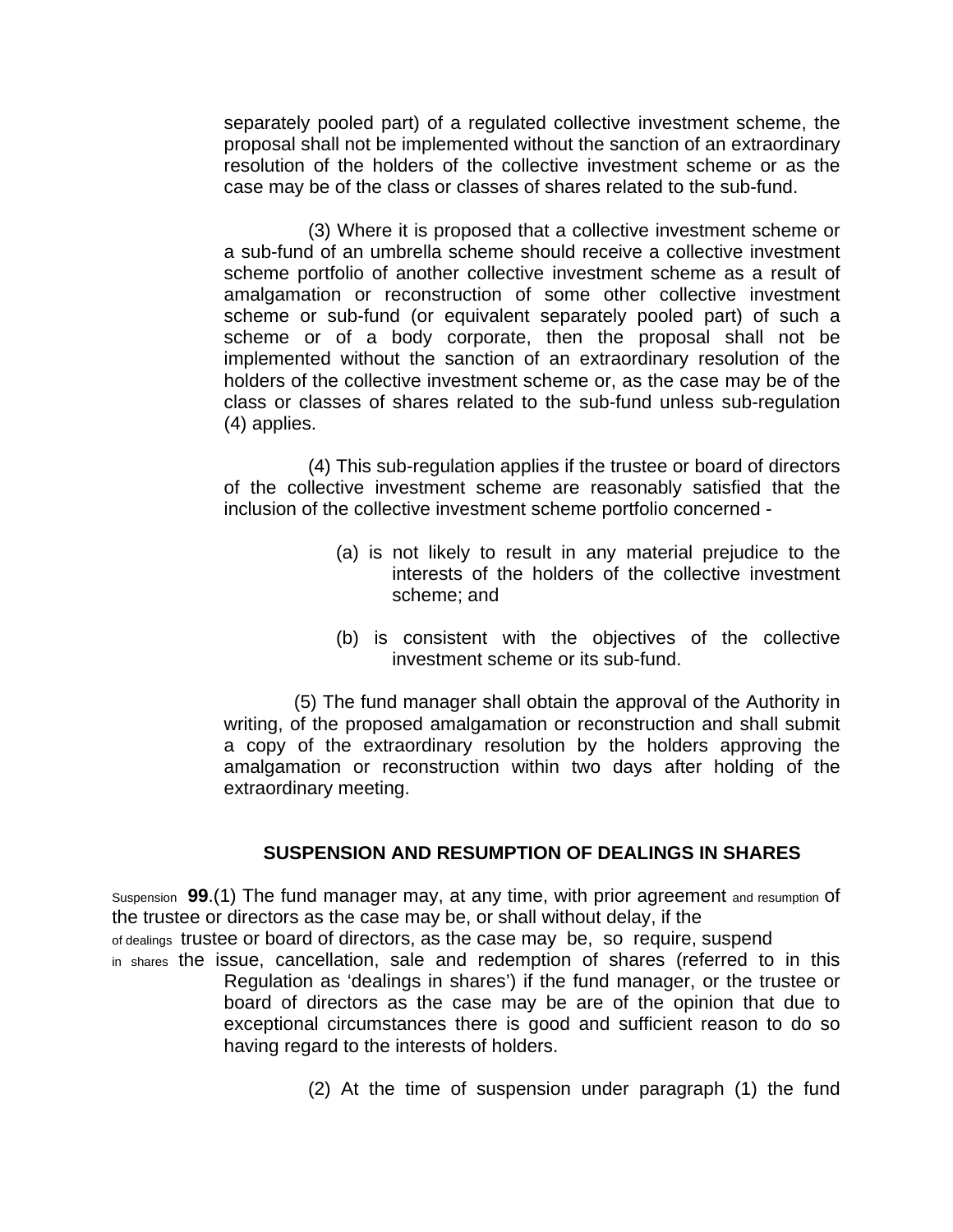separately pooled part) of a regulated collective investment scheme, the proposal shall not be implemented without the sanction of an extraordinary resolution of the holders of the collective investment scheme or as the case may be of the class or classes of shares related to the sub-fund.

(3) Where it is proposed that a collective investment scheme or a sub-fund of an umbrella scheme should receive a collective investment scheme portfolio of another collective investment scheme as a result of amalgamation or reconstruction of some other collective investment scheme or sub-fund (or equivalent separately pooled part) of such a scheme or of a body corporate, then the proposal shall not be implemented without the sanction of an extraordinary resolution of the holders of the collective investment scheme or, as the case may be of the class or classes of shares related to the sub-fund unless sub-regulation (4) applies.

(4) This sub-regulation applies if the trustee or board of directors of the collective investment scheme are reasonably satisfied that the inclusion of the collective investment scheme portfolio concerned -

(a) is not likely to result in any material prejudice to the interests of the holders of the collective investment scheme; and

(b) is consistent with the objectives of the collective investment scheme or its sub-fund.

(5) The fund manager shall obtain the approval of the Authority in writing, of the proposed amalgamation or reconstruction and shall submit a copy of the extraordinary resolution by the holders approving the amalgamation or reconstruction within two days after holding of the extraordinary meeting.

## SUSPENSION AND RESUMPTION OF DEALINGS IN SHARES

Suspension and resumption of dealings in shares

**99**.(1) The fund manager may, at any time, with prior agreement of the trustee or directors as the case may be, or shall without delay, if the trustee or board of directors, as the case may be, so require, suspend the issue, cancellation, sale and redemption of shares (referred to in this Regulation as 'dealings in shares') if the fund manager, or the trustee or board of directors as the case may be are of the opinion that due to exceptional circumstances there is good and sufficient reason to do so having regard to the interests of holders.

(2) At the time of suspension under paragraph (1) the fund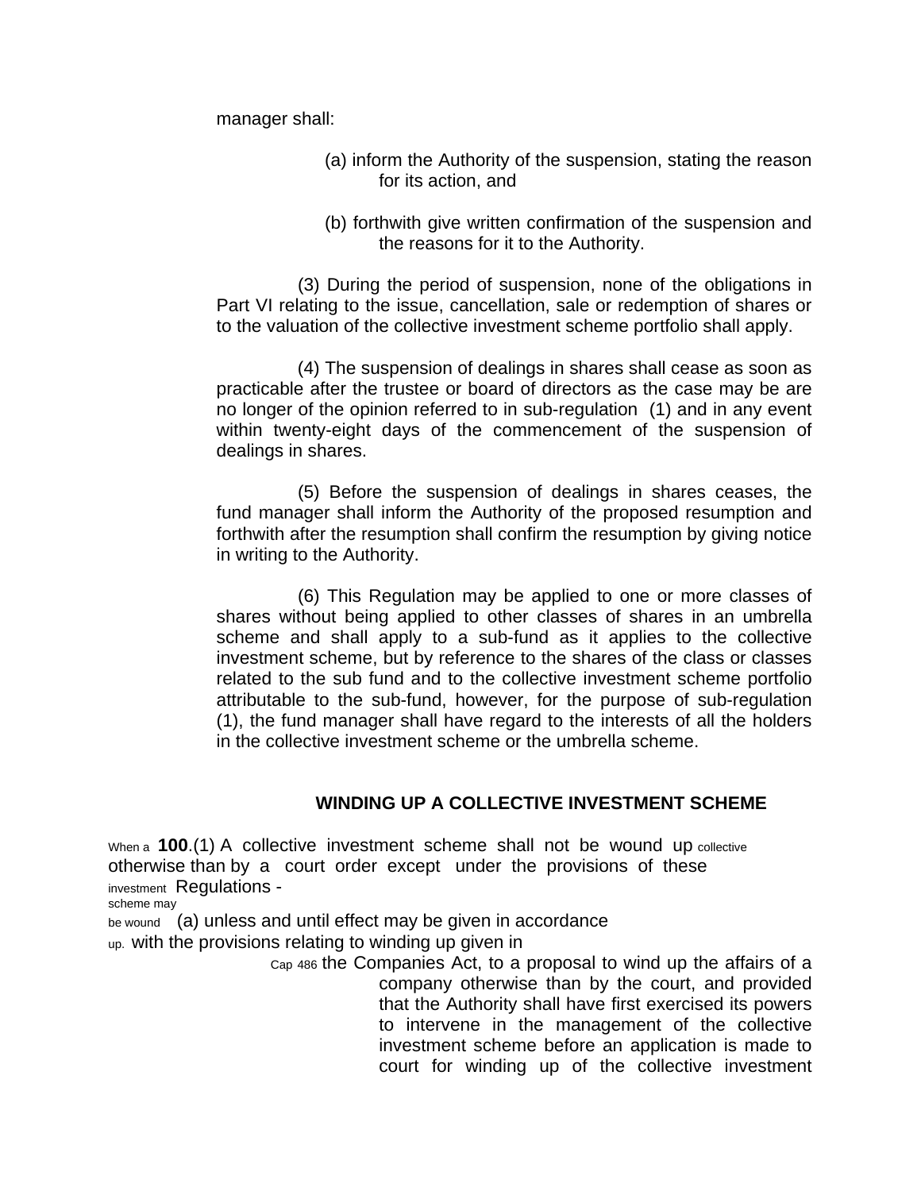manager shall:

(a) inform the Authority of the suspension, stating the reason for its action, and

(b) forthwith give written confirmation of the suspension and the reasons for it to the Authority.

(3) During the period of suspension, none of the obligations in Part VI relating to the issue, cancellation, sale or redemption of shares or to the valuation of the collective investment scheme portfolio shall apply.

(4) The suspension of dealings in shares shall cease as soon as practicable after the trustee or board of directors as the case may be are no longer of the opinion referred to in sub-regulation (1) and in any event within twenty-eight days of the commencement of the suspension of dealings in shares.

(5) Before the suspension of dealings in shares ceases, the fund manager shall inform the Authority of the proposed resumption and forthwith after the resumption shall confirm the resumption by giving notice in writing to the Authority.

(6) This Regulation may be applied to one or more classes of shares without being applied to other classes of shares in an umbrella scheme and shall apply to a sub-fund as it applies to the collective investment scheme, but by reference to the shares of the class or classes related to the sub fund and to the collective investment scheme portfolio attributable to the sub-fund, however, for the purpose of sub-regulation (1), the fund manager shall have regard to the interests of all the holders in the collective investment scheme or the umbrella scheme.

## WINDING UP A COLLECTIVE INVESTMENT SCHEME

When a collective investment scheme may be wound up.

**100**.(1) A collective investment scheme shall not be wound up otherwise than by a court order except under the provisions of these Regulations -

(a) unless and until effect may be given in accordance with the provisions relating to winding up given in the Companies Act, to a proposal to wind up the affairs of a company otherwise than by the court, and provided that the Authority shall have first exercised its powers to intervene in the management of the collective investment scheme before an application is made to court for winding up of the collective investment

Cap 486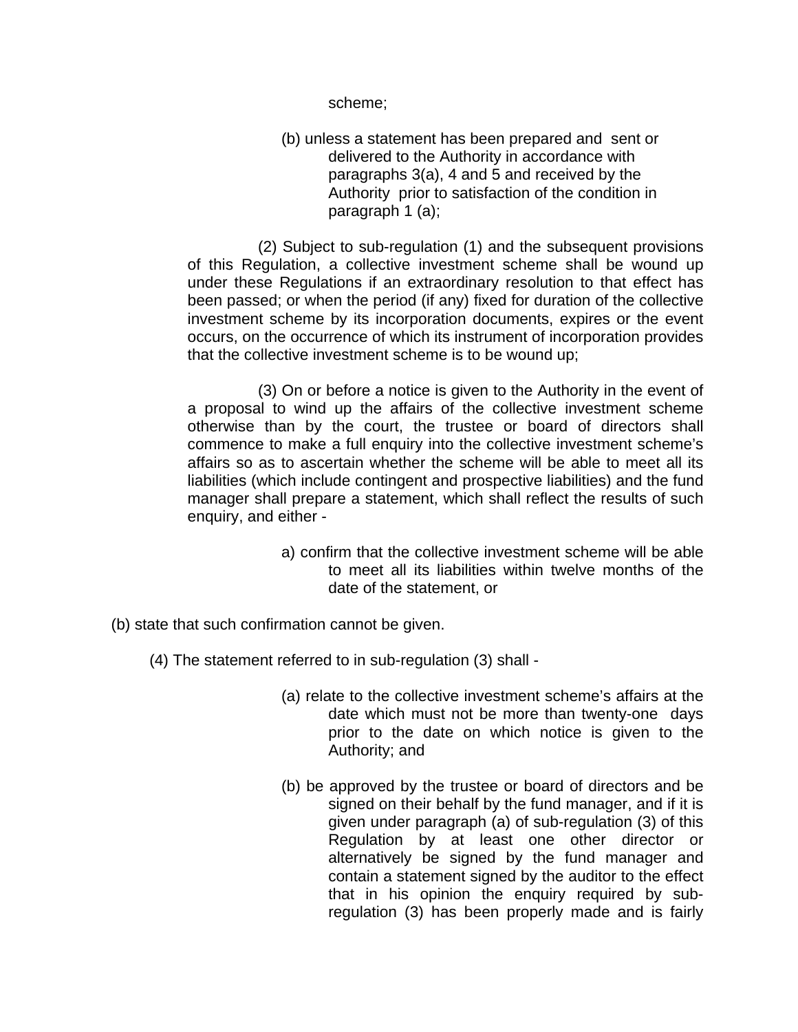scheme;

(b) unless a statement has been prepared and sent or delivered to the Authority in accordance with paragraphs 3(a), 4 and 5 and received by the Authority prior to satisfaction of the condition in paragraph 1 (a);

(2) Subject to sub-regulation (1) and the subsequent provisions of this Regulation, a collective investment scheme shall be wound up under these Regulations if an extraordinary resolution to that effect has been passed; or when the period (if any) fixed for duration of the collective investment scheme by its incorporation documents, expires or the event occurs, on the occurrence of which its instrument of incorporation provides that the collective investment scheme is to be wound up;

(3) On or before a notice is given to the Authority in the event of a proposal to wind up the affairs of the collective investment scheme otherwise than by the court, the trustee or board of directors shall commence to make a full enquiry into the collective investment scheme's affairs so as to ascertain whether the scheme will be able to meet all its liabilities (which include contingent and prospective liabilities) and the fund manager shall prepare a statement, which shall reflect the results of such enquiry, and either -

a) confirm that the collective investment scheme will be able to meet all its liabilities within twelve months of the date of the statement, or

(b) state that such confirmation cannot be given.

(4) The statement referred to in sub-regulation (3) shall -

(a) relate to the collective investment scheme's affairs at the date which must not be more than twenty-one days prior to the date on which notice is given to the Authority; and

(b) be approved by the trustee or board of directors and be signed on their behalf by the fund manager, and if it is given under paragraph (a) of sub-regulation (3) of this Regulation by at least one other director or alternatively be signed by the fund manager and contain a statement signed by the auditor to the effect that in his opinion the enquiry required by sub-regulation (3) has been properly made and is fairly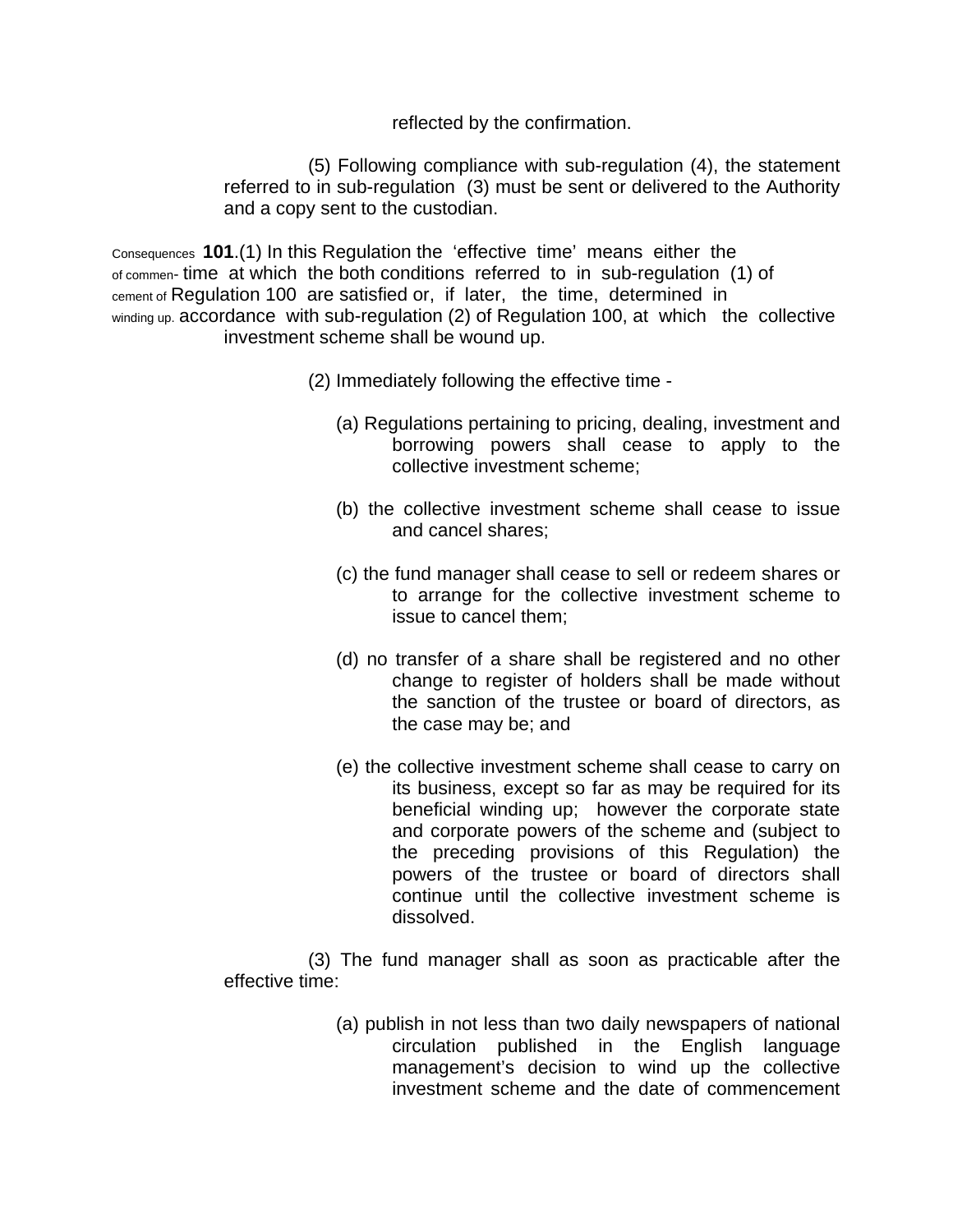reflected by the confirmation.

(5) Following compliance with sub-regulation (4), the statement referred to in sub-regulation (3) must be sent or delivered to the Authority and a copy sent to the custodian.

Consequences of commencement of winding up.

**101**.(1) In this Regulation the 'effective time' means either the time at which the both conditions referred to in sub-regulation (1) of Regulation 100 are satisfied or, if later, the time, determined in accordance with sub-regulation (2) of Regulation 100, at which the collective investment scheme shall be wound up.

(2) Immediately following the effective time -

(a) Regulations pertaining to pricing, dealing, investment and borrowing powers shall cease to apply to the collective investment scheme;

(b) the collective investment scheme shall cease to issue and cancel shares;

(c) the fund manager shall cease to sell or redeem shares or to arrange for the collective investment scheme to issue to cancel them;

(d) no transfer of a share shall be registered and no other change to register of holders shall be made without the sanction of the trustee or board of directors, as the case may be; and

(e) the collective investment scheme shall cease to carry on its business, except so far as may be required for its beneficial winding up; however the corporate state and corporate powers of the scheme and (subject to the preceding provisions of this Regulation) the powers of the trustee or board of directors shall continue until the collective investment scheme is dissolved.

(3) The fund manager shall as soon as practicable after the effective time:

(a) publish in not less than two daily newspapers of national circulation published in the English language management's decision to wind up the collective investment scheme and the date of commencement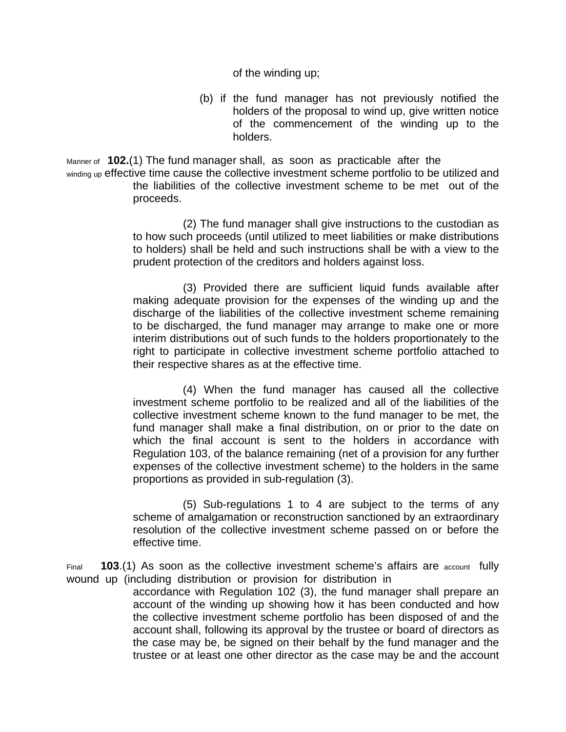of the winding up;

(b) if the fund manager has not previously notified the holders of the proposal to wind up, give written notice of the commencement of the winding up to the holders.

Manner of winding up

**102.**(1) The fund manager shall, as soon as practicable after the effective time cause the collective investment scheme portfolio to be utilized and the liabilities of the collective investment scheme to be met out of the proceeds.

(2) The fund manager shall give instructions to the custodian as to how such proceeds (until utilized to meet liabilities or make distributions to holders) shall be held and such instructions shall be with a view to the prudent protection of the creditors and holders against loss.

(3) Provided there are sufficient liquid funds available after making adequate provision for the expenses of the winding up and the discharge of the liabilities of the collective investment scheme remaining to be discharged, the fund manager may arrange to make one or more interim distributions out of such funds to the holders proportionately to the right to participate in collective investment scheme portfolio attached to their respective shares as at the effective time.

(4) When the fund manager has caused all the collective investment scheme portfolio to be realized and all of the liabilities of the collective investment scheme known to the fund manager to be met, the fund manager shall make a final distribution, on or prior to the date on which the final account is sent to the holders in accordance with Regulation 103, of the balance remaining (net of a provision for any further expenses of the collective investment scheme) to the holders in the same proportions as provided in sub-regulation (3).

(5) Sub-regulations 1 to 4 are subject to the terms of any scheme of amalgamation or reconstruction sanctioned by an extraordinary resolution of the collective investment scheme passed on or before the effective time.

Final account

**103**.(1) As soon as the collective investment scheme's affairs are fully wound up (including distribution or provision for distribution in accordance with Regulation 102 (3), the fund manager shall prepare an account of the winding up showing how it has been conducted and how the collective investment scheme portfolio has been disposed of and the account shall, following its approval by the trustee or board of directors as the case may be, be signed on their behalf by the fund manager and the trustee or at least one other director as the case may be and the account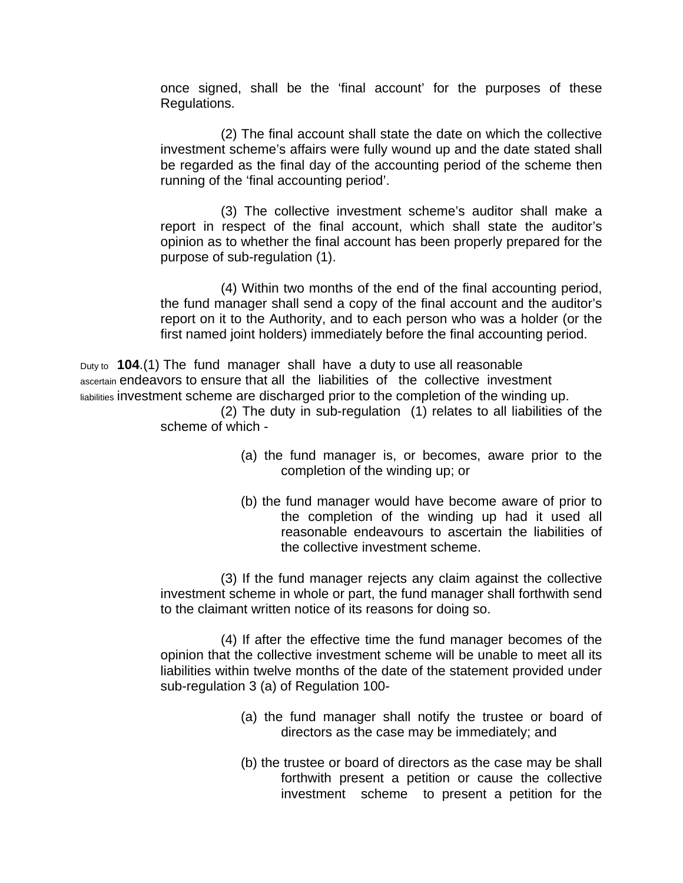once signed, shall be the 'final account' for the purposes of these Regulations.

(2) The final account shall state the date on which the collective investment scheme's affairs were fully wound up and the date stated shall be regarded as the final day of the accounting period of the scheme then running of the 'final accounting period'.

(3) The collective investment scheme's auditor shall make a report in respect of the final account, which shall state the auditor's opinion as to whether the final account has been properly prepared for the purpose of sub-regulation (1).

(4) Within two months of the end of the final accounting period, the fund manager shall send a copy of the final account and the auditor's report on it to the Authority, and to each person who was a holder (or the first named joint holders) immediately before the final accounting period.

Duty to ascertain liabilities

**104**.(1) The fund manager shall have a duty to use all reasonable endeavors to ensure that all the liabilities of the collective investment investment scheme are discharged prior to the completion of the winding up.

(2) The duty in sub-regulation (1) relates to all liabilities of the scheme of which -

(a) the fund manager is, or becomes, aware prior to the completion of the winding up; or

(b) the fund manager would have become aware of prior to the completion of the winding up had it used all reasonable endeavours to ascertain the liabilities of the collective investment scheme.

(3) If the fund manager rejects any claim against the collective investment scheme in whole or part, the fund manager shall forthwith send to the claimant written notice of its reasons for doing so.

(4) If after the effective time the fund manager becomes of the opinion that the collective investment scheme will be unable to meet all its liabilities within twelve months of the date of the statement provided under sub-regulation 3 (a) of Regulation 100-

(a) the fund manager shall notify the trustee or board of directors as the case may be immediately; and

(b) the trustee or board of directors as the case may be shall forthwith present a petition or cause the collective investment scheme to present a petition for the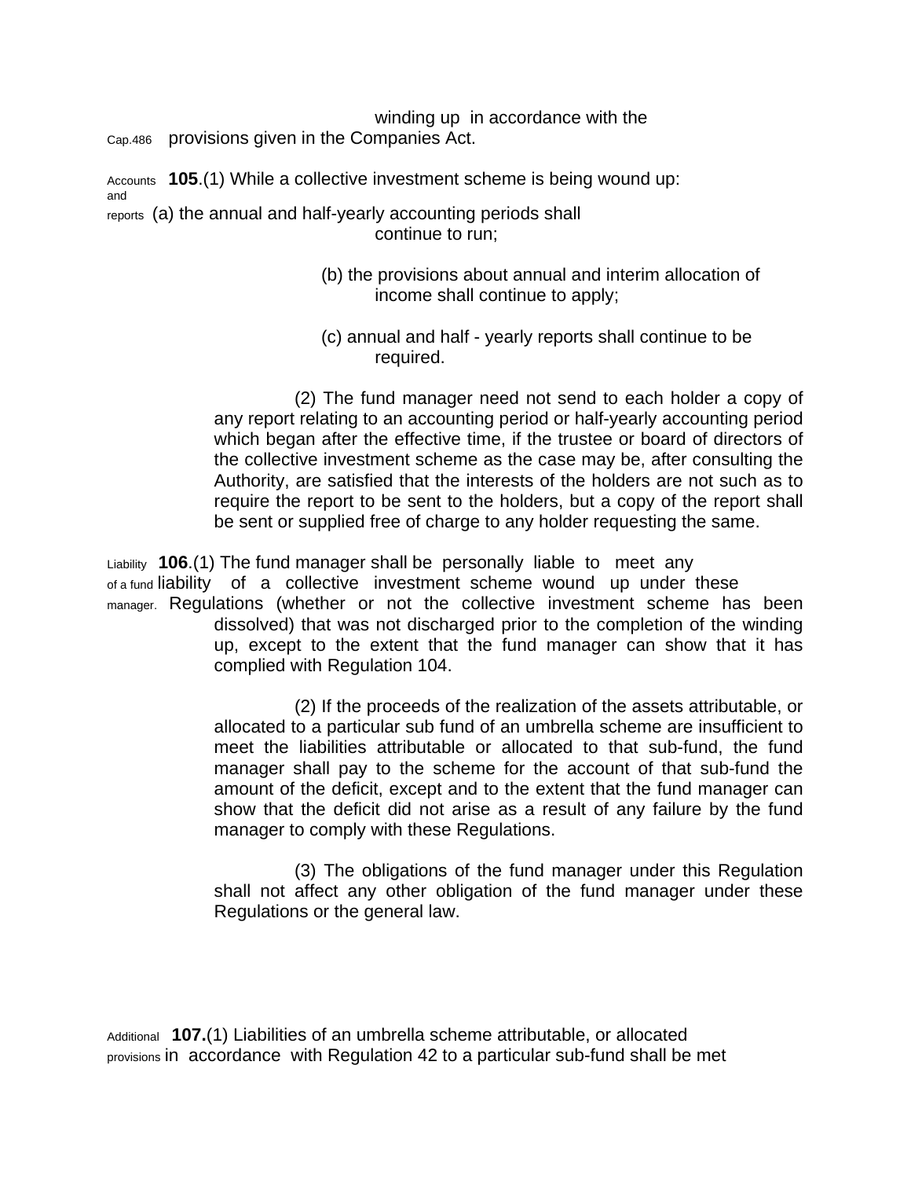winding up in accordance with the

Cap.486 provisions given in the Companies Act.

Accounts and reports **105**.(1) While a collective investment scheme is being wound up:

(a) the annual and half-yearly accounting periods shall continue to run;

(b) the provisions about annual and interim allocation of income shall continue to apply;

(c) annual and half - yearly reports shall continue to be required.

(2) The fund manager need not send to each holder a copy of any report relating to an accounting period or half-yearly accounting period which began after the effective time, if the trustee or board of directors of the collective investment scheme as the case may be, after consulting the Authority, are satisfied that the interests of the holders are not such as to require the report to be sent to the holders, but a copy of the report shall be sent or supplied free of charge to any holder requesting the same.

Liability of a fund manager. **106**.(1) The fund manager shall be personally liable to meet any liability of a collective investment scheme wound up under these Regulations (whether or not the collective investment scheme has been dissolved) that was not discharged prior to the completion of the winding up, except to the extent that the fund manager can show that it has complied with Regulation 104.

(2) If the proceeds of the realization of the assets attributable, or allocated to a particular sub fund of an umbrella scheme are insufficient to meet the liabilities attributable or allocated to that sub-fund, the fund manager shall pay to the scheme for the account of that sub-fund the amount of the deficit, except and to the extent that the fund manager can show that the deficit did not arise as a result of any failure by the fund manager to comply with these Regulations.

(3) The obligations of the fund manager under this Regulation shall not affect any other obligation of the fund manager under these Regulations or the general law.

Additional provisions **107.**(1) Liabilities of an umbrella scheme attributable, or allocated in accordance with Regulation 42 to a particular sub-fund shall be met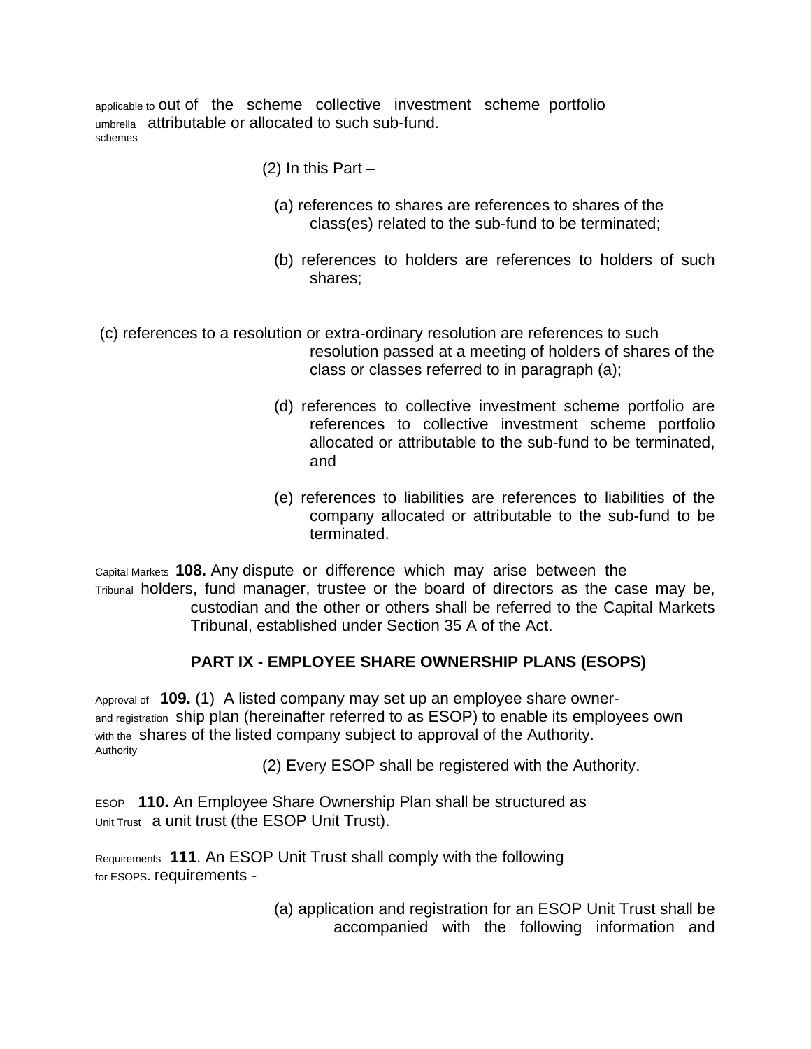applicable to umbrella schemes — out of the scheme collective investment scheme portfolio attributable or allocated to such sub-fund.

(2) In this Part –

(a) references to shares are references to shares of the class(es) related to the sub-fund to be terminated;

(b) references to holders are references to holders of such shares;

(c) references to a resolution or extra-ordinary resolution are references to such resolution passed at a meeting of holders of shares of the class or classes referred to in paragraph (a);

(d) references to collective investment scheme portfolio are references to collective investment scheme portfolio allocated or attributable to the sub-fund to be terminated, and

(e) references to liabilities are references to liabilities of the company allocated or attributable to the sub-fund to be terminated.

Capital Markets Tribunal — **108.** Any dispute or difference which may arise between the holders, fund manager, trustee or the board of directors as the case may be, custodian and the other or others shall be referred to the Capital Markets Tribunal, established under Section 35 A of the Act.

## PART IX - EMPLOYEE SHARE OWNERSHIP PLANS (ESOPS)

Approval of and registration with the Authority — **109.** (1) A listed company may set up an employee share ownership plan (hereinafter referred to as ESOP) to enable its employees own shares of the listed company subject to approval of the Authority.

(2) Every ESOP shall be registered with the Authority.

ESOP Unit Trust — **110.** An Employee Share Ownership Plan shall be structured as a unit trust (the ESOP Unit Trust).

Requirements for ESOPS. — **111**. An ESOP Unit Trust shall comply with the following requirements -

(a) application and registration for an ESOP Unit Trust shall be accompanied with the following information and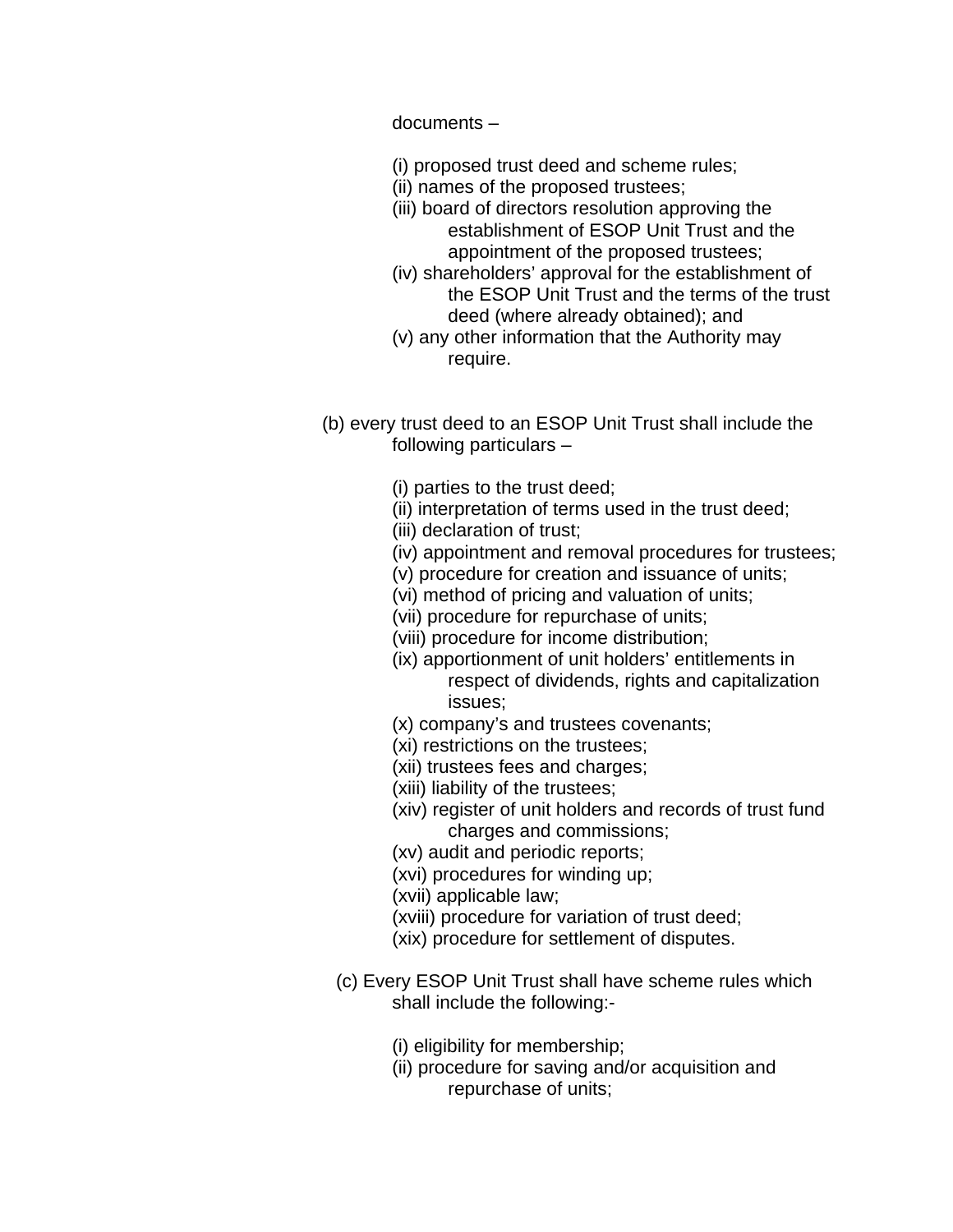documents –

(i) proposed trust deed and scheme rules;
(ii) names of the proposed trustees;
(iii) board of directors resolution approving the establishment of ESOP Unit Trust and the appointment of the proposed trustees;
(iv) shareholders' approval for the establishment of the ESOP Unit Trust and the terms of the trust deed (where already obtained); and
(v) any other information that the Authority may require.

(b) every trust deed to an ESOP Unit Trust shall include the following particulars –

(i) parties to the trust deed;
(ii) interpretation of terms used in the trust deed;
(iii) declaration of trust;
(iv) appointment and removal procedures for trustees;
(v) procedure for creation and issuance of units;
(vi) method of pricing and valuation of units;
(vii) procedure for repurchase of units;
(viii) procedure for income distribution;
(ix) apportionment of unit holders' entitlements in respect of dividends, rights and capitalization issues;
(x) company's and trustees covenants;
(xi) restrictions on the trustees;
(xii) trustees fees and charges;
(xiii) liability of the trustees;
(xiv) register of unit holders and records of trust fund charges and commissions;
(xv) audit and periodic reports;
(xvi) procedures for winding up;
(xvii) applicable law;
(xviii) procedure for variation of trust deed;
(xix) procedure for settlement of disputes.

(c) Every ESOP Unit Trust shall have scheme rules which shall include the following:-

(i) eligibility for membership;
(ii) procedure for saving and/or acquisition and repurchase of units;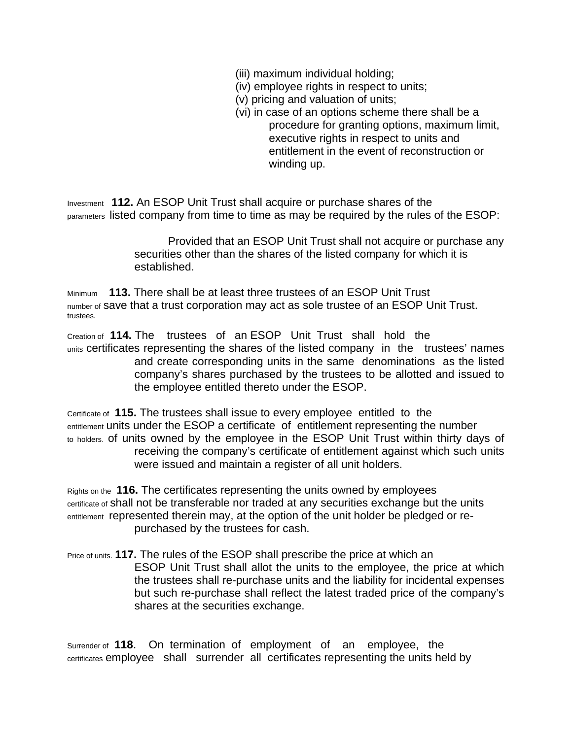(iii) maximum individual holding;
(iv) employee rights in respect to units;
(v) pricing and valuation of units;
(vi) in case of an options scheme there shall be a procedure for granting options, maximum limit, executive rights in respect to units and entitlement in the event of reconstruction or winding up.

Investment parameters **112.** An ESOP Unit Trust shall acquire or purchase shares of the listed company from time to time as may be required by the rules of the ESOP:

Provided that an ESOP Unit Trust shall not acquire or purchase any securities other than the shares of the listed company for which it is established.

Minimum number of trustees. **113.** There shall be at least three trustees of an ESOP Unit Trust save that a trust corporation may act as sole trustee of an ESOP Unit Trust.

Creation of units **114.** The trustees of an ESOP Unit Trust shall hold the certificates representing the shares of the listed company in the trustees' names and create corresponding units in the same denominations as the listed company's shares purchased by the trustees to be allotted and issued to the employee entitled thereto under the ESOP.

Certificate of entitlement to holders. **115.** The trustees shall issue to every employee entitled to the units under the ESOP a certificate of entitlement representing the number of units owned by the employee in the ESOP Unit Trust within thirty days of receiving the company's certificate of entitlement against which such units were issued and maintain a register of all unit holders.

Rights on the certificate of entitlement **116.** The certificates representing the units owned by employees shall not be transferable nor traded at any securities exchange but the units represented therein may, at the option of the unit holder be pledged or re-purchased by the trustees for cash.

Price of units. **117.** The rules of the ESOP shall prescribe the price at which an ESOP Unit Trust shall allot the units to the employee, the price at which the trustees shall re-purchase units and the liability for incidental expenses but such re-purchase shall reflect the latest traded price of the company's shares at the securities exchange.

Surrender of certificates **118**. On termination of employment of an employee, the employee shall surrender all certificates representing the units held by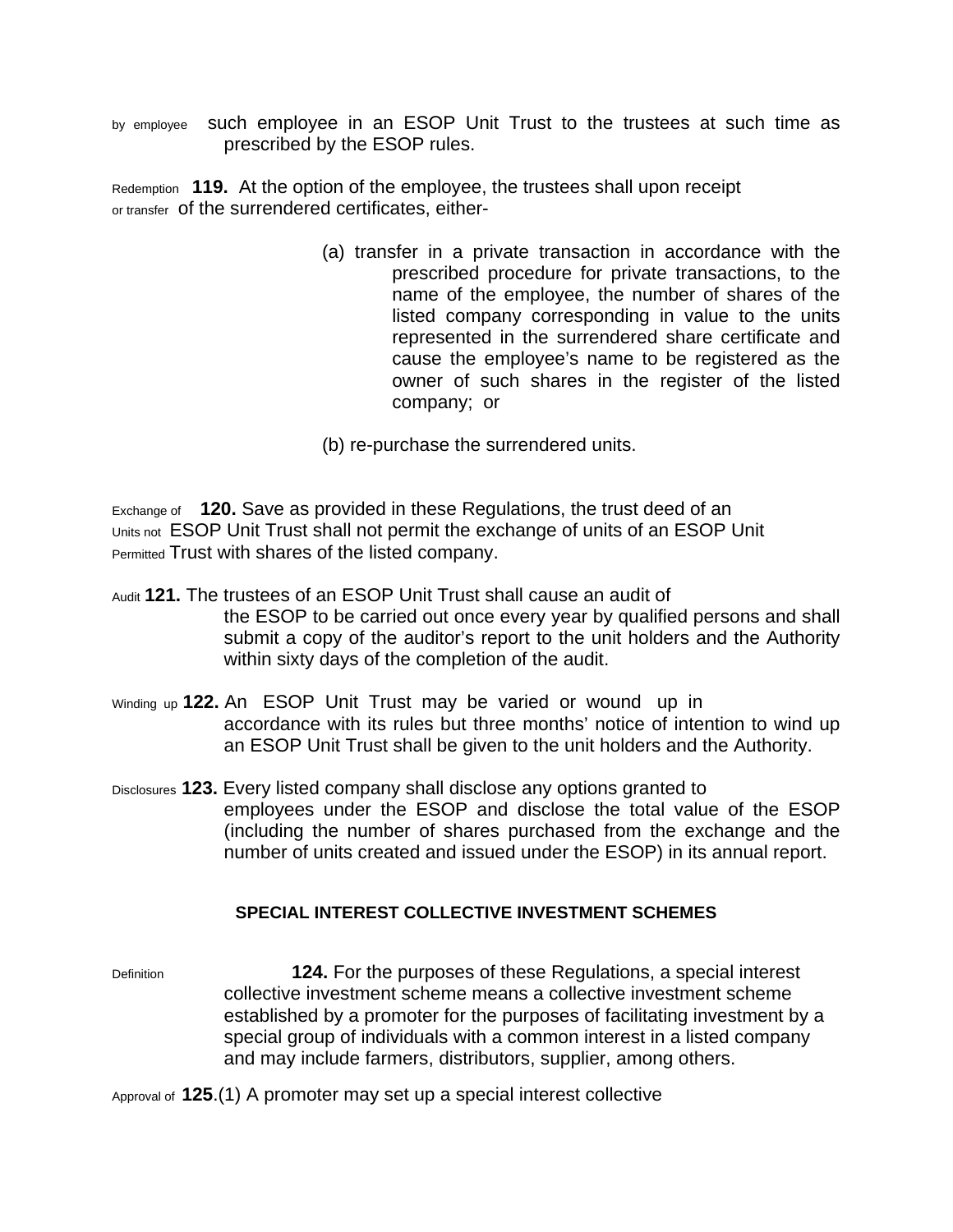by employee such employee in an ESOP Unit Trust to the trustees at such time as prescribed by the ESOP rules.

Redemption or transfer **119.** At the option of the employee, the trustees shall upon receipt of the surrendered certificates, either-

(a) transfer in a private transaction in accordance with the prescribed procedure for private transactions, to the name of the employee, the number of shares of the listed company corresponding in value to the units represented in the surrendered share certificate and cause the employee's name to be registered as the owner of such shares in the register of the listed company; or

(b) re-purchase the surrendered units.

Exchange of Units not Permitted **120.** Save as provided in these Regulations, the trust deed of an ESOP Unit Trust shall not permit the exchange of units of an ESOP Unit Trust with shares of the listed company.

Audit **121.** The trustees of an ESOP Unit Trust shall cause an audit of the ESOP to be carried out once every year by qualified persons and shall submit a copy of the auditor's report to the unit holders and the Authority within sixty days of the completion of the audit.

Winding up **122.** An ESOP Unit Trust may be varied or wound up in accordance with its rules but three months' notice of intention to wind up an ESOP Unit Trust shall be given to the unit holders and the Authority.

Disclosures **123.** Every listed company shall disclose any options granted to employees under the ESOP and disclose the total value of the ESOP (including the number of shares purchased from the exchange and the number of units created and issued under the ESOP) in its annual report.

## SPECIAL INTEREST COLLECTIVE INVESTMENT SCHEMES

Definition **124.** For the purposes of these Regulations, a special interest collective investment scheme means a collective investment scheme established by a promoter for the purposes of facilitating investment by a special group of individuals with a common interest in a listed company and may include farmers, distributors, supplier, among others.

Approval of **125**.(1) A promoter may set up a special interest collective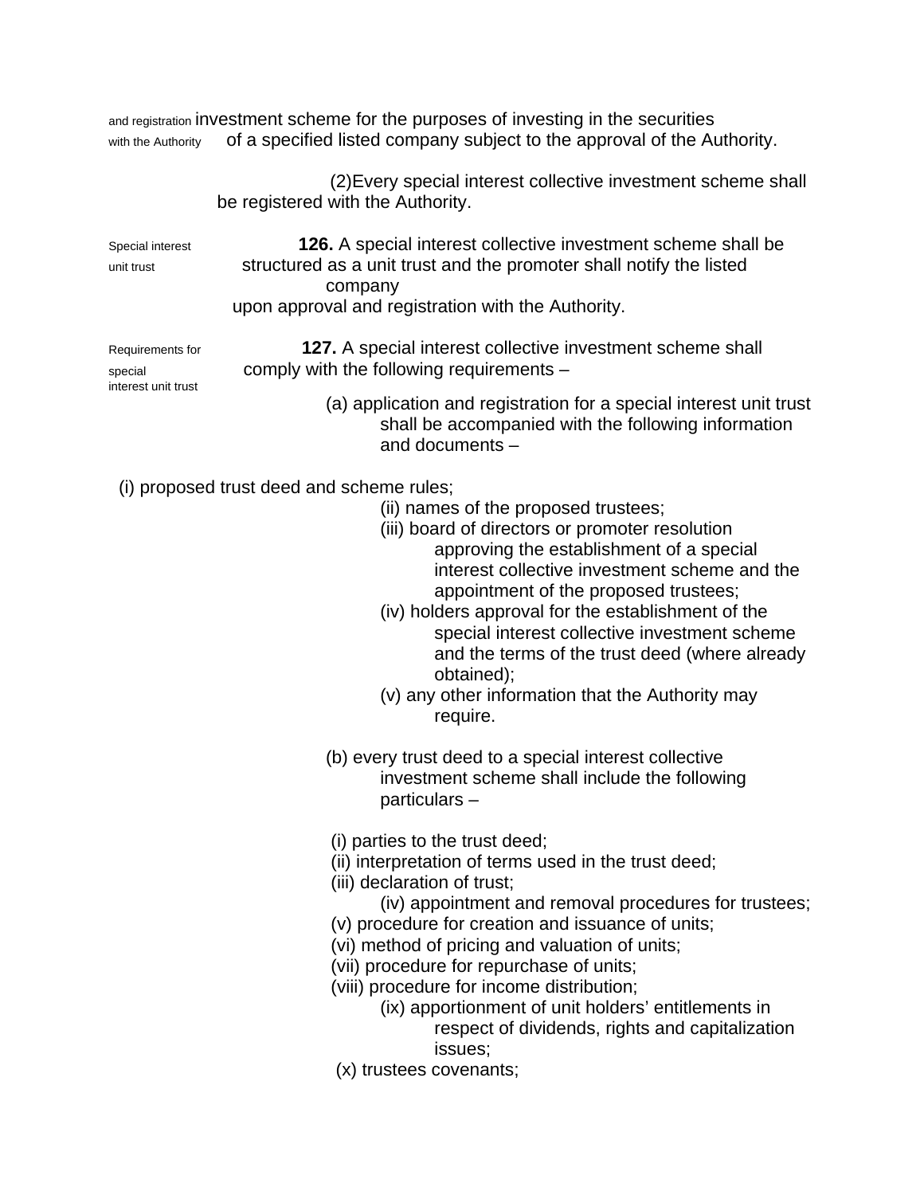*and registration with the Authority* investment scheme for the purposes of investing in the securities of a specified listed company subject to the approval of the Authority.

(2) Every special interest collective investment scheme shall be registered with the Authority.

*Special interest unit trust*

**126.** A special interest collective investment scheme shall be structured as a unit trust and the promoter shall notify the listed company upon approval and registration with the Authority.

*Requirements for special interest unit trust*

**127.** A special interest collective investment scheme shall comply with the following requirements –

(a) application and registration for a special interest unit trust shall be accompanied with the following information and documents –

(i) proposed trust deed and scheme rules;

(ii) names of the proposed trustees;

(iii) board of directors or promoter resolution approving the establishment of a special interest collective investment scheme and the appointment of the proposed trustees;

(iv) holders approval for the establishment of the special interest collective investment scheme and the terms of the trust deed (where already obtained);

(v) any other information that the Authority may require.

(b) every trust deed to a special interest collective investment scheme shall include the following particulars –

(i) parties to the trust deed;

(ii) interpretation of terms used in the trust deed;

(iii) declaration of trust;

(iv) appointment and removal procedures for trustees;

(v) procedure for creation and issuance of units;

(vi) method of pricing and valuation of units;

(vii) procedure for repurchase of units;

(viii) procedure for income distribution;

(ix) apportionment of unit holders' entitlements in respect of dividends, rights and capitalization issues;

(x) trustees covenants;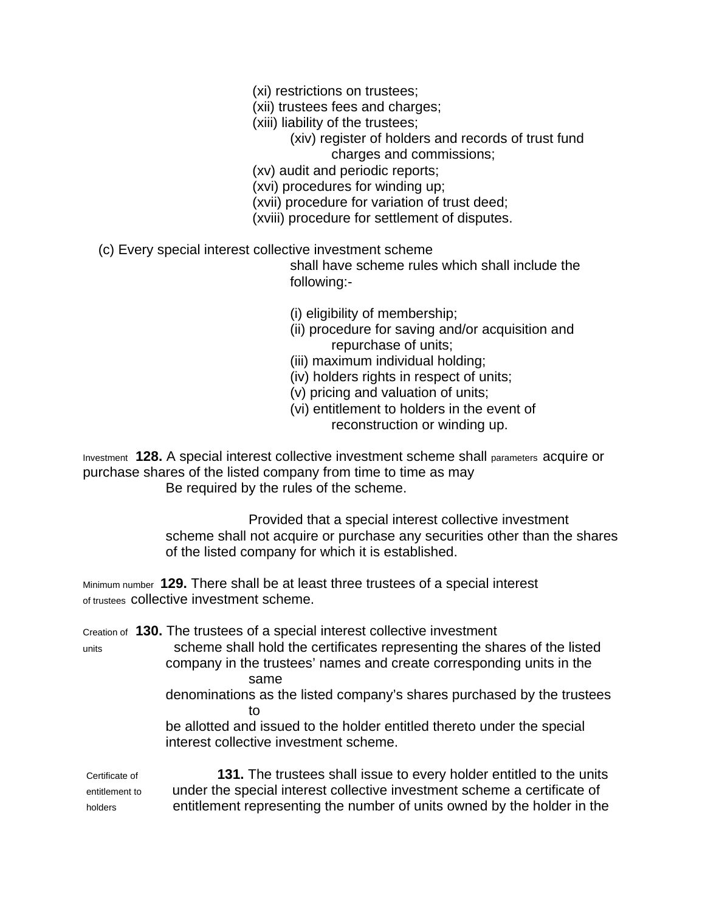(xi) restrictions on trustees;
(xii) trustees fees and charges;
(xiii) liability of the trustees;
(xiv) register of holders and records of trust fund charges and commissions;
(xv) audit and periodic reports;
(xvi) procedures for winding up;
(xvii) procedure for variation of trust deed;
(xviii) procedure for settlement of disputes.

(c) Every special interest collective investment scheme shall have scheme rules which shall include the following:-

(i) eligibility of membership;
(ii) procedure for saving and/or acquisition and repurchase of units;
(iii) maximum individual holding;
(iv) holders rights in respect of units;
(v) pricing and valuation of units;
(vi) entitlement to holders in the event of reconstruction or winding up.

Investment parameters

**128.** A special interest collective investment scheme shall acquire or purchase shares of the listed company from time to time as may Be required by the rules of the scheme.

Provided that a special interest collective investment scheme shall not acquire or purchase any securities other than the shares of the listed company for which it is established.

Minimum number of trustees

**129.** There shall be at least three trustees of a special interest collective investment scheme.

Creation of units

**130.** The trustees of a special interest collective investment scheme shall hold the certificates representing the shares of the listed company in the trustees' names and create corresponding units in the same denominations as the listed company's shares purchased by the trustees to be allotted and issued to the holder entitled thereto under the special interest collective investment scheme.

Certificate of entitlement to holders

**131.** The trustees shall issue to every holder entitled to the units under the special interest collective investment scheme a certificate of entitlement representing the number of units owned by the holder in the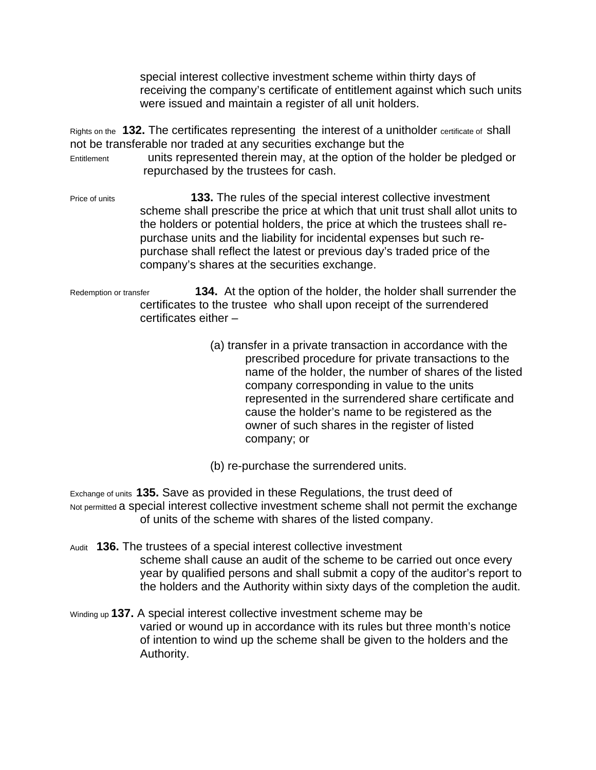special interest collective investment scheme within thirty days of receiving the company's certificate of entitlement against which such units were issued and maintain a register of all unit holders.

Rights on the certificate of Entitlement

**132.** The certificates representing the interest of a unitholder shall not be transferable nor traded at any securities exchange but the units represented therein may, at the option of the holder be pledged or repurchased by the trustees for cash.

Price of units

**133.** The rules of the special interest collective investment scheme shall prescribe the price at which that unit trust shall allot units to the holders or potential holders, the price at which the trustees shall re-purchase units and the liability for incidental expenses but such re-purchase shall reflect the latest or previous day's traded price of the company's shares at the securities exchange.

Redemption or transfer

**134.** At the option of the holder, the holder shall surrender the certificates to the trustee who shall upon receipt of the surrendered certificates either –

(a) transfer in a private transaction in accordance with the prescribed procedure for private transactions to the name of the holder, the number of shares of the listed company corresponding in value to the units represented in the surrendered share certificate and cause the holder's name to be registered as the owner of such shares in the register of listed company; or

(b) re-purchase the surrendered units.

Exchange of units Not permitted

**135.** Save as provided in these Regulations, the trust deed of a special interest collective investment scheme shall not permit the exchange of units of the scheme with shares of the listed company.

Audit

**136.** The trustees of a special interest collective investment scheme shall cause an audit of the scheme to be carried out once every year by qualified persons and shall submit a copy of the auditor's report to the holders and the Authority within sixty days of the completion the audit.

Winding up

**137.** A special interest collective investment scheme may be varied or wound up in accordance with its rules but three month's notice of intention to wind up the scheme shall be given to the holders and the Authority.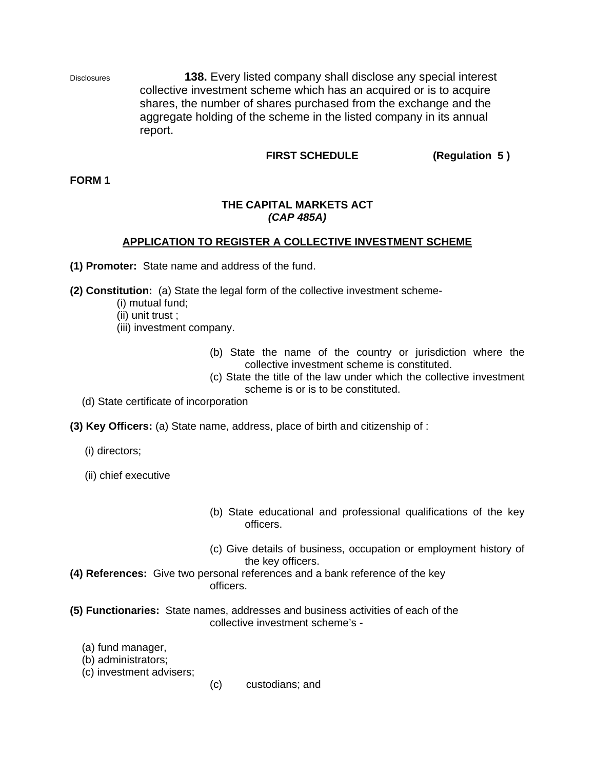Disclosures

**138.** Every listed company shall disclose any special interest collective investment scheme which has an acquired or is to acquire shares, the number of shares purchased from the exchange and the aggregate holding of the scheme in the listed company in its annual report.

**FIRST SCHEDULE** **(Regulation 5 )**

**FORM 1**

**THE CAPITAL MARKETS ACT**
***(CAP 485A)***

**APPLICATION TO REGISTER A COLLECTIVE INVESTMENT SCHEME**

**(1) Promoter:** State name and address of the fund.

**(2) Constitution:** (a) State the legal form of the collective investment scheme-

(i) mutual fund;
(ii) unit trust ;
(iii) investment company.

(b) State the name of the country or jurisdiction where the collective investment scheme is constituted.

(c) State the title of the law under which the collective investment scheme is or is to be constituted.

(d) State certificate of incorporation

**(3) Key Officers:** (a) State name, address, place of birth and citizenship of :

(i) directors;

(ii) chief executive

(b) State educational and professional qualifications of the key officers.

(c) Give details of business, occupation or employment history of the key officers.

**(4) References:** Give two personal references and a bank reference of the key officers.

**(5) Functionaries:** State names, addresses and business activities of each of the collective investment scheme's -

(a) fund manager,
(b) administrators;
(c) investment advisers;
(c) custodians; and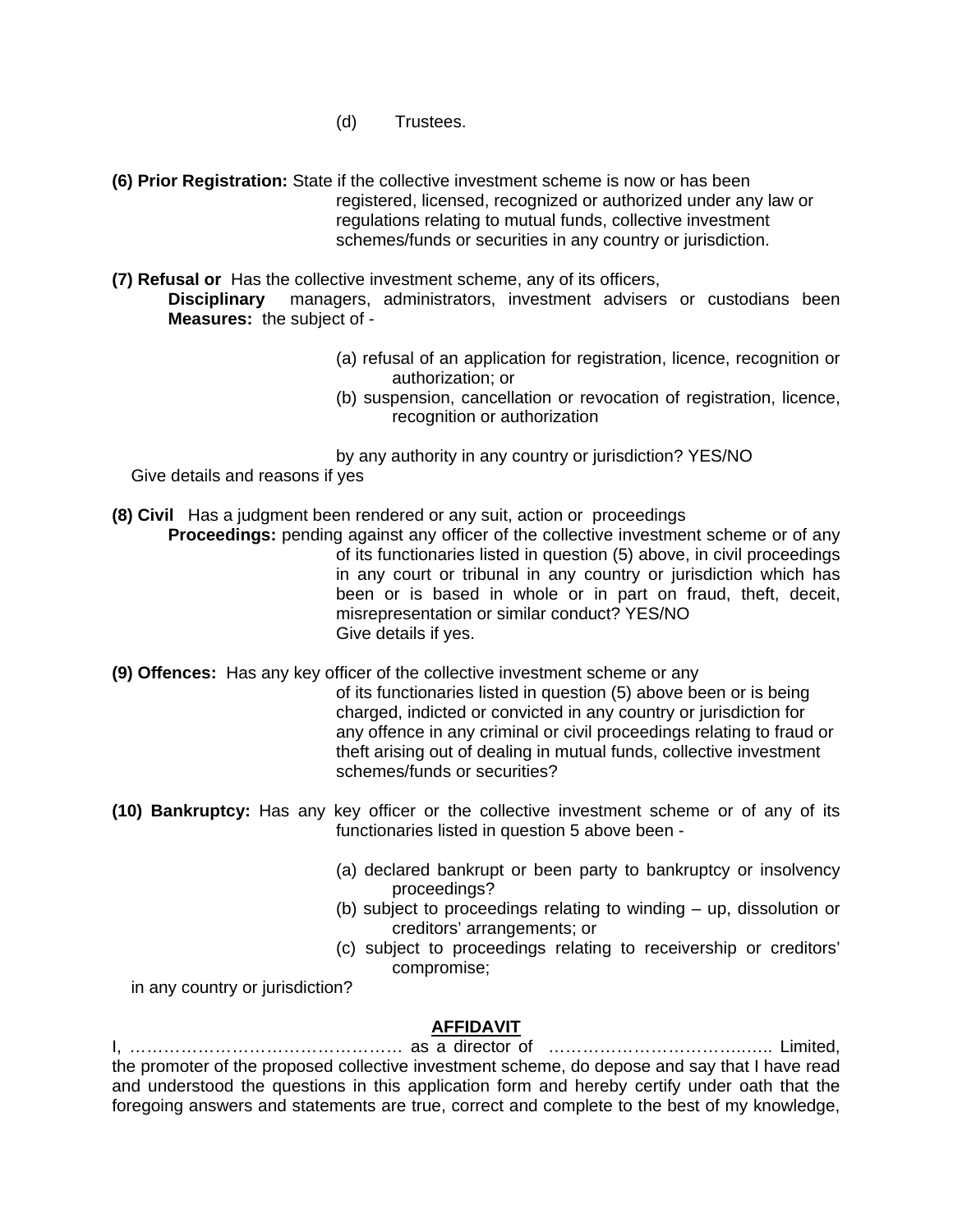(d) Trustees.

**(6) Prior Registration:** State if the collective investment scheme is now or has been registered, licensed, recognized or authorized under any law or regulations relating to mutual funds, collective investment schemes/funds or securities in any country or jurisdiction.

**(7) Refusal or Disciplinary Measures:** Has the collective investment scheme, any of its officers, managers, administrators, investment advisers or custodians been the subject of -

(a) refusal of an application for registration, licence, recognition or authorization; or
(b) suspension, cancellation or revocation of registration, licence, recognition or authorization

by any authority in any country or jurisdiction? YES/NO
Give details and reasons if yes

**(8) Civil Proceedings:** Has a judgment been rendered or any suit, action or proceedings pending against any officer of the collective investment scheme or of any of its functionaries listed in question (5) above, in civil proceedings in any court or tribunal in any country or jurisdiction which has been or is based in whole or in part on fraud, theft, deceit, misrepresentation or similar conduct? YES/NO
Give details if yes.

**(9) Offences:** Has any key officer of the collective investment scheme or any of its functionaries listed in question (5) above been or is being charged, indicted or convicted in any country or jurisdiction for any offence in any criminal or civil proceedings relating to fraud or theft arising out of dealing in mutual funds, collective investment schemes/funds or securities?

**(10) Bankruptcy:** Has any key officer or the collective investment scheme or of any of its functionaries listed in question 5 above been -

(a) declared bankrupt or been party to bankruptcy or insolvency proceedings?
(b) subject to proceedings relating to winding – up, dissolution or creditors' arrangements; or
(c) subject to proceedings relating to receivership or creditors' compromise;

in any country or jurisdiction?

## AFFIDAVIT

I, ………………………………………… as a director of ………………………………..….. Limited, the promoter of the proposed collective investment scheme, do depose and say that I have read and understood the questions in this application form and hereby certify under oath that the foregoing answers and statements are true, correct and complete to the best of my knowledge,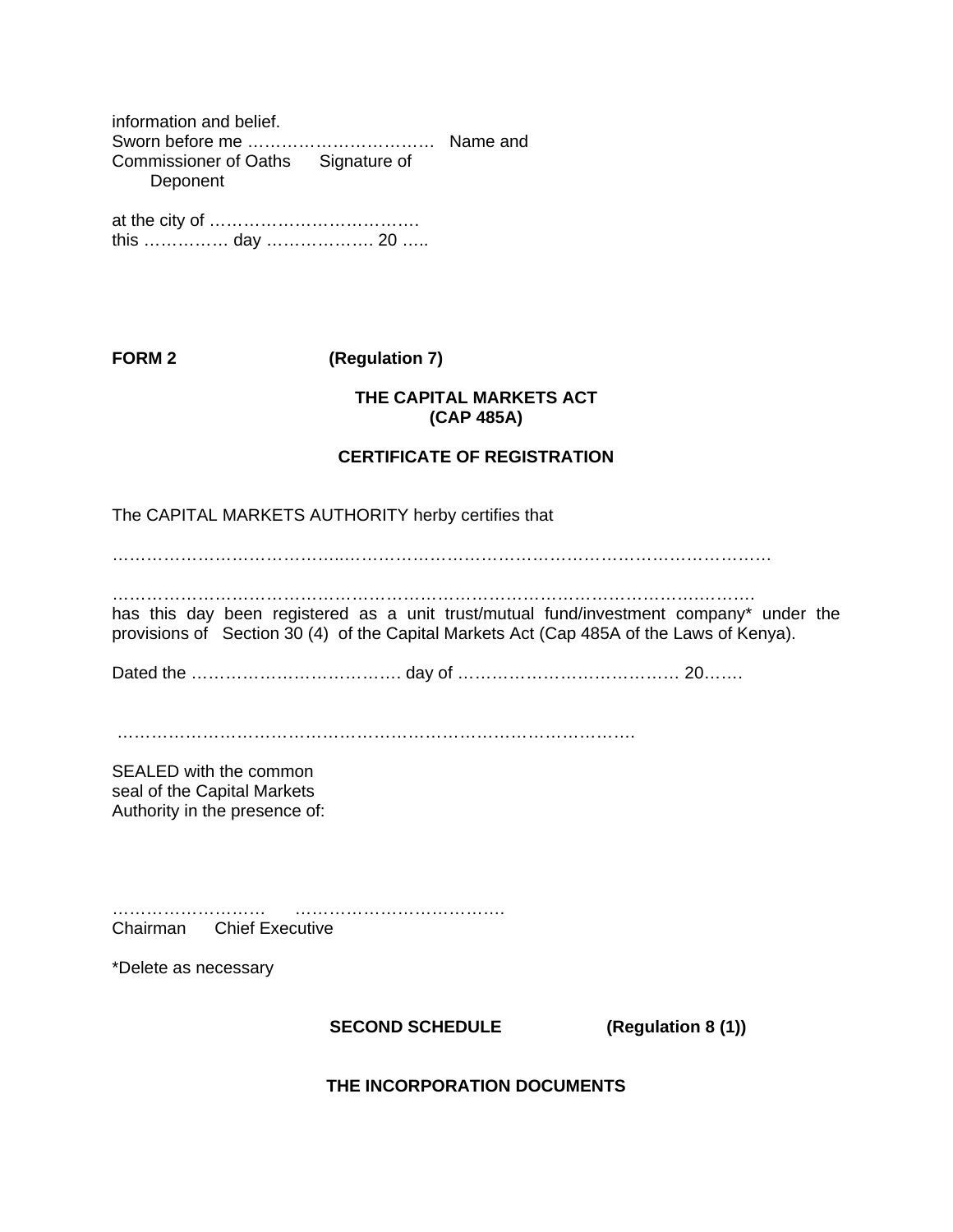information and belief.
Sworn before me …………………………… Name and
Commissioner of Oaths Signature of
Deponent

at the city of ……………………………….
this …………… day ………………. 20 …..

**FORM 2** **(Regulation 7)**

**THE CAPITAL MARKETS ACT**
**(CAP 485A)**

**CERTIFICATE OF REGISTRATION**

The CAPITAL MARKETS AUTHORITY herby certifies that

…………………………………..………………………………………………………………

………………………………………………………………………………………………….
has this day been registered as a unit trust/mutual fund/investment company* under the provisions of Section 30 (4) of the Capital Markets Act (Cap 485A of the Laws of Kenya).

Dated the ………………………………. day of ………………………………… 20…….

……………………………………………………………………………………….

SEALED with the common
seal of the Capital Markets
Authority in the presence of:

……………………… ……………………………….
Chairman Chief Executive

*Delete as necessary

**SECOND SCHEDULE** **(Regulation 8 (1))**

**THE INCORPORATION DOCUMENTS**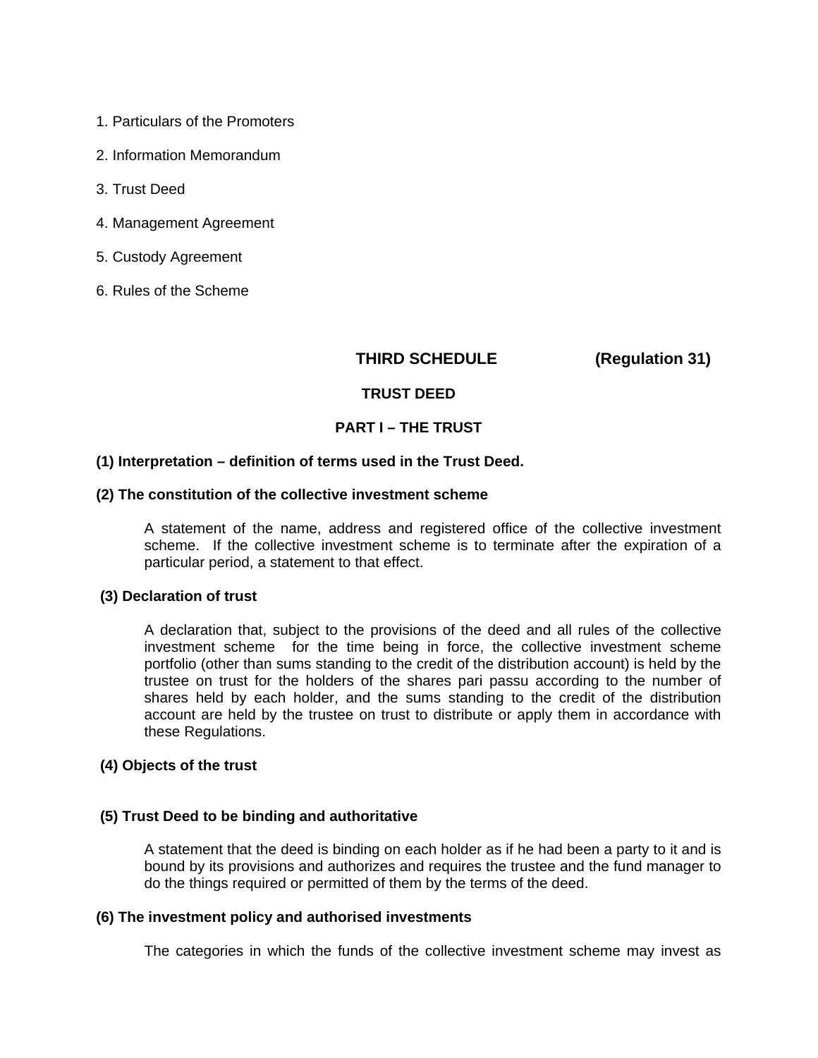1. Particulars of the Promoters

2. Information Memorandum

3. Trust Deed

4. Management Agreement

5. Custody Agreement

6. Rules of the Scheme

## THIRD SCHEDULE (Regulation 31)

## TRUST DEED

## PART I – THE TRUST

**(1) Interpretation – definition of terms used in the Trust Deed.**

**(2) The constitution of the collective investment scheme**

A statement of the name, address and registered office of the collective investment scheme. If the collective investment scheme is to terminate after the expiration of a particular period, a statement to that effect.

**(3) Declaration of trust**

A declaration that, subject to the provisions of the deed and all rules of the collective investment scheme for the time being in force, the collective investment scheme portfolio (other than sums standing to the credit of the distribution account) is held by the trustee on trust for the holders of the shares pari passu according to the number of shares held by each holder, and the sums standing to the credit of the distribution account are held by the trustee on trust to distribute or apply them in accordance with these Regulations.

**(4) Objects of the trust**

**(5) Trust Deed to be binding and authoritative**

A statement that the deed is binding on each holder as if he had been a party to it and is bound by its provisions and authorizes and requires the trustee and the fund manager to do the things required or permitted of them by the terms of the deed.

**(6) The investment policy and authorised investments**

The categories in which the funds of the collective investment scheme may invest as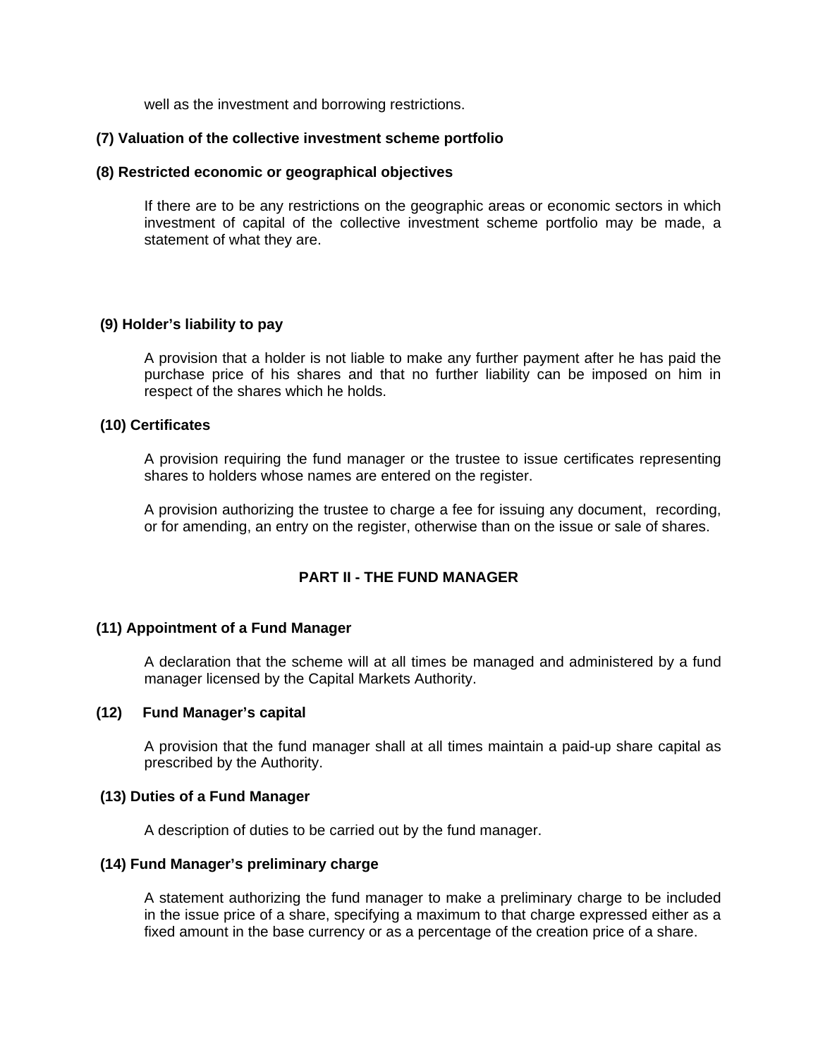well as the investment and borrowing restrictions.

**(7) Valuation of the collective investment scheme portfolio**

**(8) Restricted economic or geographical objectives**

If there are to be any restrictions on the geographic areas or economic sectors in which investment of capital of the collective investment scheme portfolio may be made, a statement of what they are.

**(9) Holder's liability to pay**

A provision that a holder is not liable to make any further payment after he has paid the purchase price of his shares and that no further liability can be imposed on him in respect of the shares which he holds.

**(10) Certificates**

A provision requiring the fund manager or the trustee to issue certificates representing shares to holders whose names are entered on the register.

A provision authorizing the trustee to charge a fee for issuing any document, recording, or for amending, an entry on the register, otherwise than on the issue or sale of shares.

## PART II - THE FUND MANAGER

**(11) Appointment of a Fund Manager**

A declaration that the scheme will at all times be managed and administered by a fund manager licensed by the Capital Markets Authority.

**(12) Fund Manager's capital**

A provision that the fund manager shall at all times maintain a paid-up share capital as prescribed by the Authority.

**(13) Duties of a Fund Manager**

A description of duties to be carried out by the fund manager.

**(14) Fund Manager's preliminary charge**

A statement authorizing the fund manager to make a preliminary charge to be included in the issue price of a share, specifying a maximum to that charge expressed either as a fixed amount in the base currency or as a percentage of the creation price of a share.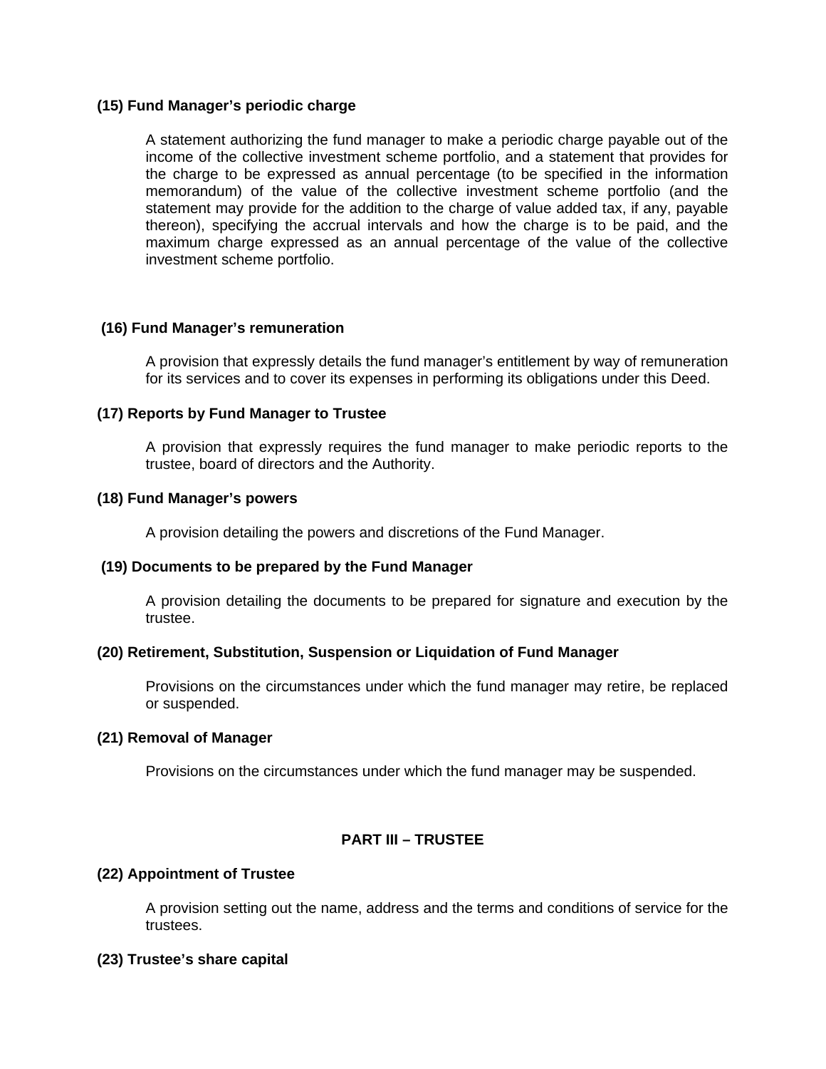**(15) Fund Manager's periodic charge**

A statement authorizing the fund manager to make a periodic charge payable out of the income of the collective investment scheme portfolio, and a statement that provides for the charge to be expressed as annual percentage (to be specified in the information memorandum) of the value of the collective investment scheme portfolio (and the statement may provide for the addition to the charge of value added tax, if any, payable thereon), specifying the accrual intervals and how the charge is to be paid, and the maximum charge expressed as an annual percentage of the value of the collective investment scheme portfolio.

**(16) Fund Manager's remuneration**

A provision that expressly details the fund manager's entitlement by way of remuneration for its services and to cover its expenses in performing its obligations under this Deed.

**(17) Reports by Fund Manager to Trustee**

A provision that expressly requires the fund manager to make periodic reports to the trustee, board of directors and the Authority.

**(18) Fund Manager's powers**

A provision detailing the powers and discretions of the Fund Manager.

**(19) Documents to be prepared by the Fund Manager**

A provision detailing the documents to be prepared for signature and execution by the trustee.

**(20) Retirement, Substitution, Suspension or Liquidation of Fund Manager**

Provisions on the circumstances under which the fund manager may retire, be replaced or suspended.

**(21) Removal of Manager**

Provisions on the circumstances under which the fund manager may be suspended.

## PART III – TRUSTEE

**(22) Appointment of Trustee**

A provision setting out the name, address and the terms and conditions of service for the trustees.

**(23) Trustee's share capital**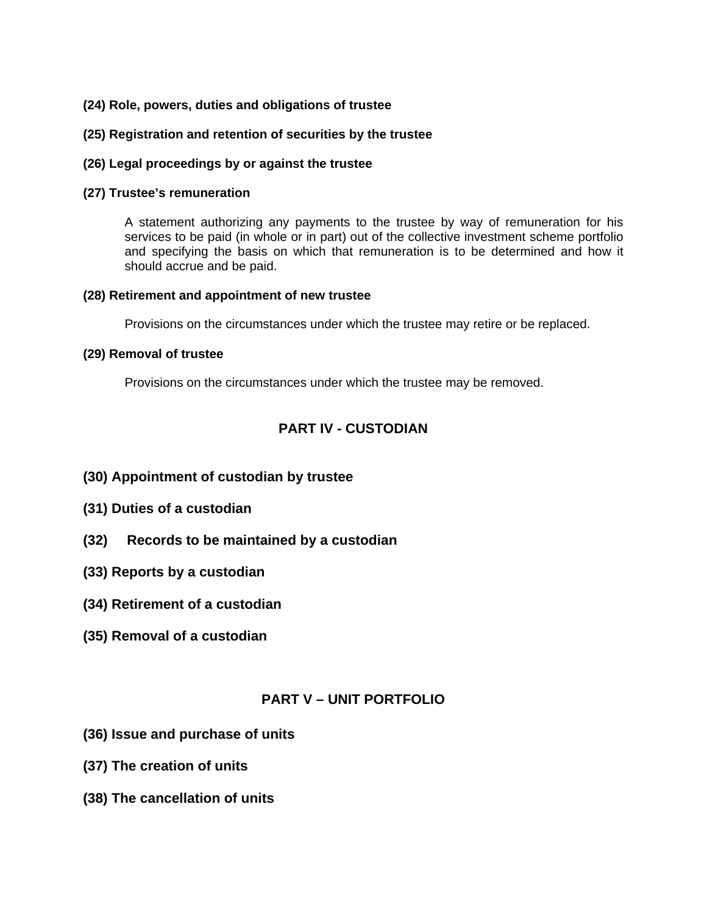**(24) Role, powers, duties and obligations of trustee**

**(25) Registration and retention of securities by the trustee**

**(26) Legal proceedings by or against the trustee**

**(27) Trustee's remuneration**

A statement authorizing any payments to the trustee by way of remuneration for his services to be paid (in whole or in part) out of the collective investment scheme portfolio and specifying the basis on which that remuneration is to be determined and how it should accrue and be paid.

**(28) Retirement and appointment of new trustee**

Provisions on the circumstances under which the trustee may retire or be replaced.

**(29) Removal of trustee**

Provisions on the circumstances under which the trustee may be removed.

## PART IV - CUSTODIAN

**(30) Appointment of custodian by trustee**

**(31) Duties of a custodian**

**(32) Records to be maintained by a custodian**

**(33) Reports by a custodian**

**(34) Retirement of a custodian**

**(35) Removal of a custodian**

## PART V – UNIT PORTFOLIO

**(36) Issue and purchase of units**

**(37) The creation of units**

**(38) The cancellation of units**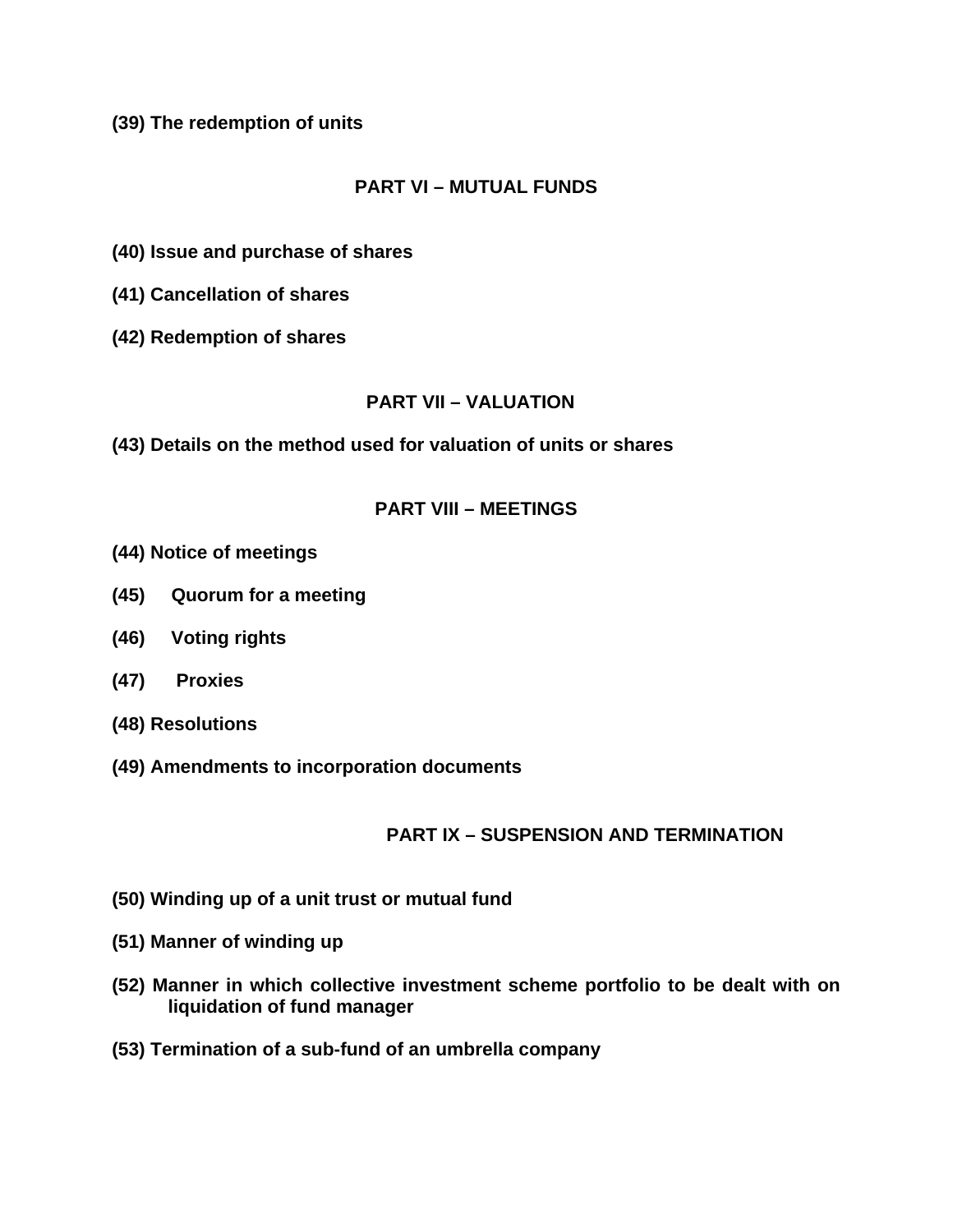**(39) The redemption of units**

## PART VI – MUTUAL FUNDS

**(40) Issue and purchase of shares**

**(41) Cancellation of shares**

**(42) Redemption of shares**

## PART VII – VALUATION

**(43) Details on the method used for valuation of units or shares**

## PART VIII – MEETINGS

**(44) Notice of meetings**

**(45) Quorum for a meeting**

**(46) Voting rights**

**(47) Proxies**

**(48) Resolutions**

**(49) Amendments to incorporation documents**

## PART IX – SUSPENSION AND TERMINATION

**(50) Winding up of a unit trust or mutual fund**

**(51) Manner of winding up**

**(52) Manner in which collective investment scheme portfolio to be dealt with on liquidation of fund manager**

**(53) Termination of a sub-fund of an umbrella company**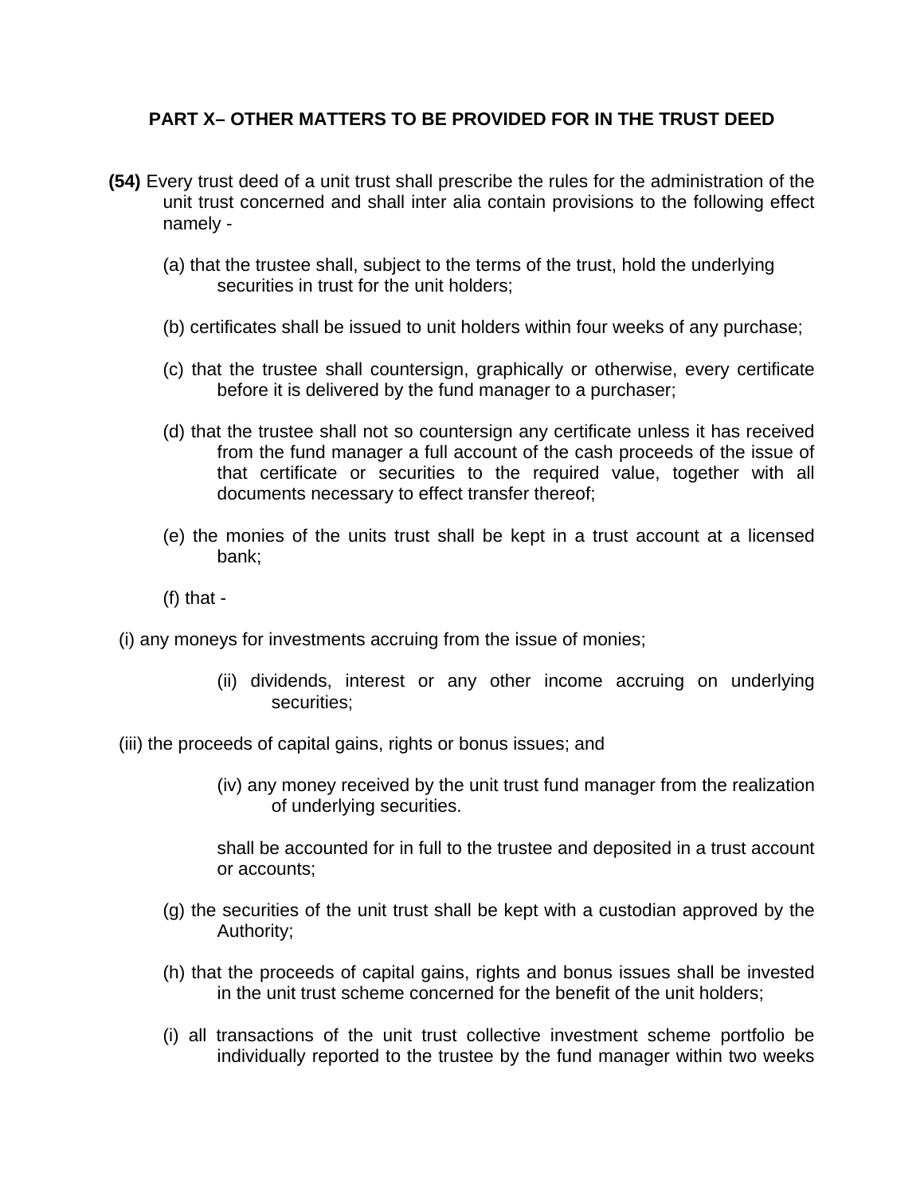## PART X– OTHER MATTERS TO BE PROVIDED FOR IN THE TRUST DEED

**(54)** Every trust deed of a unit trust shall prescribe the rules for the administration of the unit trust concerned and shall inter alia contain provisions to the following effect namely -

(a) that the trustee shall, subject to the terms of the trust, hold the underlying securities in trust for the unit holders;

(b) certificates shall be issued to unit holders within four weeks of any purchase;

(c) that the trustee shall countersign, graphically or otherwise, every certificate before it is delivered by the fund manager to a purchaser;

(d) that the trustee shall not so countersign any certificate unless it has received from the fund manager a full account of the cash proceeds of the issue of that certificate or securities to the required value, together with all documents necessary to effect transfer thereof;

(e) the monies of the units trust shall be kept in a trust account at a licensed bank;

(f) that -

(i) any moneys for investments accruing from the issue of monies;

(ii) dividends, interest or any other income accruing on underlying securities;

(iii) the proceeds of capital gains, rights or bonus issues; and

(iv) any money received by the unit trust fund manager from the realization of underlying securities.

shall be accounted for in full to the trustee and deposited in a trust account or accounts;

(g) the securities of the unit trust shall be kept with a custodian approved by the Authority;

(h) that the proceeds of capital gains, rights and bonus issues shall be invested in the unit trust scheme concerned for the benefit of the unit holders;

(i) all transactions of the unit trust collective investment scheme portfolio be individually reported to the trustee by the fund manager within two weeks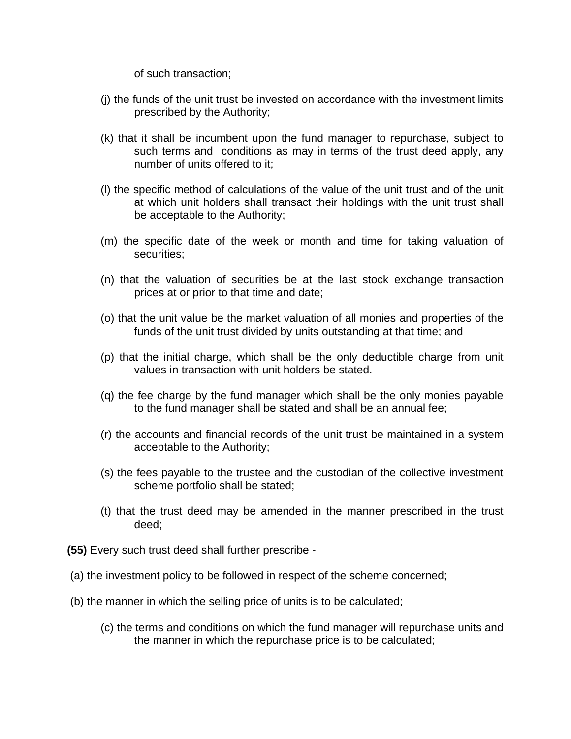of such transaction;

(j) the funds of the unit trust be invested on accordance with the investment limits prescribed by the Authority;

(k) that it shall be incumbent upon the fund manager to repurchase, subject to such terms and conditions as may in terms of the trust deed apply, any number of units offered to it;

(l) the specific method of calculations of the value of the unit trust and of the unit at which unit holders shall transact their holdings with the unit trust shall be acceptable to the Authority;

(m) the specific date of the week or month and time for taking valuation of securities;

(n) that the valuation of securities be at the last stock exchange transaction prices at or prior to that time and date;

(o) that the unit value be the market valuation of all monies and properties of the funds of the unit trust divided by units outstanding at that time; and

(p) that the initial charge, which shall be the only deductible charge from unit values in transaction with unit holders be stated.

(q) the fee charge by the fund manager which shall be the only monies payable to the fund manager shall be stated and shall be an annual fee;

(r) the accounts and financial records of the unit trust be maintained in a system acceptable to the Authority;

(s) the fees payable to the trustee and the custodian of the collective investment scheme portfolio shall be stated;

(t) that the trust deed may be amended in the manner prescribed in the trust deed;

**(55)** Every such trust deed shall further prescribe -

(a) the investment policy to be followed in respect of the scheme concerned;

(b) the manner in which the selling price of units is to be calculated;

(c) the terms and conditions on which the fund manager will repurchase units and the manner in which the repurchase price is to be calculated;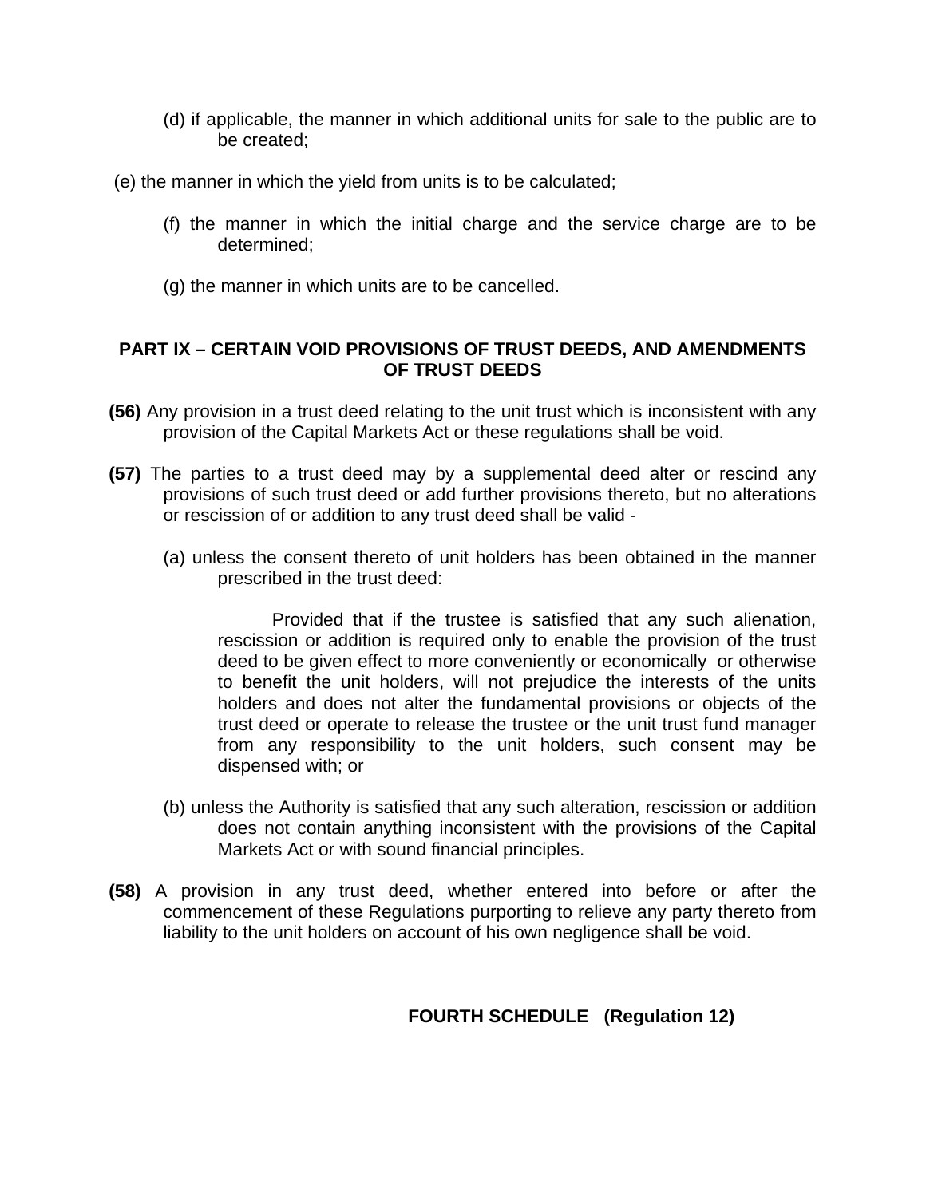(d) if applicable, the manner in which additional units for sale to the public are to be created;

(e) the manner in which the yield from units is to be calculated;

(f) the manner in which the initial charge and the service charge are to be determined;

(g) the manner in which units are to be cancelled.

## PART IX – CERTAIN VOID PROVISIONS OF TRUST DEEDS, AND AMENDMENTS OF TRUST DEEDS

**(56)** Any provision in a trust deed relating to the unit trust which is inconsistent with any provision of the Capital Markets Act or these regulations shall be void.

**(57)** The parties to a trust deed may by a supplemental deed alter or rescind any provisions of such trust deed or add further provisions thereto, but no alterations or rescission of or addition to any trust deed shall be valid -

(a) unless the consent thereto of unit holders has been obtained in the manner prescribed in the trust deed:

Provided that if the trustee is satisfied that any such alienation, rescission or addition is required only to enable the provision of the trust deed to be given effect to more conveniently or economically or otherwise to benefit the unit holders, will not prejudice the interests of the units holders and does not alter the fundamental provisions or objects of the trust deed or operate to release the trustee or the unit trust fund manager from any responsibility to the unit holders, such consent may be dispensed with; or

(b) unless the Authority is satisfied that any such alteration, rescission or addition does not contain anything inconsistent with the provisions of the Capital Markets Act or with sound financial principles.

**(58)** A provision in any trust deed, whether entered into before or after the commencement of these Regulations purporting to relieve any party thereto from liability to the unit holders on account of his own negligence shall be void.

## FOURTH SCHEDULE (Regulation 12)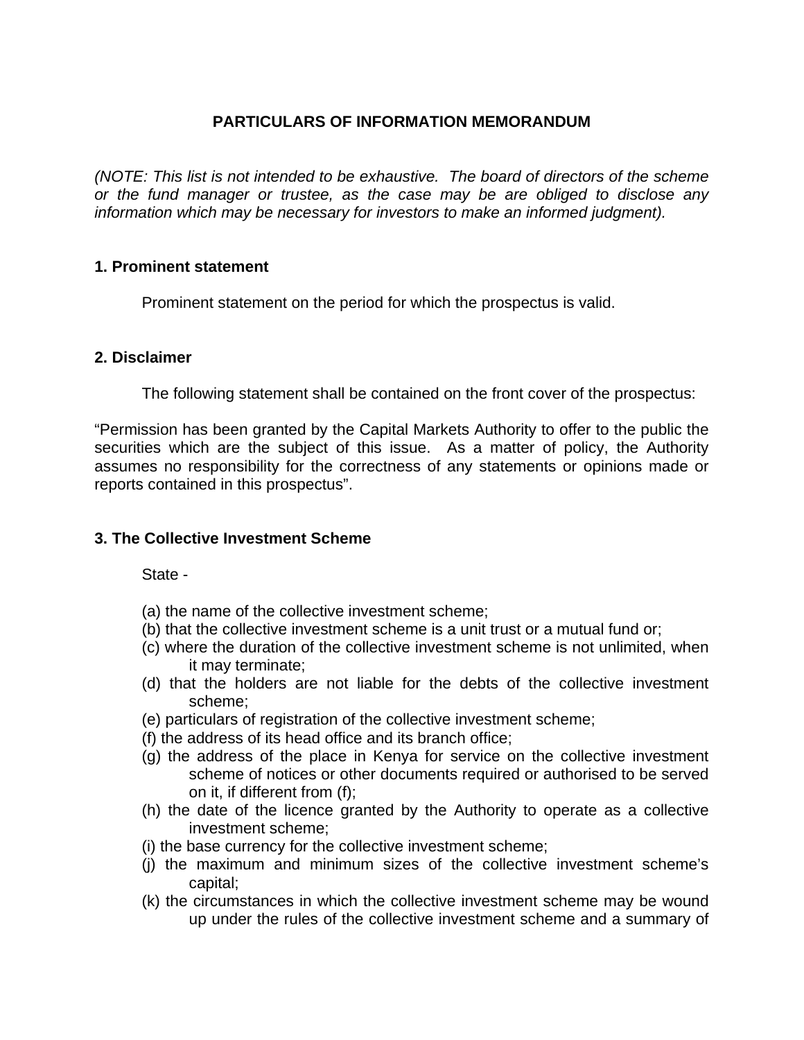## PARTICULARS OF INFORMATION MEMORANDUM

*(NOTE: This list is not intended to be exhaustive. The board of directors of the scheme or the fund manager or trustee, as the case may be are obliged to disclose any information which may be necessary for investors to make an informed judgment).*

### 1. Prominent statement

Prominent statement on the period for which the prospectus is valid.

### 2. Disclaimer

The following statement shall be contained on the front cover of the prospectus:

"Permission has been granted by the Capital Markets Authority to offer to the public the securities which are the subject of this issue. As a matter of policy, the Authority assumes no responsibility for the correctness of any statements or opinions made or reports contained in this prospectus".

### 3. The Collective Investment Scheme

State -

(a) the name of the collective investment scheme;
(b) that the collective investment scheme is a unit trust or a mutual fund or;
(c) where the duration of the collective investment scheme is not unlimited, when it may terminate;
(d) that the holders are not liable for the debts of the collective investment scheme;
(e) particulars of registration of the collective investment scheme;
(f) the address of its head office and its branch office;
(g) the address of the place in Kenya for service on the collective investment scheme of notices or other documents required or authorised to be served on it, if different from (f);
(h) the date of the licence granted by the Authority to operate as a collective investment scheme;
(i) the base currency for the collective investment scheme;
(j) the maximum and minimum sizes of the collective investment scheme's capital;
(k) the circumstances in which the collective investment scheme may be wound up under the rules of the collective investment scheme and a summary of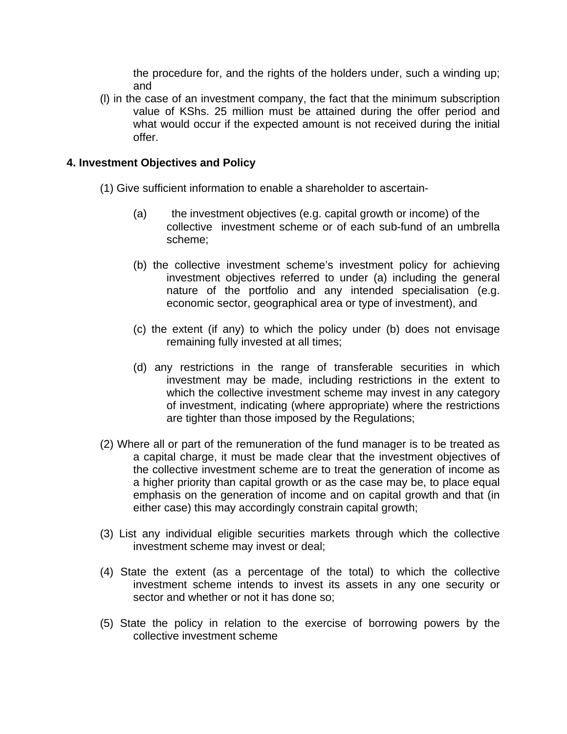the procedure for, and the rights of the holders under, such a winding up; and

(l) in the case of an investment company, the fact that the minimum subscription value of KShs. 25 million must be attained during the offer period and what would occur if the expected amount is not received during the initial offer.

**4. Investment Objectives and Policy**

(1) Give sufficient information to enable a shareholder to ascertain-

(a) the investment objectives (e.g. capital growth or income) of the collective investment scheme or of each sub-fund of an umbrella scheme;

(b) the collective investment scheme's investment policy for achieving investment objectives referred to under (a) including the general nature of the portfolio and any intended specialisation (e.g. economic sector, geographical area or type of investment), and

(c) the extent (if any) to which the policy under (b) does not envisage remaining fully invested at all times;

(d) any restrictions in the range of transferable securities in which investment may be made, including restrictions in the extent to which the collective investment scheme may invest in any category of investment, indicating (where appropriate) where the restrictions are tighter than those imposed by the Regulations;

(2) Where all or part of the remuneration of the fund manager is to be treated as a capital charge, it must be made clear that the investment objectives of the collective investment scheme are to treat the generation of income as a higher priority than capital growth or as the case may be, to place equal emphasis on the generation of income and on capital growth and that (in either case) this may accordingly constrain capital growth;

(3) List any individual eligible securities markets through which the collective investment scheme may invest or deal;

(4) State the extent (as a percentage of the total) to which the collective investment scheme intends to invest its assets in any one security or sector and whether or not it has done so;

(5) State the policy in relation to the exercise of borrowing powers by the collective investment scheme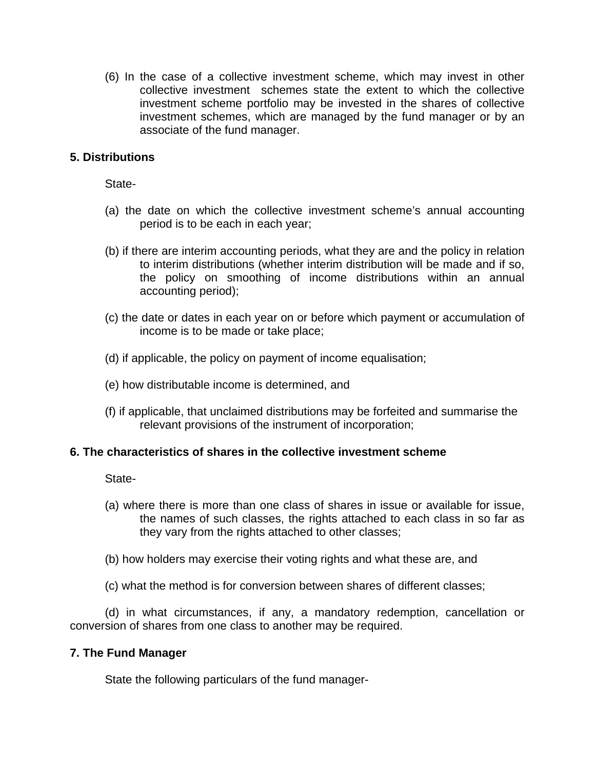(6) In the case of a collective investment scheme, which may invest in other collective investment schemes state the extent to which the collective investment scheme portfolio may be invested in the shares of collective investment schemes, which are managed by the fund manager or by an associate of the fund manager.

**5. Distributions**

State-

(a) the date on which the collective investment scheme's annual accounting period is to be each in each year;

(b) if there are interim accounting periods, what they are and the policy in relation to interim distributions (whether interim distribution will be made and if so, the policy on smoothing of income distributions within an annual accounting period);

(c) the date or dates in each year on or before which payment or accumulation of income is to be made or take place;

(d) if applicable, the policy on payment of income equalisation;

(e) how distributable income is determined, and

(f) if applicable, that unclaimed distributions may be forfeited and summarise the relevant provisions of the instrument of incorporation;

**6. The characteristics of shares in the collective investment scheme**

State-

(a) where there is more than one class of shares in issue or available for issue, the names of such classes, the rights attached to each class in so far as they vary from the rights attached to other classes;

(b) how holders may exercise their voting rights and what these are, and

(c) what the method is for conversion between shares of different classes;

(d) in what circumstances, if any, a mandatory redemption, cancellation or conversion of shares from one class to another may be required.

**7. The Fund Manager**

State the following particulars of the fund manager-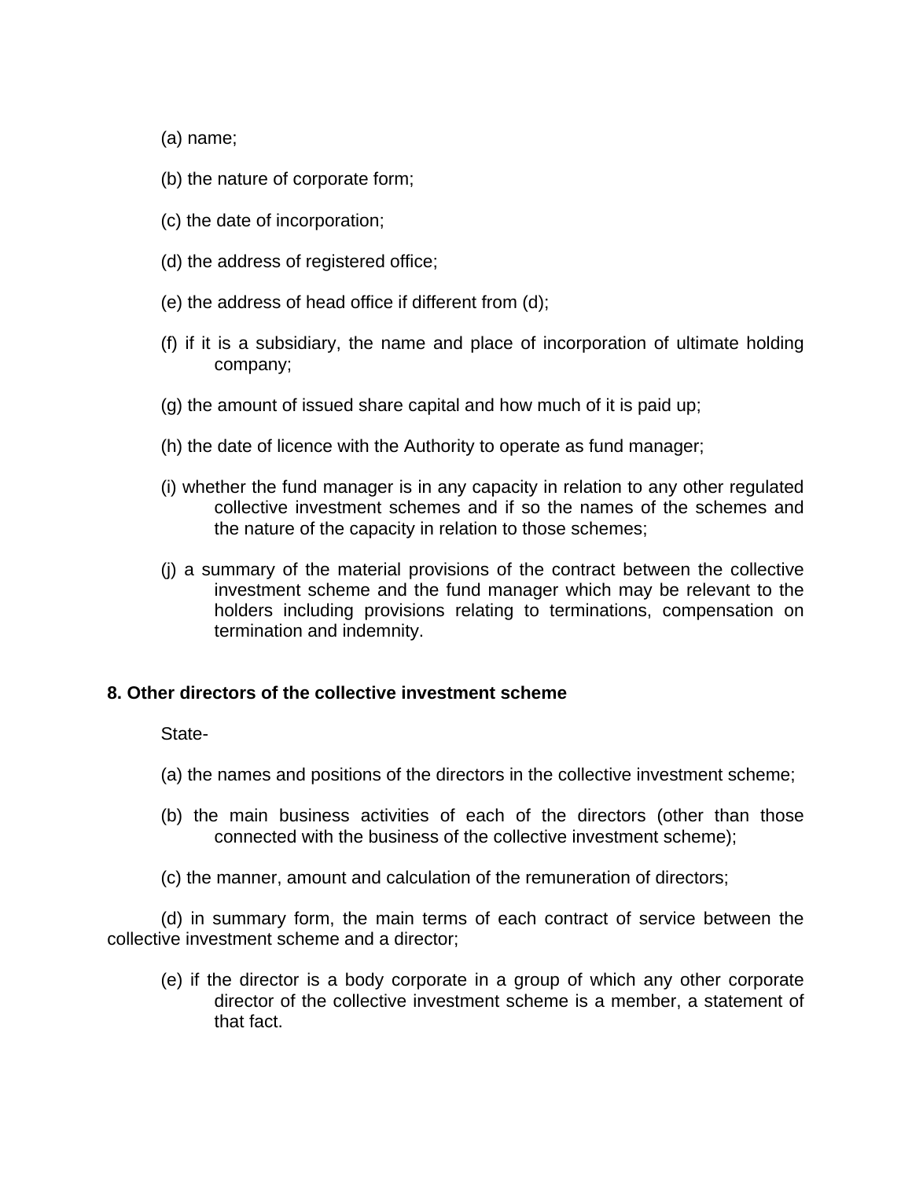(a) name;

(b) the nature of corporate form;

(c) the date of incorporation;

(d) the address of registered office;

(e) the address of head office if different from (d);

(f) if it is a subsidiary, the name and place of incorporation of ultimate holding company;

(g) the amount of issued share capital and how much of it is paid up;

(h) the date of licence with the Authority to operate as fund manager;

(i) whether the fund manager is in any capacity in relation to any other regulated collective investment schemes and if so the names of the schemes and the nature of the capacity in relation to those schemes;

(j) a summary of the material provisions of the contract between the collective investment scheme and the fund manager which may be relevant to the holders including provisions relating to terminations, compensation on termination and indemnity.

**8. Other directors of the collective investment scheme**

State-

(a) the names and positions of the directors in the collective investment scheme;

(b) the main business activities of each of the directors (other than those connected with the business of the collective investment scheme);

(c) the manner, amount and calculation of the remuneration of directors;

(d) in summary form, the main terms of each contract of service between the collective investment scheme and a director;

(e) if the director is a body corporate in a group of which any other corporate director of the collective investment scheme is a member, a statement of that fact.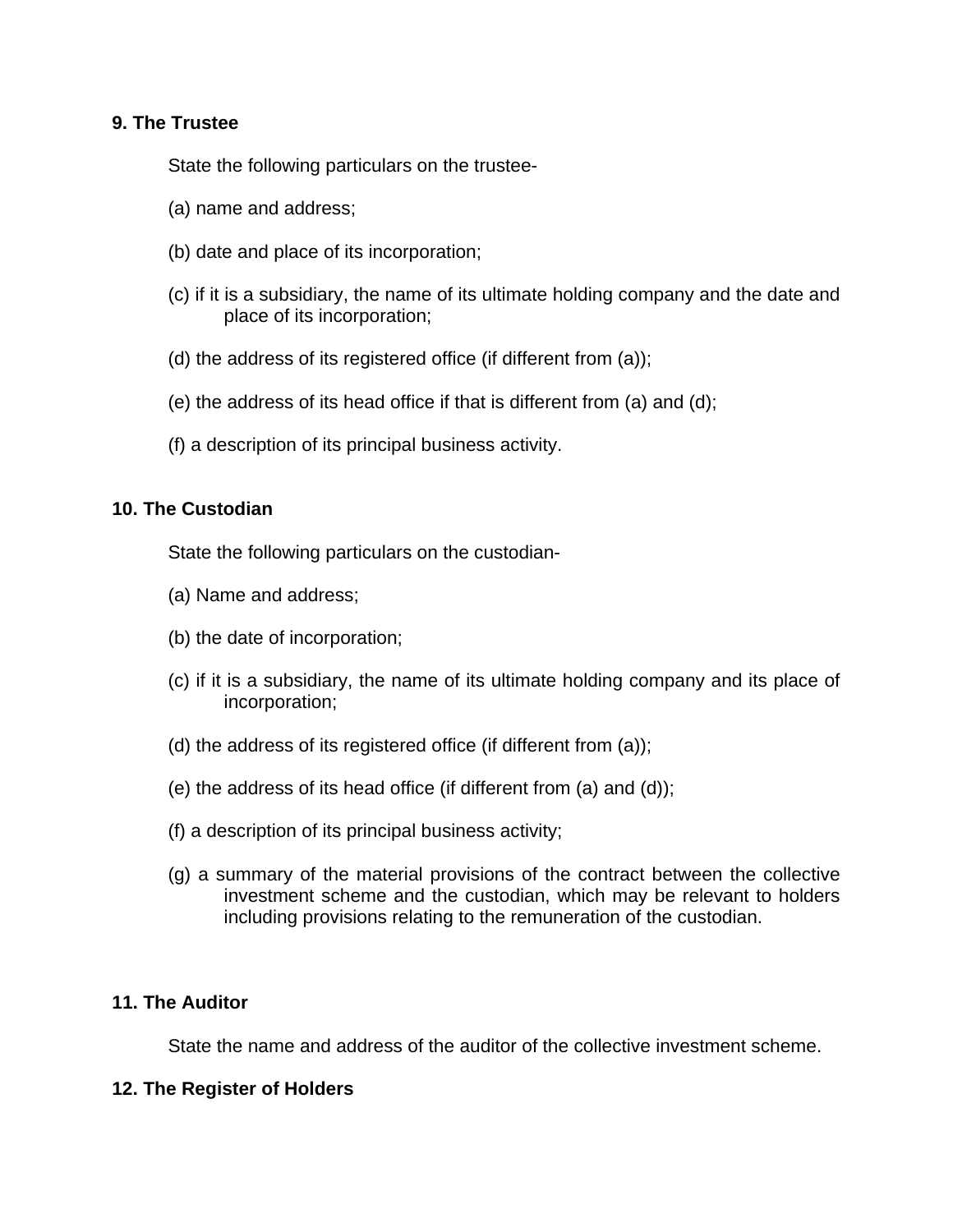**9. The Trustee**

State the following particulars on the trustee-

(a) name and address;

(b) date and place of its incorporation;

(c) if it is a subsidiary, the name of its ultimate holding company and the date and place of its incorporation;

(d) the address of its registered office (if different from (a));

(e) the address of its head office if that is different from (a) and (d);

(f) a description of its principal business activity.

**10. The Custodian**

State the following particulars on the custodian-

(a) Name and address;

(b) the date of incorporation;

(c) if it is a subsidiary, the name of its ultimate holding company and its place of incorporation;

(d) the address of its registered office (if different from (a));

(e) the address of its head office (if different from (a) and (d));

(f) a description of its principal business activity;

(g) a summary of the material provisions of the contract between the collective investment scheme and the custodian, which may be relevant to holders including provisions relating to the remuneration of the custodian.

**11. The Auditor**

State the name and address of the auditor of the collective investment scheme.

**12. The Register of Holders**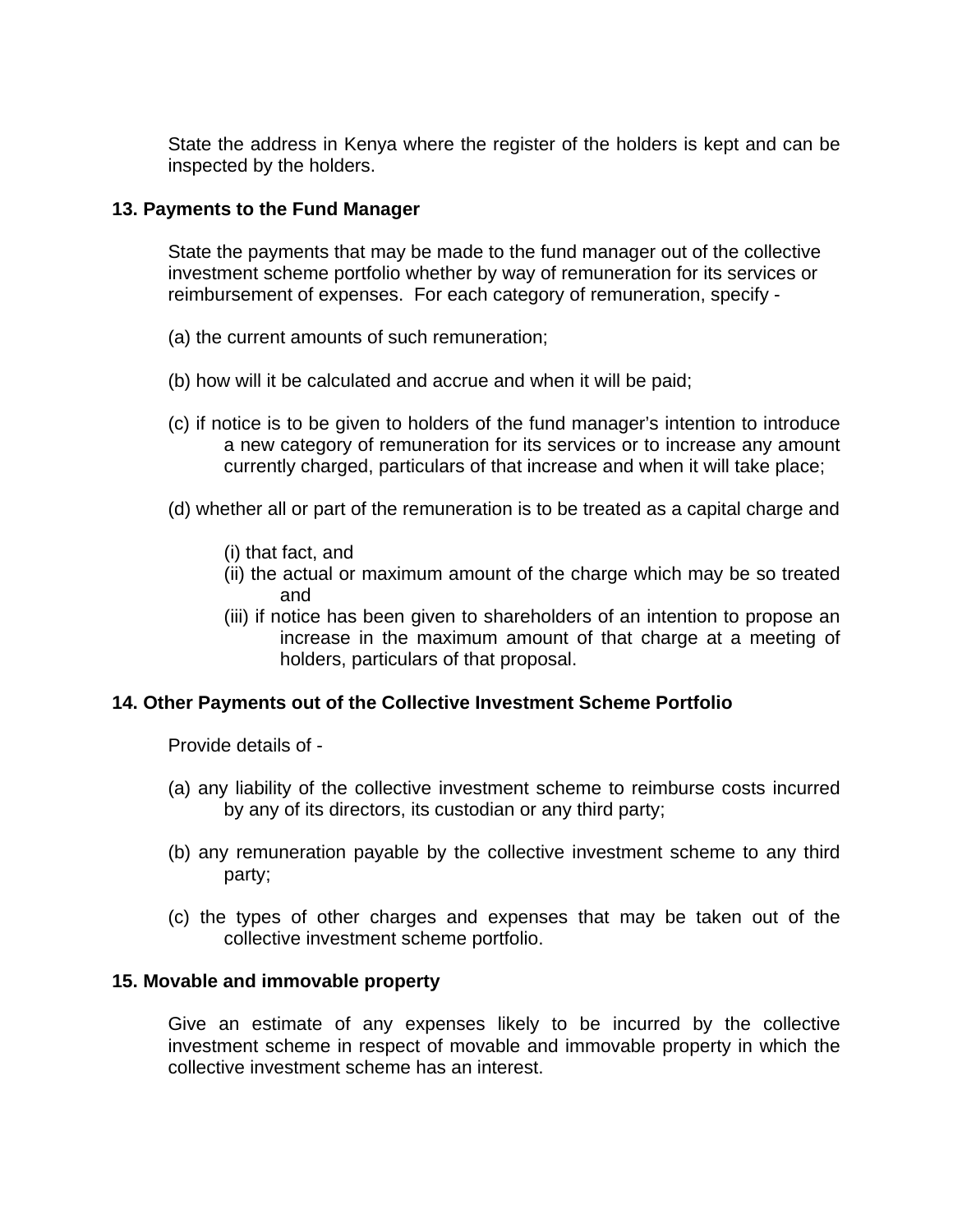State the address in Kenya where the register of the holders is kept and can be inspected by the holders.

**13. Payments to the Fund Manager**

State the payments that may be made to the fund manager out of the collective investment scheme portfolio whether by way of remuneration for its services or reimbursement of expenses. For each category of remuneration, specify -

(a) the current amounts of such remuneration;

(b) how will it be calculated and accrue and when it will be paid;

(c) if notice is to be given to holders of the fund manager's intention to introduce a new category of remuneration for its services or to increase any amount currently charged, particulars of that increase and when it will take place;

(d) whether all or part of the remuneration is to be treated as a capital charge and

(i) that fact, and
(ii) the actual or maximum amount of the charge which may be so treated and
(iii) if notice has been given to shareholders of an intention to propose an increase in the maximum amount of that charge at a meeting of holders, particulars of that proposal.

**14. Other Payments out of the Collective Investment Scheme Portfolio**

Provide details of -

(a) any liability of the collective investment scheme to reimburse costs incurred by any of its directors, its custodian or any third party;

(b) any remuneration payable by the collective investment scheme to any third party;

(c) the types of other charges and expenses that may be taken out of the collective investment scheme portfolio.

**15. Movable and immovable property**

Give an estimate of any expenses likely to be incurred by the collective investment scheme in respect of movable and immovable property in which the collective investment scheme has an interest.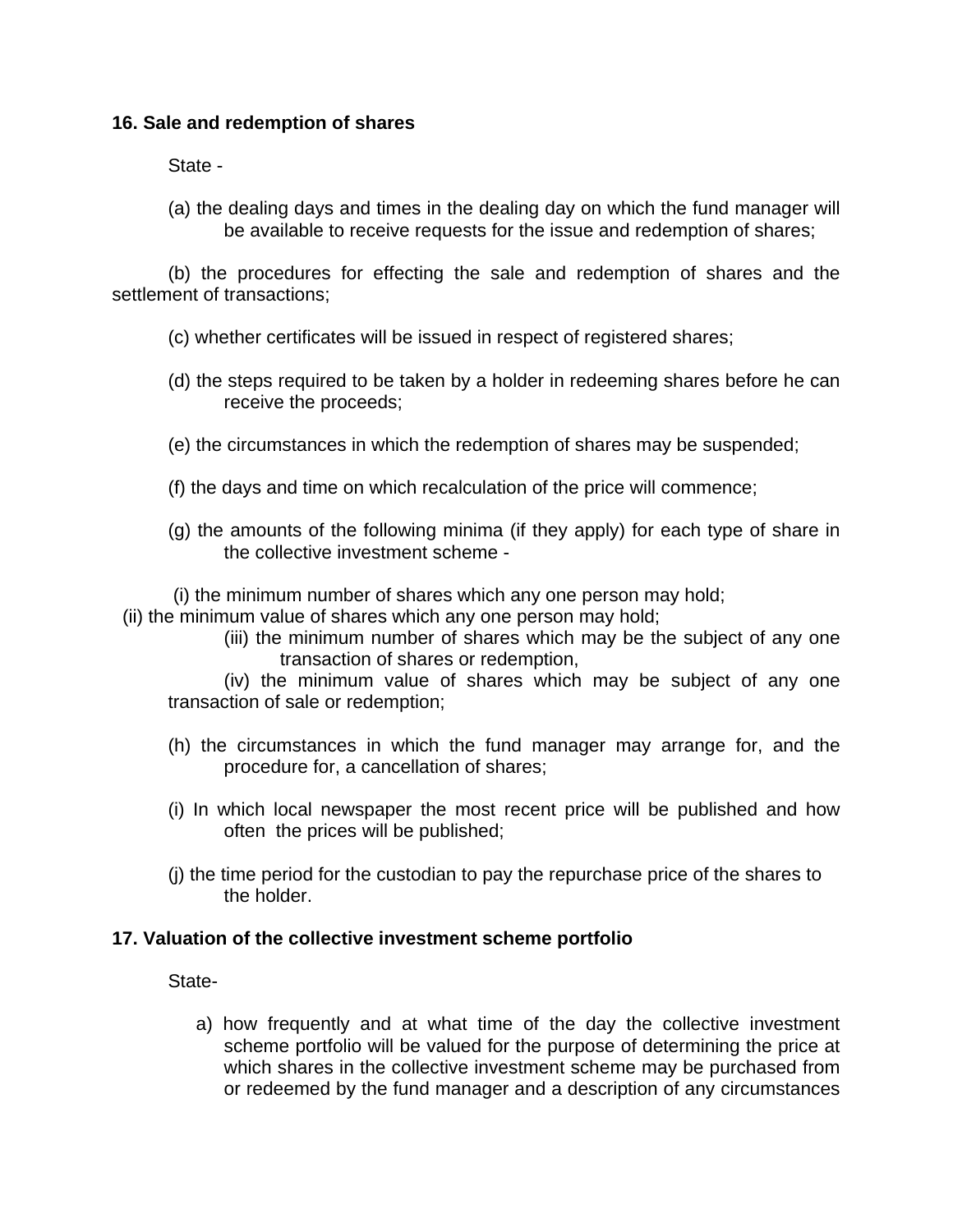**16. Sale and redemption of shares**

State -

(a) the dealing days and times in the dealing day on which the fund manager will be available to receive requests for the issue and redemption of shares;

(b) the procedures for effecting the sale and redemption of shares and the settlement of transactions;

(c) whether certificates will be issued in respect of registered shares;

(d) the steps required to be taken by a holder in redeeming shares before he can receive the proceeds;

(e) the circumstances in which the redemption of shares may be suspended;

(f) the days and time on which recalculation of the price will commence;

(g) the amounts of the following minima (if they apply) for each type of share in the collective investment scheme -

(i) the minimum number of shares which any one person may hold;
(ii) the minimum value of shares which any one person may hold;
(iii) the minimum number of shares which may be the subject of any one transaction of shares or redemption,
(iv) the minimum value of shares which may be subject of any one transaction of sale or redemption;

(h) the circumstances in which the fund manager may arrange for, and the procedure for, a cancellation of shares;

(i) In which local newspaper the most recent price will be published and how often the prices will be published;

(j) the time period for the custodian to pay the repurchase price of the shares to the holder.

**17. Valuation of the collective investment scheme portfolio**

State-

a) how frequently and at what time of the day the collective investment scheme portfolio will be valued for the purpose of determining the price at which shares in the collective investment scheme may be purchased from or redeemed by the fund manager and a description of any circumstances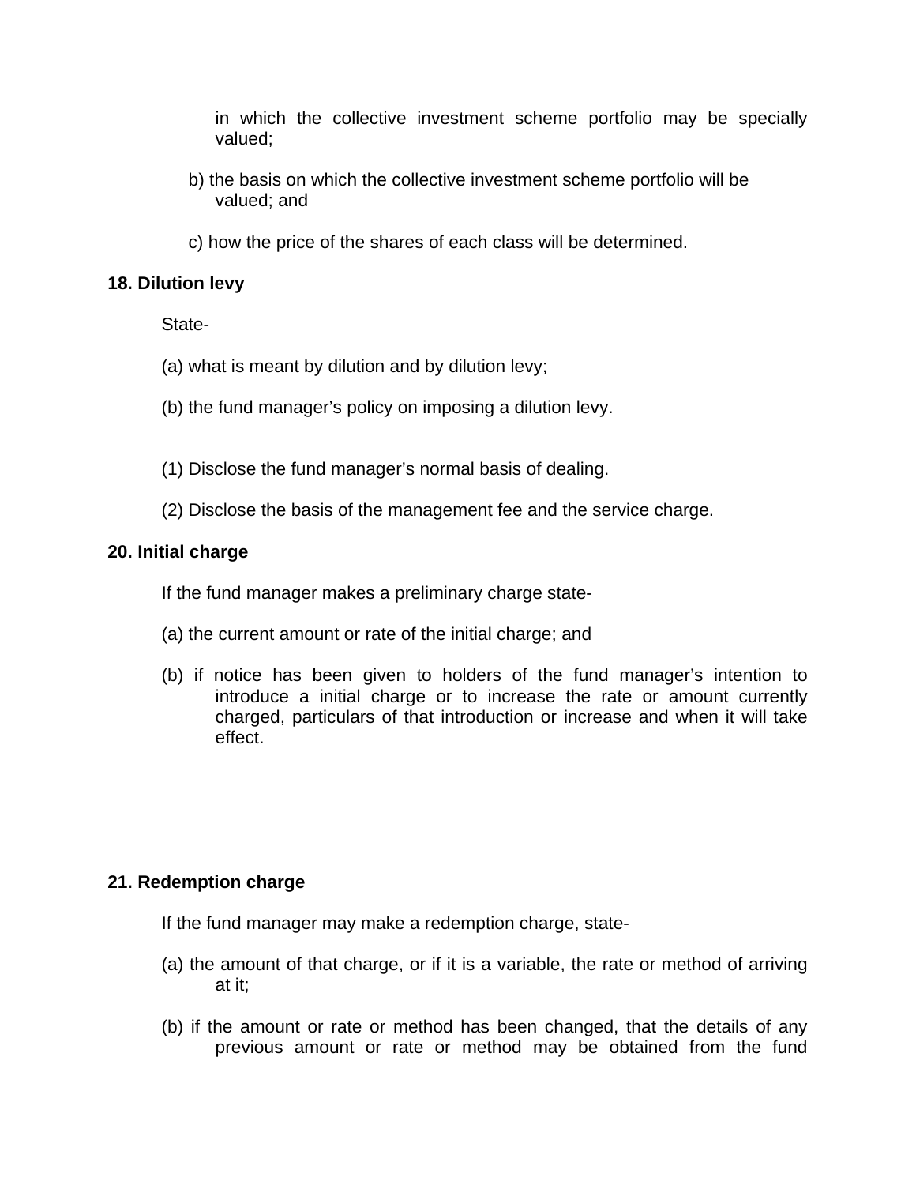in which the collective investment scheme portfolio may be specially valued;

b) the basis on which the collective investment scheme portfolio will be valued; and

c) how the price of the shares of each class will be determined.

**18. Dilution levy**

State-

(a) what is meant by dilution and by dilution levy;

(b) the fund manager's policy on imposing a dilution levy.

(1) Disclose the fund manager's normal basis of dealing.

(2) Disclose the basis of the management fee and the service charge.

**20. Initial charge**

If the fund manager makes a preliminary charge state-

(a) the current amount or rate of the initial charge; and

(b) if notice has been given to holders of the fund manager's intention to introduce a initial charge or to increase the rate or amount currently charged, particulars of that introduction or increase and when it will take effect.

**21. Redemption charge**

If the fund manager may make a redemption charge, state-

(a) the amount of that charge, or if it is a variable, the rate or method of arriving at it;

(b) if the amount or rate or method has been changed, that the details of any previous amount or rate or method may be obtained from the fund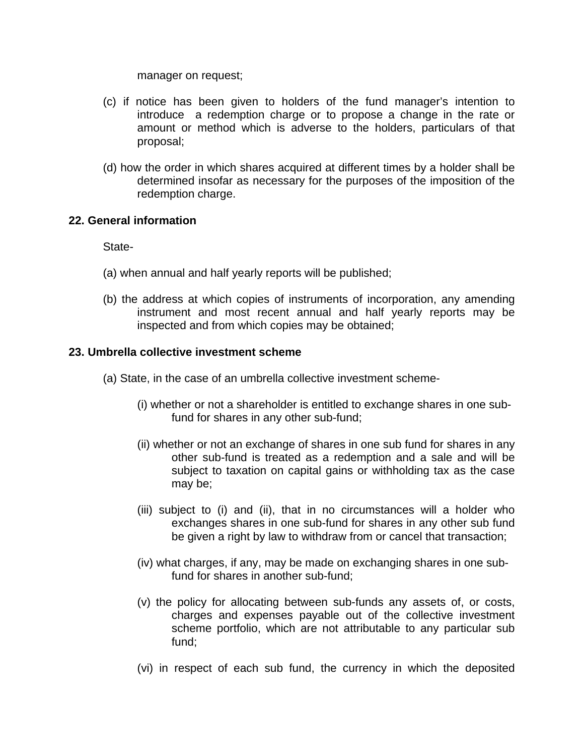manager on request;

(c) if notice has been given to holders of the fund manager's intention to introduce a redemption charge or to propose a change in the rate or amount or method which is adverse to the holders, particulars of that proposal;

(d) how the order in which shares acquired at different times by a holder shall be determined insofar as necessary for the purposes of the imposition of the redemption charge.

**22. General information**

State-

(a) when annual and half yearly reports will be published;

(b) the address at which copies of instruments of incorporation, any amending instrument and most recent annual and half yearly reports may be inspected and from which copies may be obtained;

**23. Umbrella collective investment scheme**

(a) State, in the case of an umbrella collective investment scheme-

(i) whether or not a shareholder is entitled to exchange shares in one sub-fund for shares in any other sub-fund;

(ii) whether or not an exchange of shares in one sub fund for shares in any other sub-fund is treated as a redemption and a sale and will be subject to taxation on capital gains or withholding tax as the case may be;

(iii) subject to (i) and (ii), that in no circumstances will a holder who exchanges shares in one sub-fund for shares in any other sub fund be given a right by law to withdraw from or cancel that transaction;

(iv) what charges, if any, may be made on exchanging shares in one sub-fund for shares in another sub-fund;

(v) the policy for allocating between sub-funds any assets of, or costs, charges and expenses payable out of the collective investment scheme portfolio, which are not attributable to any particular sub fund;

(vi) in respect of each sub fund, the currency in which the deposited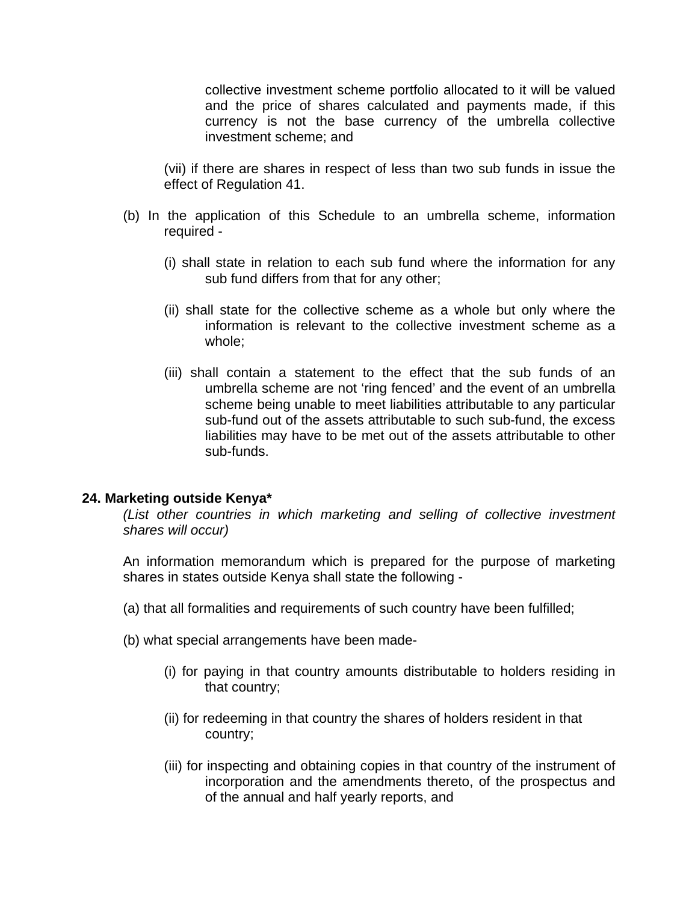collective investment scheme portfolio allocated to it will be valued and the price of shares calculated and payments made, if this currency is not the base currency of the umbrella collective investment scheme; and

(vii) if there are shares in respect of less than two sub funds in issue the effect of Regulation 41.

(b) In the application of this Schedule to an umbrella scheme, information required -

(i) shall state in relation to each sub fund where the information for any sub fund differs from that for any other;

(ii) shall state for the collective scheme as a whole but only where the information is relevant to the collective investment scheme as a whole;

(iii) shall contain a statement to the effect that the sub funds of an umbrella scheme are not ‘ring fenced’ and the event of an umbrella scheme being unable to meet liabilities attributable to any particular sub-fund out of the assets attributable to such sub-fund, the excess liabilities may have to be met out of the assets attributable to other sub-funds.

**24. Marketing outside Kenya***

*(List other countries in which marketing and selling of collective investment shares will occur)*

An information memorandum which is prepared for the purpose of marketing shares in states outside Kenya shall state the following -

(a) that all formalities and requirements of such country have been fulfilled;

(b) what special arrangements have been made-

(i) for paying in that country amounts distributable to holders residing in that country;

(ii) for redeeming in that country the shares of holders resident in that country;

(iii) for inspecting and obtaining copies in that country of the instrument of incorporation and the amendments thereto, of the prospectus and of the annual and half yearly reports, and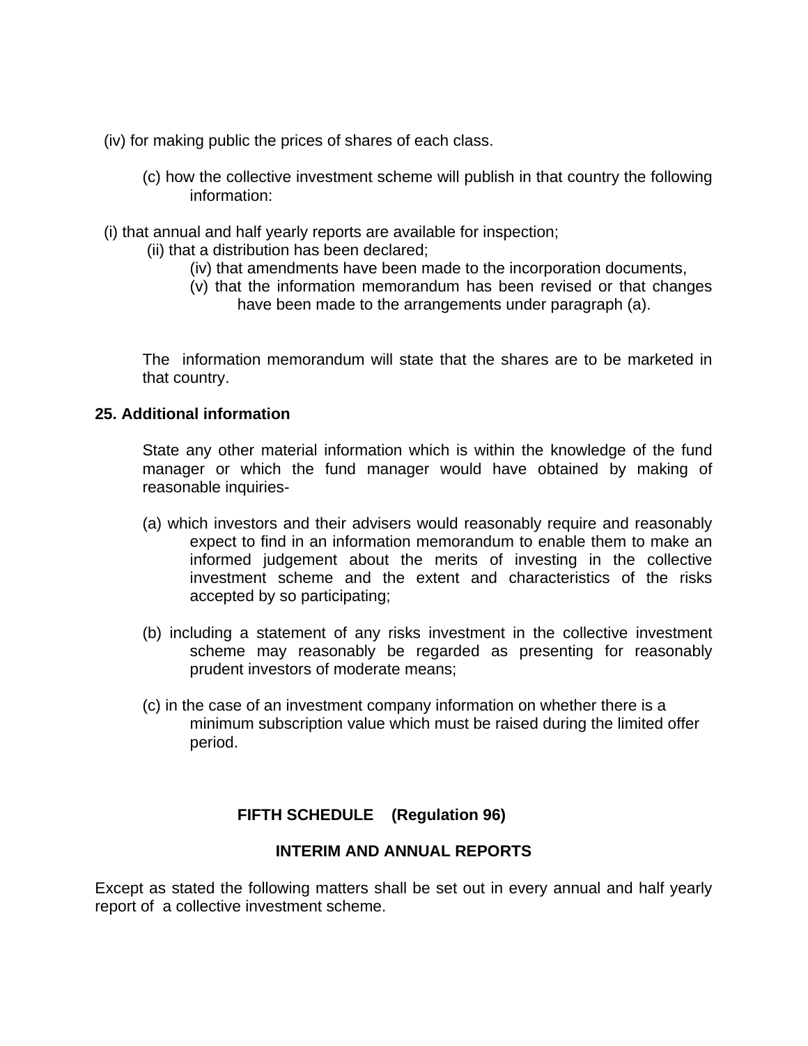(iv) for making public the prices of shares of each class.

(c) how the collective investment scheme will publish in that country the following information:

(i) that annual and half yearly reports are available for inspection;

(ii) that a distribution has been declared;

(iv) that amendments have been made to the incorporation documents,

(v) that the information memorandum has been revised or that changes have been made to the arrangements under paragraph (a).

The information memorandum will state that the shares are to be marketed in that country.

**25. Additional information**

State any other material information which is within the knowledge of the fund manager or which the fund manager would have obtained by making of reasonable inquiries-

(a) which investors and their advisers would reasonably require and reasonably expect to find in an information memorandum to enable them to make an informed judgement about the merits of investing in the collective investment scheme and the extent and characteristics of the risks accepted by so participating;

(b) including a statement of any risks investment in the collective investment scheme may reasonably be regarded as presenting for reasonably prudent investors of moderate means;

(c) in the case of an investment company information on whether there is a minimum subscription value which must be raised during the limited offer period.

## FIFTH SCHEDULE (Regulation 96)

## INTERIM AND ANNUAL REPORTS

Except as stated the following matters shall be set out in every annual and half yearly report of a collective investment scheme.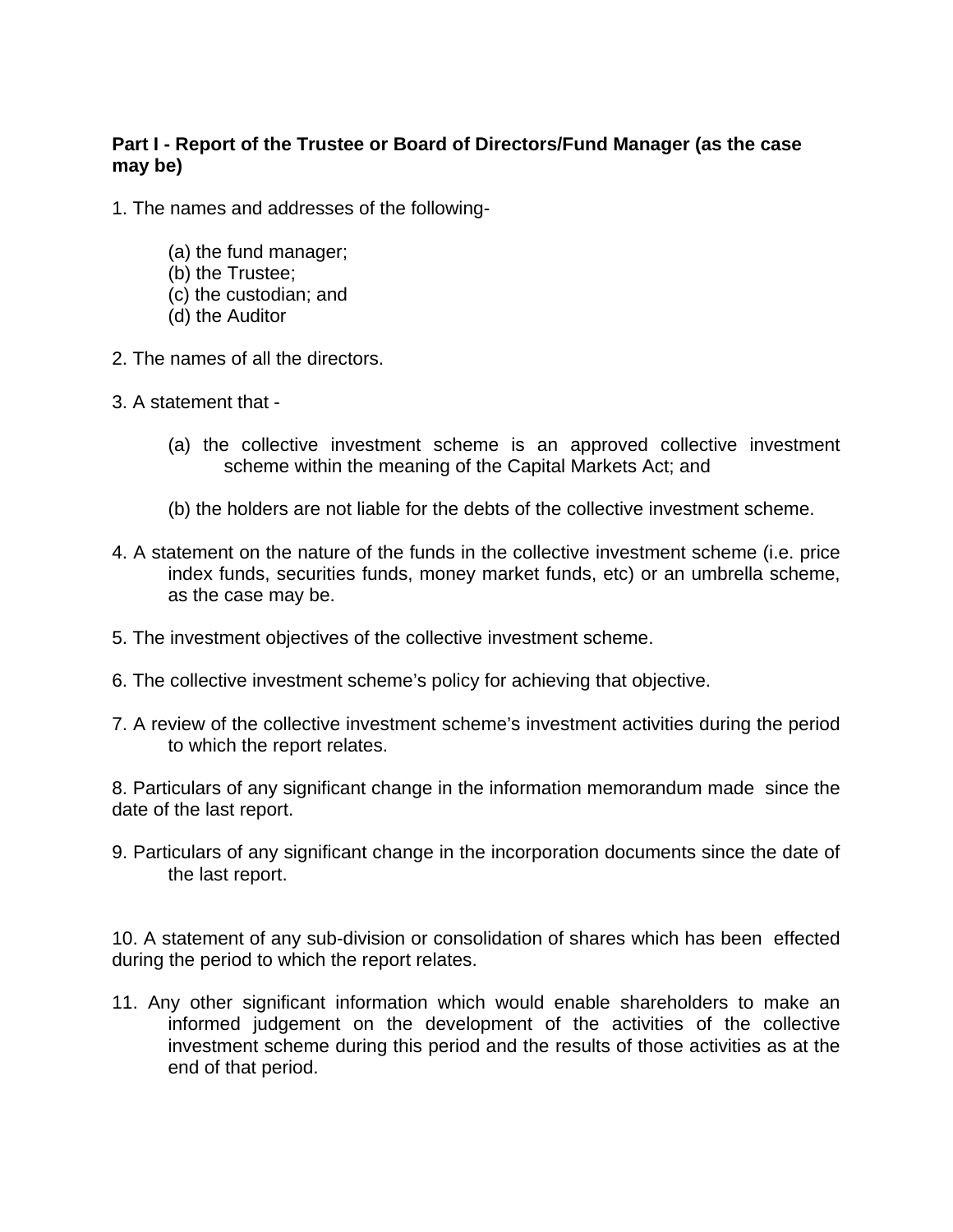**Part I - Report of the Trustee or Board of Directors/Fund Manager (as the case may be)**

1. The names and addresses of the following-

   (a) the fund manager;
   (b) the Trustee;
   (c) the custodian; and
   (d) the Auditor

2. The names of all the directors.

3. A statement that -

   (a) the collective investment scheme is an approved collective investment scheme within the meaning of the Capital Markets Act; and

   (b) the holders are not liable for the debts of the collective investment scheme.

4. A statement on the nature of the funds in the collective investment scheme (i.e. price index funds, securities funds, money market funds, etc) or an umbrella scheme, as the case may be.

5. The investment objectives of the collective investment scheme.

6. The collective investment scheme's policy for achieving that objective.

7. A review of the collective investment scheme's investment activities during the period to which the report relates.

8. Particulars of any significant change in the information memorandum made since the date of the last report.

9. Particulars of any significant change in the incorporation documents since the date of the last report.

10. A statement of any sub-division or consolidation of shares which has been effected during the period to which the report relates.

11. Any other significant information which would enable shareholders to make an informed judgement on the development of the activities of the collective investment scheme during this period and the results of those activities as at the end of that period.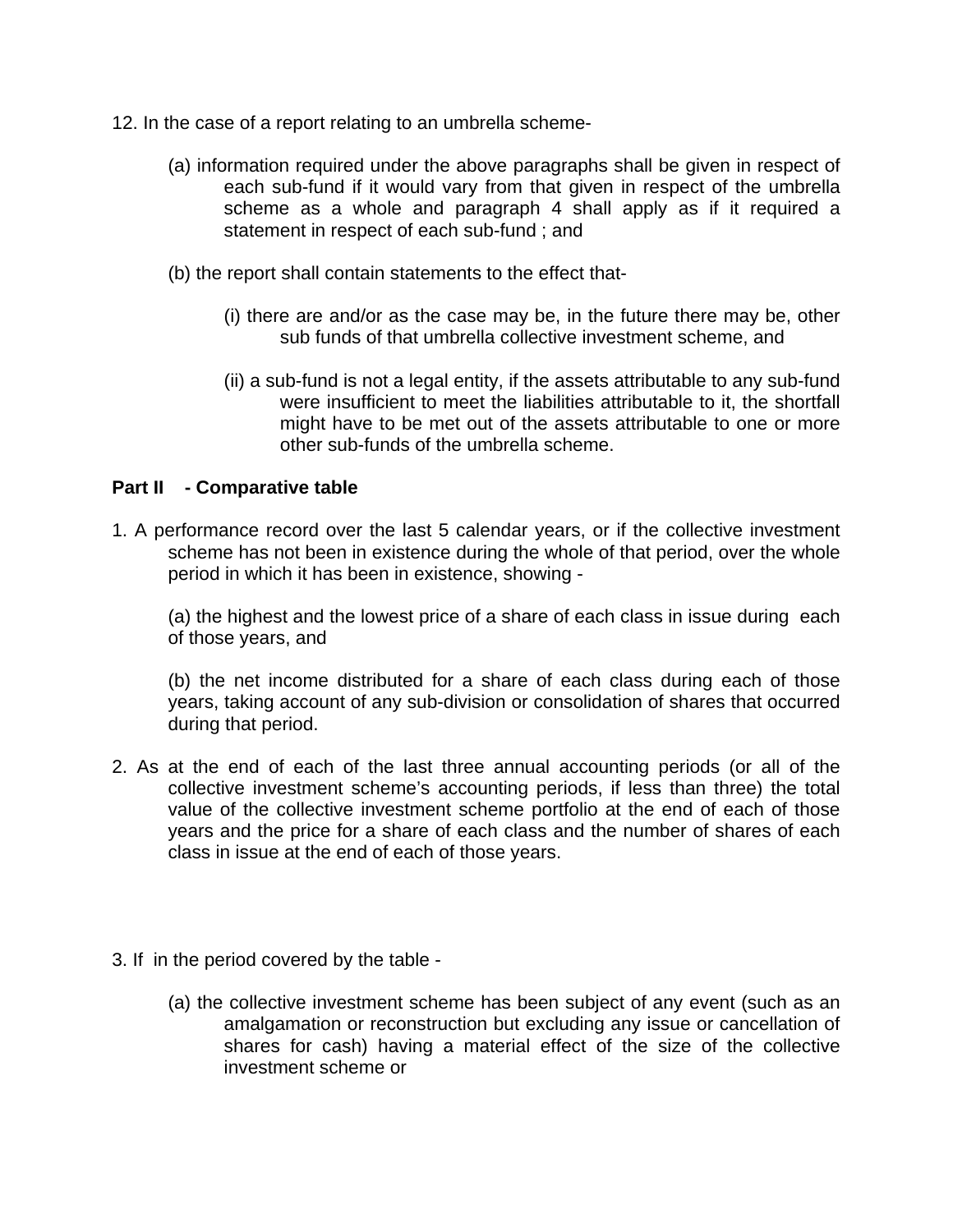12. In the case of a report relating to an umbrella scheme-

(a) information required under the above paragraphs shall be given in respect of each sub-fund if it would vary from that given in respect of the umbrella scheme as a whole and paragraph 4 shall apply as if it required a statement in respect of each sub-fund ; and

(b) the report shall contain statements to the effect that-

(i) there are and/or as the case may be, in the future there may be, other sub funds of that umbrella collective investment scheme, and

(ii) a sub-fund is not a legal entity, if the assets attributable to any sub-fund were insufficient to meet the liabilities attributable to it, the shortfall might have to be met out of the assets attributable to one or more other sub-funds of the umbrella scheme.

**Part II - Comparative table**

1. A performance record over the last 5 calendar years, or if the collective investment scheme has not been in existence during the whole of that period, over the whole period in which it has been in existence, showing -

(a) the highest and the lowest price of a share of each class in issue during each of those years, and

(b) the net income distributed for a share of each class during each of those years, taking account of any sub-division or consolidation of shares that occurred during that period.

2. As at the end of each of the last three annual accounting periods (or all of the collective investment scheme's accounting periods, if less than three) the total value of the collective investment scheme portfolio at the end of each of those years and the price for a share of each class and the number of shares of each class in issue at the end of each of those years.

3. If in the period covered by the table -

(a) the collective investment scheme has been subject of any event (such as an amalgamation or reconstruction but excluding any issue or cancellation of shares for cash) having a material effect of the size of the collective investment scheme or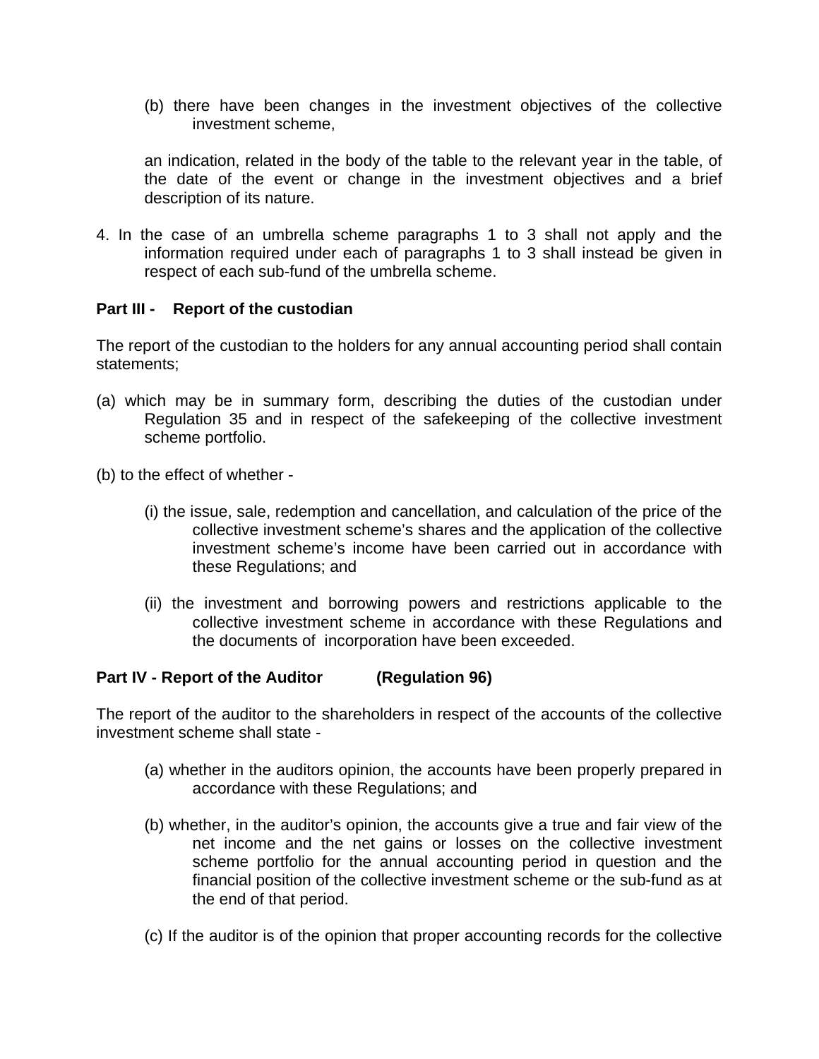(b) there have been changes in the investment objectives of the collective investment scheme,

an indication, related in the body of the table to the relevant year in the table, of the date of the event or change in the investment objectives and a brief description of its nature.

4. In the case of an umbrella scheme paragraphs 1 to 3 shall not apply and the information required under each of paragraphs 1 to 3 shall instead be given in respect of each sub-fund of the umbrella scheme.

**Part III - Report of the custodian**

The report of the custodian to the holders for any annual accounting period shall contain statements;

(a) which may be in summary form, describing the duties of the custodian under Regulation 35 and in respect of the safekeeping of the collective investment scheme portfolio.

(b) to the effect of whether -

(i) the issue, sale, redemption and cancellation, and calculation of the price of the collective investment scheme's shares and the application of the collective investment scheme's income have been carried out in accordance with these Regulations; and

(ii) the investment and borrowing powers and restrictions applicable to the collective investment scheme in accordance with these Regulations and the documents of incorporation have been exceeded.

**Part IV - Report of the Auditor (Regulation 96)**

The report of the auditor to the shareholders in respect of the accounts of the collective investment scheme shall state -

(a) whether in the auditors opinion, the accounts have been properly prepared in accordance with these Regulations; and

(b) whether, in the auditor's opinion, the accounts give a true and fair view of the net income and the net gains or losses on the collective investment scheme portfolio for the annual accounting period in question and the financial position of the collective investment scheme or the sub-fund as at the end of that period.

(c) If the auditor is of the opinion that proper accounting records for the collective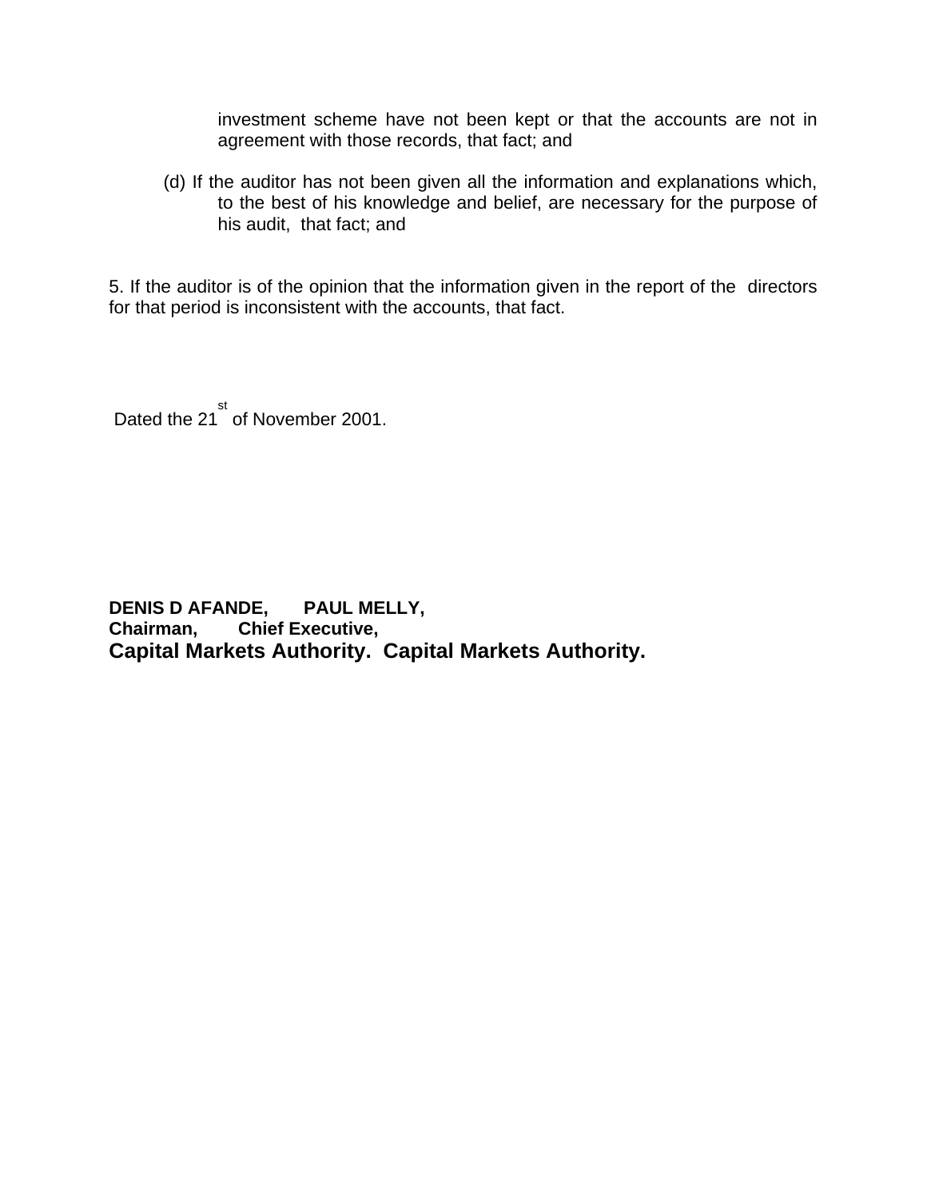investment scheme have not been kept or that the accounts are not in agreement with those records, that fact; and

(d) If the auditor has not been given all the information and explanations which, to the best of his knowledge and belief, are necessary for the purpose of his audit, that fact; and

5. If the auditor is of the opinion that the information given in the report of the directors for that period is inconsistent with the accounts, that fact.

Dated the 21st of November 2001.

| | |
|---|---|
| **DENIS D AFANDE,** | **PAUL MELLY,** |
| **Chairman,** | **Chief Executive,** |
| **Capital Markets Authority.** | **Capital Markets Authority.** |